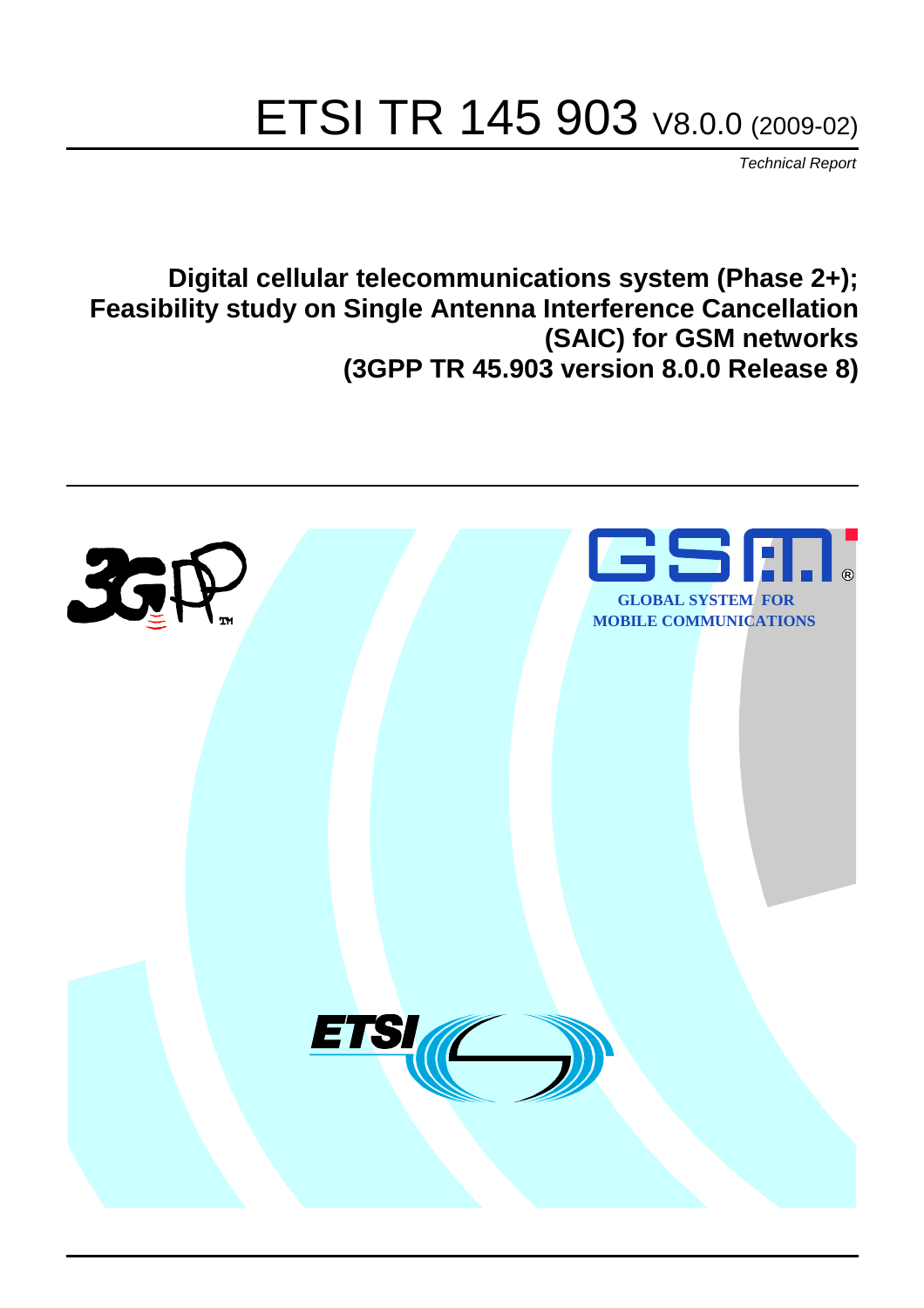# ETSI TR 145 903 V8.0.0 (2009-02)

*Technical Report*

**Digital cellular telecommunications system (Phase 2+);
Feasibility study on Single Antenna Interference Cancellation (SAIC) for GSM networks
(3GPP TR 45.903 version 8.0.0 Release 8)**

GLOBAL SYSTEM FOR MOBILE COMMUNICATIONS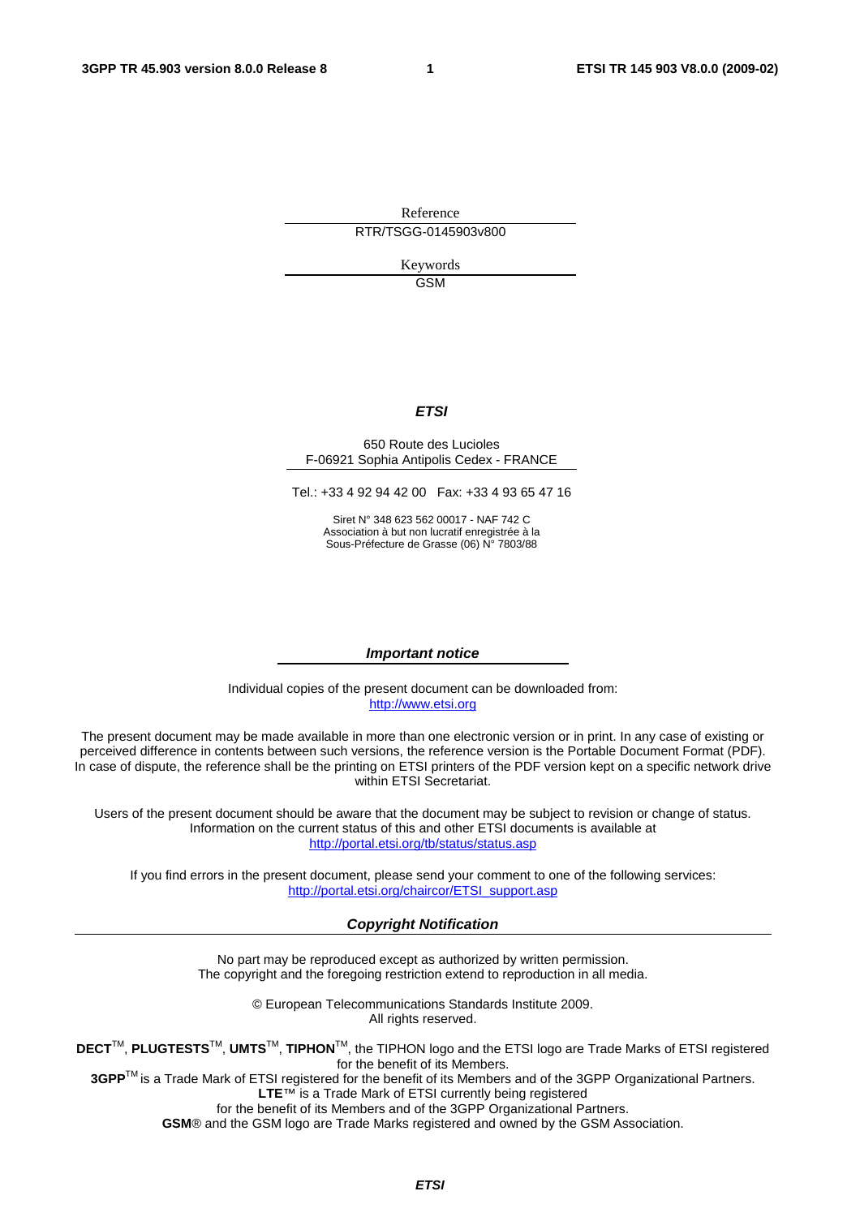Reference

RTR/TSGG-0145903v800

Keywords

GSM

***ETSI***

650 Route des Lucioles
F-06921 Sophia Antipolis Cedex - FRANCE

Tel.: +33 4 92 94 42 00 Fax: +33 4 93 65 47 16

Siret N° 348 623 562 00017 - NAF 742 C
Association à but non lucratif enregistrée à la
Sous-Préfecture de Grasse (06) N° 7803/88

***Important notice***

Individual copies of the present document can be downloaded from:
http://www.etsi.org

The present document may be made available in more than one electronic version or in print. In any case of existing or perceived difference in contents between such versions, the reference version is the Portable Document Format (PDF). In case of dispute, the reference shall be the printing on ETSI printers of the PDF version kept on a specific network drive within ETSI Secretariat.

Users of the present document should be aware that the document may be subject to revision or change of status. Information on the current status of this and other ETSI documents is available at
http://portal.etsi.org/tb/status/status.asp

If you find errors in the present document, please send your comment to one of the following services:
http://portal.etsi.org/chaircor/ETSI_support.asp

***Copyright Notification***

No part may be reproduced except as authorized by written permission.
The copyright and the foregoing restriction extend to reproduction in all media.

© European Telecommunications Standards Institute 2009.
All rights reserved.

**DECT**TM, **PLUGTESTS**TM, **UMTS**TM, **TIPHON**TM, the TIPHON logo and the ETSI logo are Trade Marks of ETSI registered for the benefit of its Members.
**3GPP**TM is a Trade Mark of ETSI registered for the benefit of its Members and of the 3GPP Organizational Partners.
**LTE**™ is a Trade Mark of ETSI currently being registered
for the benefit of its Members and of the 3GPP Organizational Partners.
**GSM**® and the GSM logo are Trade Marks registered and owned by the GSM Association.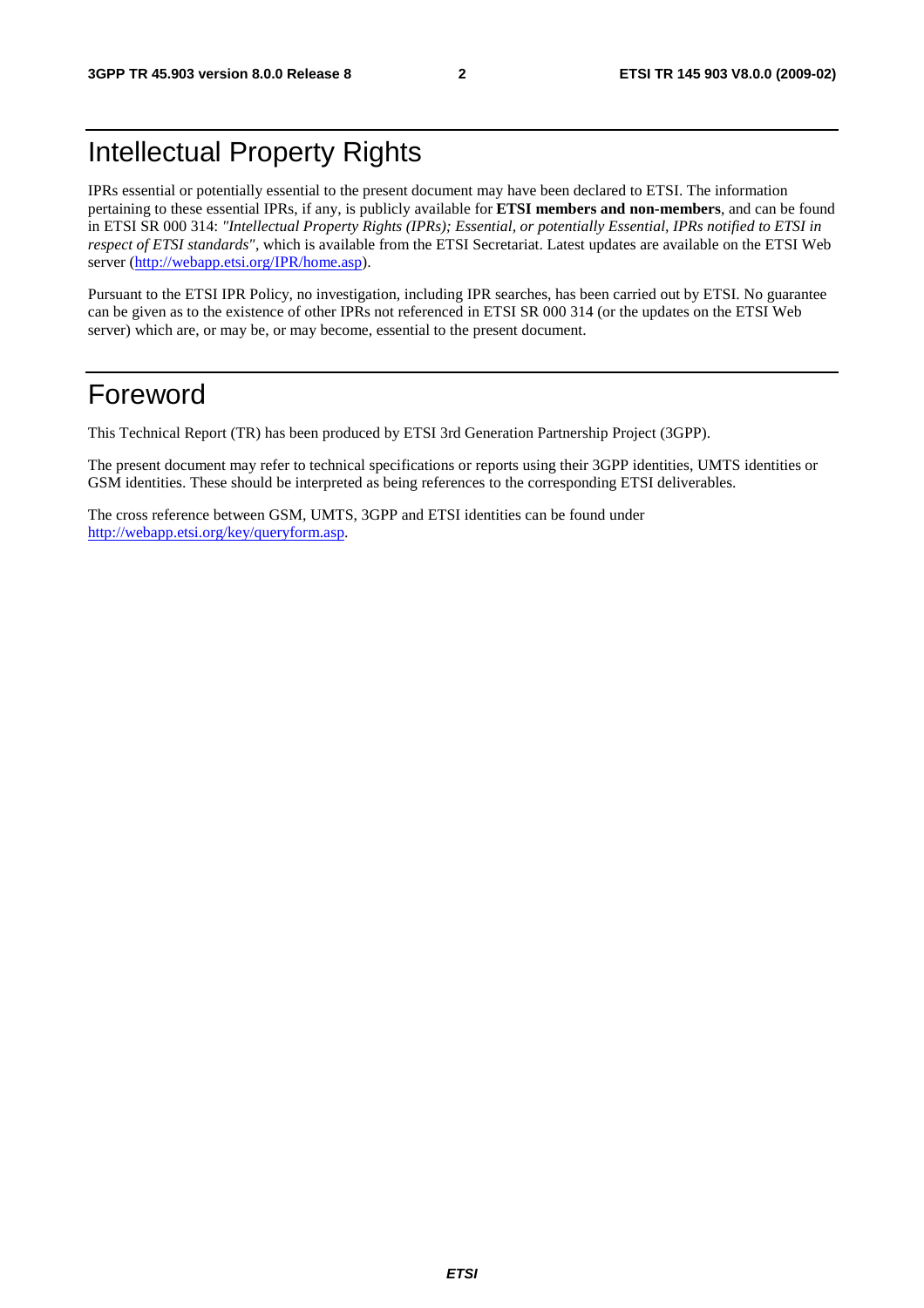# Intellectual Property Rights

IPRs essential or potentially essential to the present document may have been declared to ETSI. The information pertaining to these essential IPRs, if any, is publicly available for **ETSI members and non-members**, and can be found in ETSI SR 000 314: *"Intellectual Property Rights (IPRs); Essential, or potentially Essential, IPRs notified to ETSI in respect of ETSI standards"*, which is available from the ETSI Secretariat. Latest updates are available on the ETSI Web server (http://webapp.etsi.org/IPR/home.asp).

Pursuant to the ETSI IPR Policy, no investigation, including IPR searches, has been carried out by ETSI. No guarantee can be given as to the existence of other IPRs not referenced in ETSI SR 000 314 (or the updates on the ETSI Web server) which are, or may be, or may become, essential to the present document.

# Foreword

This Technical Report (TR) has been produced by ETSI 3rd Generation Partnership Project (3GPP).

The present document may refer to technical specifications or reports using their 3GPP identities, UMTS identities or GSM identities. These should be interpreted as being references to the corresponding ETSI deliverables.

The cross reference between GSM, UMTS, 3GPP and ETSI identities can be found under http://webapp.etsi.org/key/queryform.asp.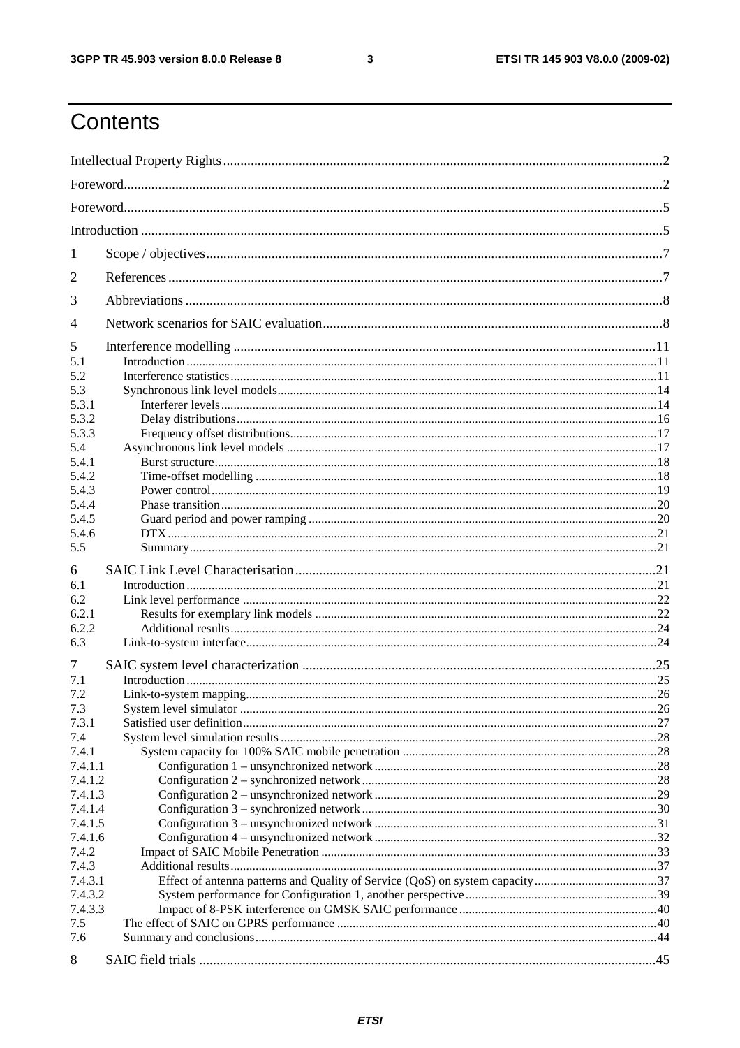# Contents

Intellectual Property Rights ....................................................................................................................2

Foreword....................................................................................................................................................2

Foreword....................................................................................................................................................5

Introduction ...............................................................................................................................................5

1 Scope / objectives ..................................................................................................................................7

2 References .............................................................................................................................................7

3 Abbreviations ........................................................................................................................................8

4 Network scenarios for SAIC evaluation ................................................................................................8

5 Interference modelling ........................................................................................................................11
- 5.1 Introduction ....................................................................................................................................11
- 5.2 Interference statistics .....................................................................................................................11
- 5.3 Synchronous link level models .......................................................................................................14
- 5.3.1 Interferer levels ...........................................................................................................................14
- 5.3.2 Delay distributions .......................................................................................................................16
- 5.3.3 Frequency offset distributions .....................................................................................................17
- 5.4 Asynchronous link level models .....................................................................................................17
- 5.4.1 Burst structure .............................................................................................................................18
- 5.4.2 Time-offset modelling .................................................................................................................18
- 5.4.3 Power control ..............................................................................................................................19
- 5.4.4 Phase transition ............................................................................................................................20
- 5.4.5 Guard period and power ramping ................................................................................................20
- 5.4.6 DTX .............................................................................................................................................21
- 5.5 Summary .........................................................................................................................................21

6 SAIC Link Level Characterisation .......................................................................................................21
- 6.1 Introduction ....................................................................................................................................21
- 6.2 Link level performance ...................................................................................................................22
- 6.2.1 Results for exemplary link models ...............................................................................................22
- 6.2.2 Additional results .........................................................................................................................24
- 6.3 Link-to-system interface .................................................................................................................24

7 SAIC system level characterization .....................................................................................................25
- 7.1 Introduction ....................................................................................................................................25
- 7.2 Link-to-system mapping ..................................................................................................................26
- 7.3 System level simulator ....................................................................................................................26
- 7.3.1 Satisfied user definition ...............................................................................................................27
- 7.4 System level simulation results .......................................................................................................28
- 7.4.1 System capacity for 100% SAIC mobile penetration ..................................................................28
- 7.4.1.1 Configuration 1 – unsynchronized network .............................................................................28
- 7.4.1.2 Configuration 2 – synchronized network .................................................................................28
- 7.4.1.3 Configuration 2 – unsynchronized network .............................................................................29
- 7.4.1.4 Configuration 3 – synchronized network .................................................................................30
- 7.4.1.5 Configuration 3 – unsynchronized network .............................................................................31
- 7.4.1.6 Configuration 4 – unsynchronized network .............................................................................32
- 7.4.2 Impact of SAIC Mobile Penetration ............................................................................................33
- 7.4.3 Additional results .........................................................................................................................37
- 7.4.3.1 Effect of antenna patterns and Quality of Service (QoS) on system capacity ...........................37
- 7.4.3.2 System performance for Configuration 1, another perspective .................................................39
- 7.4.3.3 Impact of 8-PSK interference on GMSK SAIC performance ...................................................40
- 7.5 The effect of SAIC on GPRS performance ......................................................................................40
- 7.6 Summary and conclusions ...............................................................................................................44

8 SAIC field trials ....................................................................................................................................45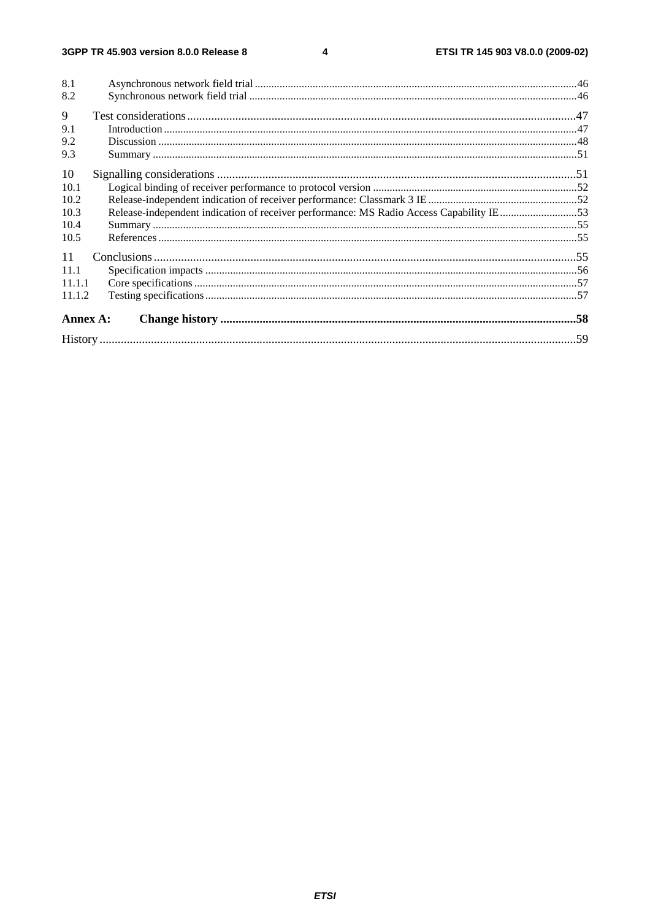8.1 Asynchronous network field trial ....46
8.2 Synchronous network field trial ....46

9 Test considerations ....47
9.1 Introduction ....47
9.2 Discussion ....48
9.3 Summary ....51

10 Signalling considerations ....51
10.1 Logical binding of receiver performance to protocol version ....52
10.2 Release-independent indication of receiver performance: Classmark 3 IE ....52
10.3 Release-independent indication of receiver performance: MS Radio Access Capability IE ....53
10.4 Summary ....55
10.5 References ....55

11 Conclusions ....55
11.1 Specification impacts ....56
11.1.1 Core specifications ....57
11.1.2 Testing specifications ....57

**Annex A: Change history ....58**

History ....59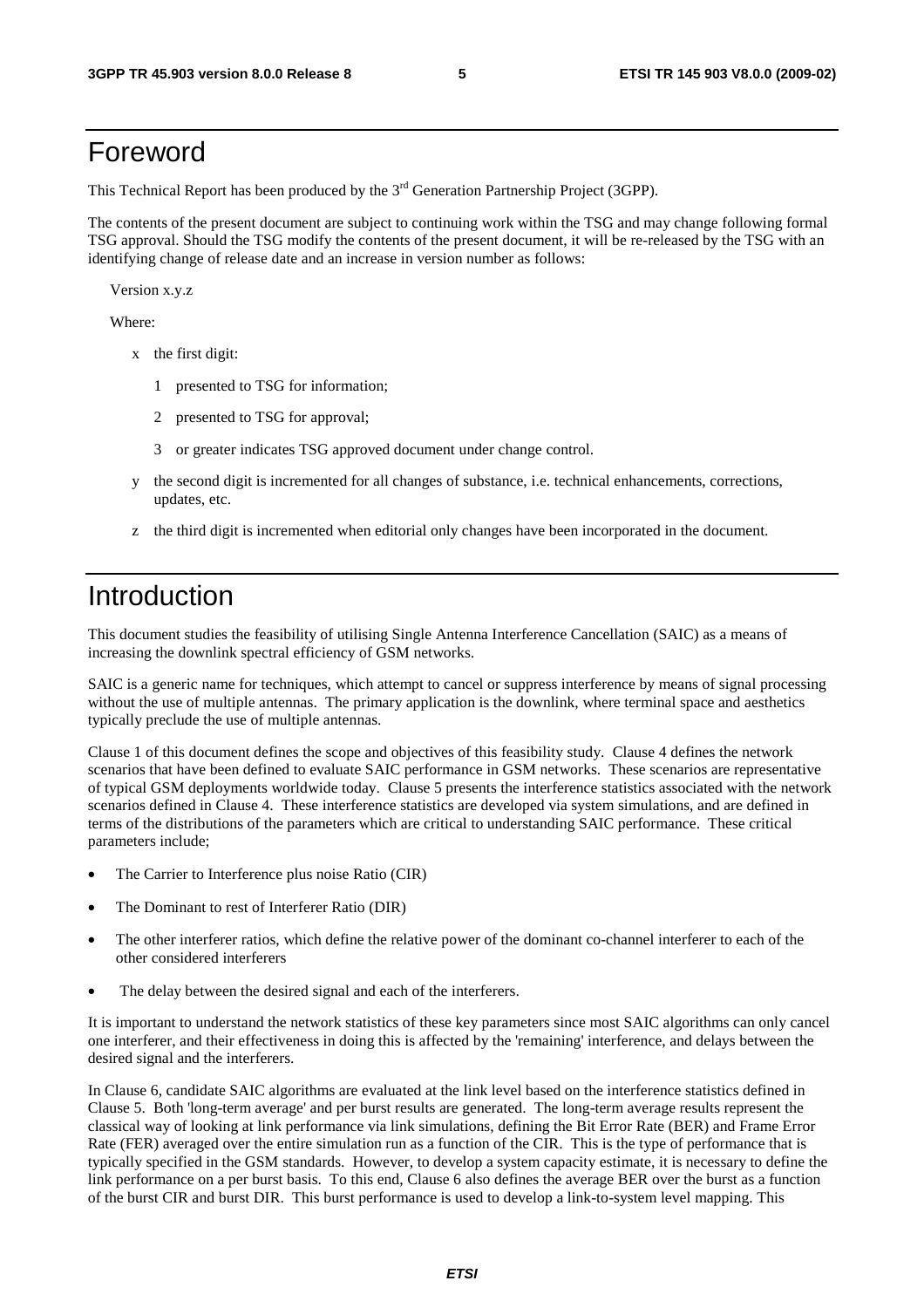# Foreword

This Technical Report has been produced by the 3rd Generation Partnership Project (3GPP).

The contents of the present document are subject to continuing work within the TSG and may change following formal TSG approval. Should the TSG modify the contents of the present document, it will be re-released by the TSG with an identifying change of release date and an increase in version number as follows:

Version x.y.z

Where:

- x the first digit:
  - 1 presented to TSG for information;
  - 2 presented to TSG for approval;
  - 3 or greater indicates TSG approved document under change control.
- y the second digit is incremented for all changes of substance, i.e. technical enhancements, corrections, updates, etc.
- z the third digit is incremented when editorial only changes have been incorporated in the document.

# Introduction

This document studies the feasibility of utilising Single Antenna Interference Cancellation (SAIC) as a means of increasing the downlink spectral efficiency of GSM networks.

SAIC is a generic name for techniques, which attempt to cancel or suppress interference by means of signal processing without the use of multiple antennas. The primary application is the downlink, where terminal space and aesthetics typically preclude the use of multiple antennas.

Clause 1 of this document defines the scope and objectives of this feasibility study. Clause 4 defines the network scenarios that have been defined to evaluate SAIC performance in GSM networks. These scenarios are representative of typical GSM deployments worldwide today. Clause 5 presents the interference statistics associated with the network scenarios defined in Clause 4. These interference statistics are developed via system simulations, and are defined in terms of the distributions of the parameters which are critical to understanding SAIC performance. These critical parameters include;

- The Carrier to Interference plus noise Ratio (CIR)
- The Dominant to rest of Interferer Ratio (DIR)
- The other interferer ratios, which define the relative power of the dominant co-channel interferer to each of the other considered interferers
- The delay between the desired signal and each of the interferers.

It is important to understand the network statistics of these key parameters since most SAIC algorithms can only cancel one interferer, and their effectiveness in doing this is affected by the 'remaining' interference, and delays between the desired signal and the interferers.

In Clause 6, candidate SAIC algorithms are evaluated at the link level based on the interference statistics defined in Clause 5. Both 'long-term average' and per burst results are generated. The long-term average results represent the classical way of looking at link performance via link simulations, defining the Bit Error Rate (BER) and Frame Error Rate (FER) averaged over the entire simulation run as a function of the CIR. This is the type of performance that is typically specified in the GSM standards. However, to develop a system capacity estimate, it is necessary to define the link performance on a per burst basis. To this end, Clause 6 also defines the average BER over the burst as a function of the burst CIR and burst DIR. This burst performance is used to develop a link-to-system level mapping. This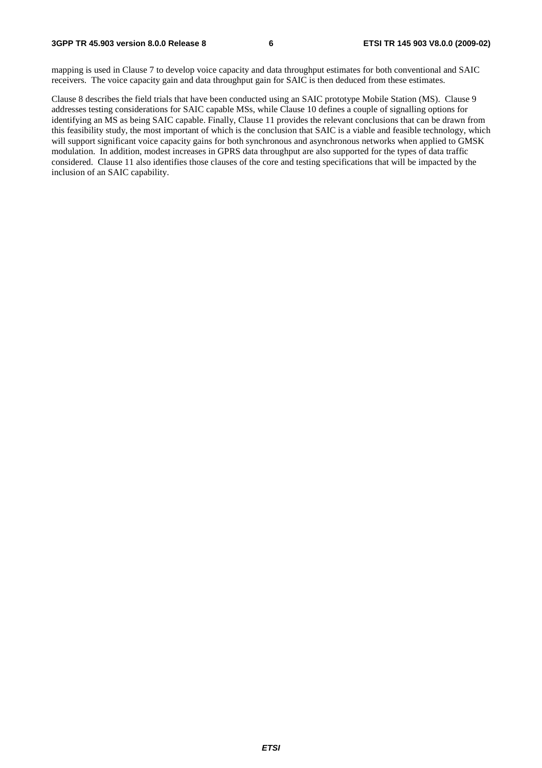mapping is used in Clause 7 to develop voice capacity and data throughput estimates for both conventional and SAIC receivers. The voice capacity gain and data throughput gain for SAIC is then deduced from these estimates.

Clause 8 describes the field trials that have been conducted using an SAIC prototype Mobile Station (MS). Clause 9 addresses testing considerations for SAIC capable MSs, while Clause 10 defines a couple of signalling options for identifying an MS as being SAIC capable. Finally, Clause 11 provides the relevant conclusions that can be drawn from this feasibility study, the most important of which is the conclusion that SAIC is a viable and feasible technology, which will support significant voice capacity gains for both synchronous and asynchronous networks when applied to GMSK modulation. In addition, modest increases in GPRS data throughput are also supported for the types of data traffic considered. Clause 11 also identifies those clauses of the core and testing specifications that will be impacted by the inclusion of an SAIC capability.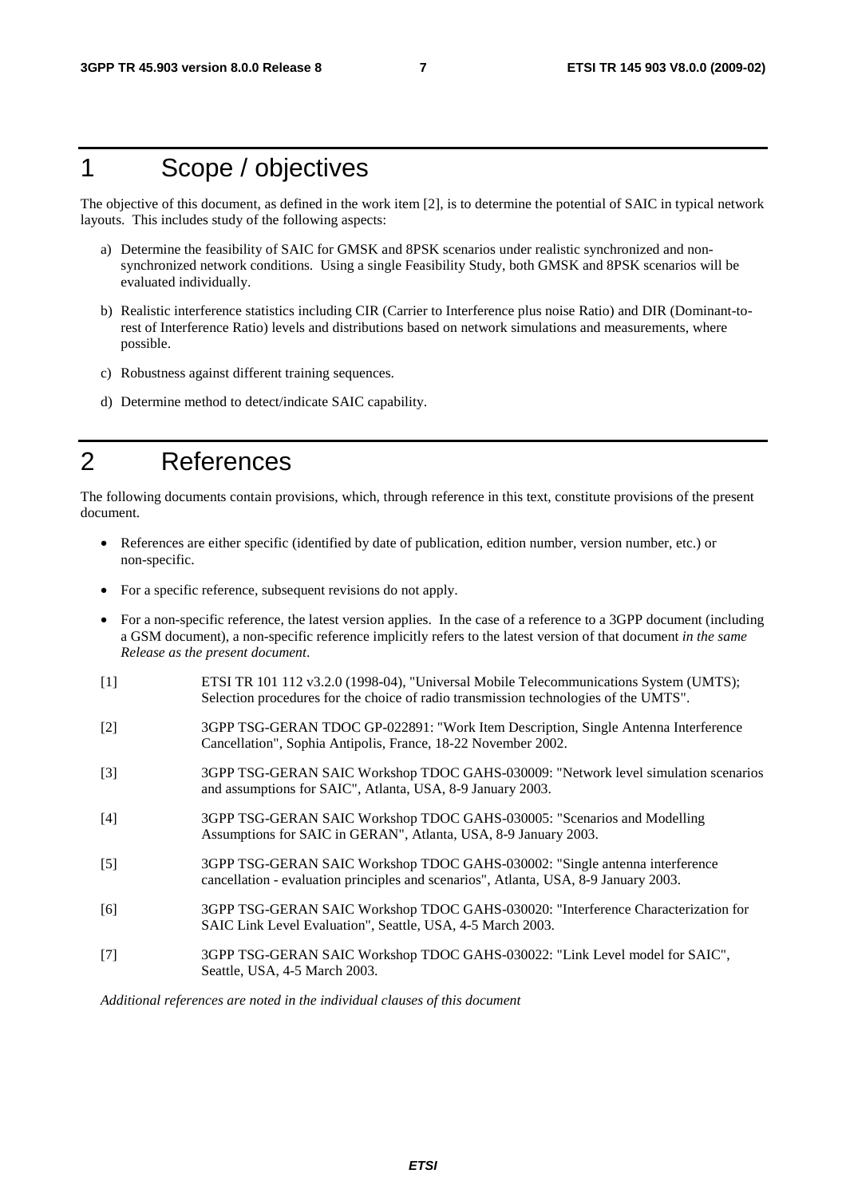# 1 Scope / objectives

The objective of this document, as defined in the work item [2], is to determine the potential of SAIC in typical network layouts. This includes study of the following aspects:

a) Determine the feasibility of SAIC for GMSK and 8PSK scenarios under realistic synchronized and non-synchronized network conditions. Using a single Feasibility Study, both GMSK and 8PSK scenarios will be evaluated individually.

b) Realistic interference statistics including CIR (Carrier to Interference plus noise Ratio) and DIR (Dominant-to-rest of Interference Ratio) levels and distributions based on network simulations and measurements, where possible.

c) Robustness against different training sequences.

d) Determine method to detect/indicate SAIC capability.

# 2 References

The following documents contain provisions, which, through reference in this text, constitute provisions of the present document.

- References are either specific (identified by date of publication, edition number, version number, etc.) or non-specific.
- For a specific reference, subsequent revisions do not apply.
- For a non-specific reference, the latest version applies. In the case of a reference to a 3GPP document (including a GSM document), a non-specific reference implicitly refers to the latest version of that document *in the same Release as the present document*.

[1] ETSI TR 101 112 v3.2.0 (1998-04), "Universal Mobile Telecommunications System (UMTS); Selection procedures for the choice of radio transmission technologies of the UMTS".

[2] 3GPP TSG-GERAN TDOC GP-022891: "Work Item Description, Single Antenna Interference Cancellation", Sophia Antipolis, France, 18-22 November 2002.

[3] 3GPP TSG-GERAN SAIC Workshop TDOC GAHS-030009: "Network level simulation scenarios and assumptions for SAIC", Atlanta, USA, 8-9 January 2003.

[4] 3GPP TSG-GERAN SAIC Workshop TDOC GAHS-030005: "Scenarios and Modelling Assumptions for SAIC in GERAN", Atlanta, USA, 8-9 January 2003.

[5] 3GPP TSG-GERAN SAIC Workshop TDOC GAHS-030002: "Single antenna interference cancellation - evaluation principles and scenarios", Atlanta, USA, 8-9 January 2003.

[6] 3GPP TSG-GERAN SAIC Workshop TDOC GAHS-030020: "Interference Characterization for SAIC Link Level Evaluation", Seattle, USA, 4-5 March 2003.

[7] 3GPP TSG-GERAN SAIC Workshop TDOC GAHS-030022: "Link Level model for SAIC", Seattle, USA, 4-5 March 2003.

*Additional references are noted in the individual clauses of this document*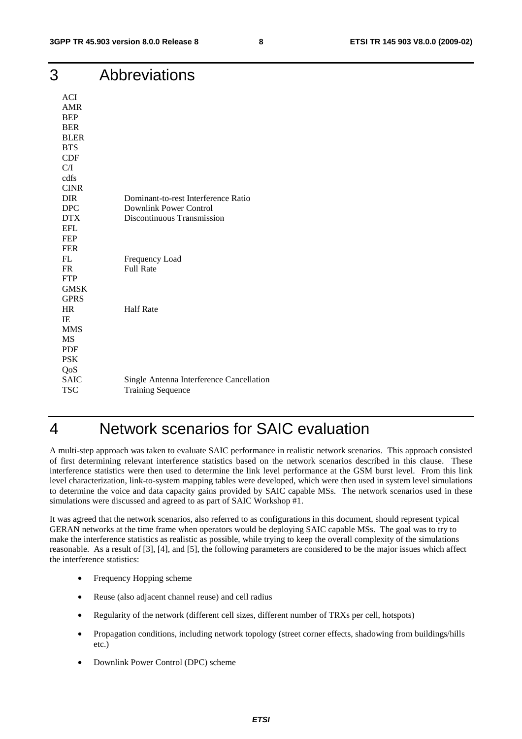# 3 Abbreviations

| | |
|---|---|
| ACI | |
| AMR | |
| BEP | |
| BER | |
| BLER | |
| BTS | |
| CDF | |
| C/I | |
| cdfs | |
| CINR | |
| DIR | Dominant-to-rest Interference Ratio |
| DPC | Downlink Power Control |
| DTX | Discontinuous Transmission |
| EFL | |
| FEP | |
| FER | |
| FL | Frequency Load |
| FR | Full Rate |
| FTP | |
| GMSK | |
| GPRS | |
| HR | Half Rate |
| IE | |
| MMS | |
| MS | |
| PDF | |
| PSK | |
| QoS | |
| SAIC | Single Antenna Interference Cancellation |
| TSC | Training Sequence |

# 4 Network scenarios for SAIC evaluation

A multi-step approach was taken to evaluate SAIC performance in realistic network scenarios. This approach consisted of first determining relevant interference statistics based on the network scenarios described in this clause. These interference statistics were then used to determine the link level performance at the GSM burst level. From this link level characterization, link-to-system mapping tables were developed, which were then used in system level simulations to determine the voice and data capacity gains provided by SAIC capable MSs. The network scenarios used in these simulations were discussed and agreed to as part of SAIC Workshop #1.

It was agreed that the network scenarios, also referred to as configurations in this document, should represent typical GERAN networks at the time frame when operators would be deploying SAIC capable MSs. The goal was to try to make the interference statistics as realistic as possible, while trying to keep the overall complexity of the simulations reasonable. As a result of [3], [4], and [5], the following parameters are considered to be the major issues which affect the interference statistics:

- Frequency Hopping scheme
- Reuse (also adjacent channel reuse) and cell radius
- Regularity of the network (different cell sizes, different number of TRXs per cell, hotspots)
- Propagation conditions, including network topology (street corner effects, shadowing from buildings/hills etc.)
- Downlink Power Control (DPC) scheme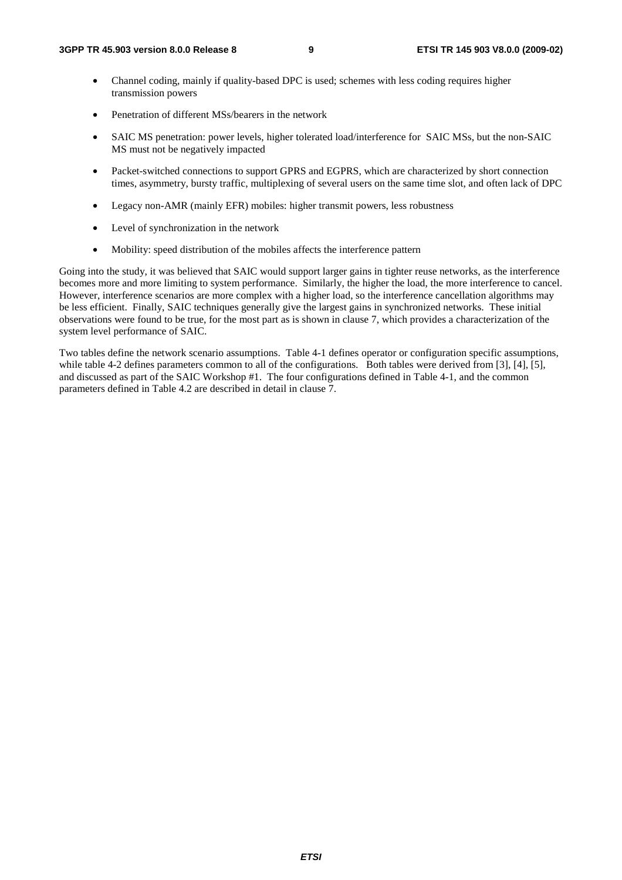- Channel coding, mainly if quality-based DPC is used; schemes with less coding requires higher transmission powers
- Penetration of different MSs/bearers in the network
- SAIC MS penetration: power levels, higher tolerated load/interference for SAIC MSs, but the non-SAIC MS must not be negatively impacted
- Packet-switched connections to support GPRS and EGPRS, which are characterized by short connection times, asymmetry, bursty traffic, multiplexing of several users on the same time slot, and often lack of DPC
- Legacy non-AMR (mainly EFR) mobiles: higher transmit powers, less robustness
- Level of synchronization in the network
- Mobility: speed distribution of the mobiles affects the interference pattern

Going into the study, it was believed that SAIC would support larger gains in tighter reuse networks, as the interference becomes more and more limiting to system performance. Similarly, the higher the load, the more interference to cancel. However, interference scenarios are more complex with a higher load, so the interference cancellation algorithms may be less efficient. Finally, SAIC techniques generally give the largest gains in synchronized networks. These initial observations were found to be true, for the most part as is shown in clause 7, which provides a characterization of the system level performance of SAIC.

Two tables define the network scenario assumptions. Table 4-1 defines operator or configuration specific assumptions, while table 4-2 defines parameters common to all of the configurations. Both tables were derived from [3], [4], [5], and discussed as part of the SAIC Workshop #1. The four configurations defined in Table 4-1, and the common parameters defined in Table 4.2 are described in detail in clause 7.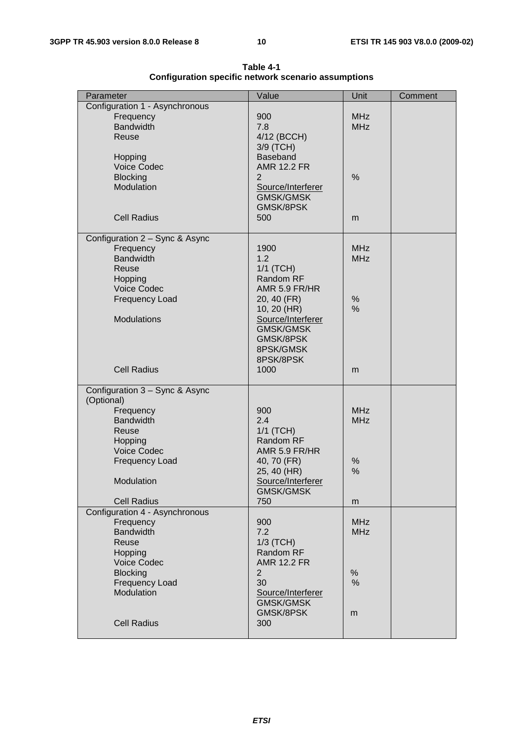**Table 4-1**
**Configuration specific network scenario assumptions**

| Parameter | Value | Unit | Comment |
|---|---|---|---|
| Configuration 1 - Asynchronous | | | |
| Frequency | 900 | MHz | |
| Bandwidth | 7.8 | MHz | |
| Reuse | 4/12 (BCCH)<br>3/9 (TCH) | | |
| Hopping | Baseband | | |
| Voice Codec | AMR 12.2 FR | | |
| Blocking | 2 | % | |
| Modulation | Source/Interferer<br>GMSK/GMSK<br>GMSK/8PSK | | |
| Cell Radius | 500 | m | |
| Configuration 2 – Sync & Async | | | |
| Frequency | 1900 | MHz | |
| Bandwidth | 1.2 | MHz | |
| Reuse | 1/1 (TCH) | | |
| Hopping | Random RF | | |
| Voice Codec | AMR 5.9 FR/HR | | |
| Frequency Load | 20, 40 (FR)<br>10, 20 (HR) | %<br>% | |
| Modulations | Source/Interferer<br>GMSK/GMSK<br>GMSK/8PSK<br>8PSK/GMSK<br>8PSK/8PSK | | |
| Cell Radius | 1000 | m | |
| Configuration 3 – Sync & Async (Optional) | | | |
| Frequency | 900 | MHz | |
| Bandwidth | 2.4 | MHz | |
| Reuse | 1/1 (TCH) | | |
| Hopping | Random RF | | |
| Voice Codec | AMR 5.9 FR/HR | | |
| Frequency Load | 40, 70 (FR)<br>25, 40 (HR) | %<br>% | |
| Modulation | Source/Interferer<br>GMSK/GMSK | | |
| Cell Radius | 750 | m | |
| Configuration 4 - Asynchronous | | | |
| Frequency | 900 | MHz | |
| Bandwidth | 7.2 | MHz | |
| Reuse | 1/3 (TCH) | | |
| Hopping | Random RF | | |
| Voice Codec | AMR 12.2 FR | | |
| Blocking | 2 | % | |
| Frequency Load | 30 | % | |
| Modulation | Source/Interferer<br>GMSK/GMSK<br>GMSK/8PSK | <br><br>m | |
| Cell Radius | 300 | | |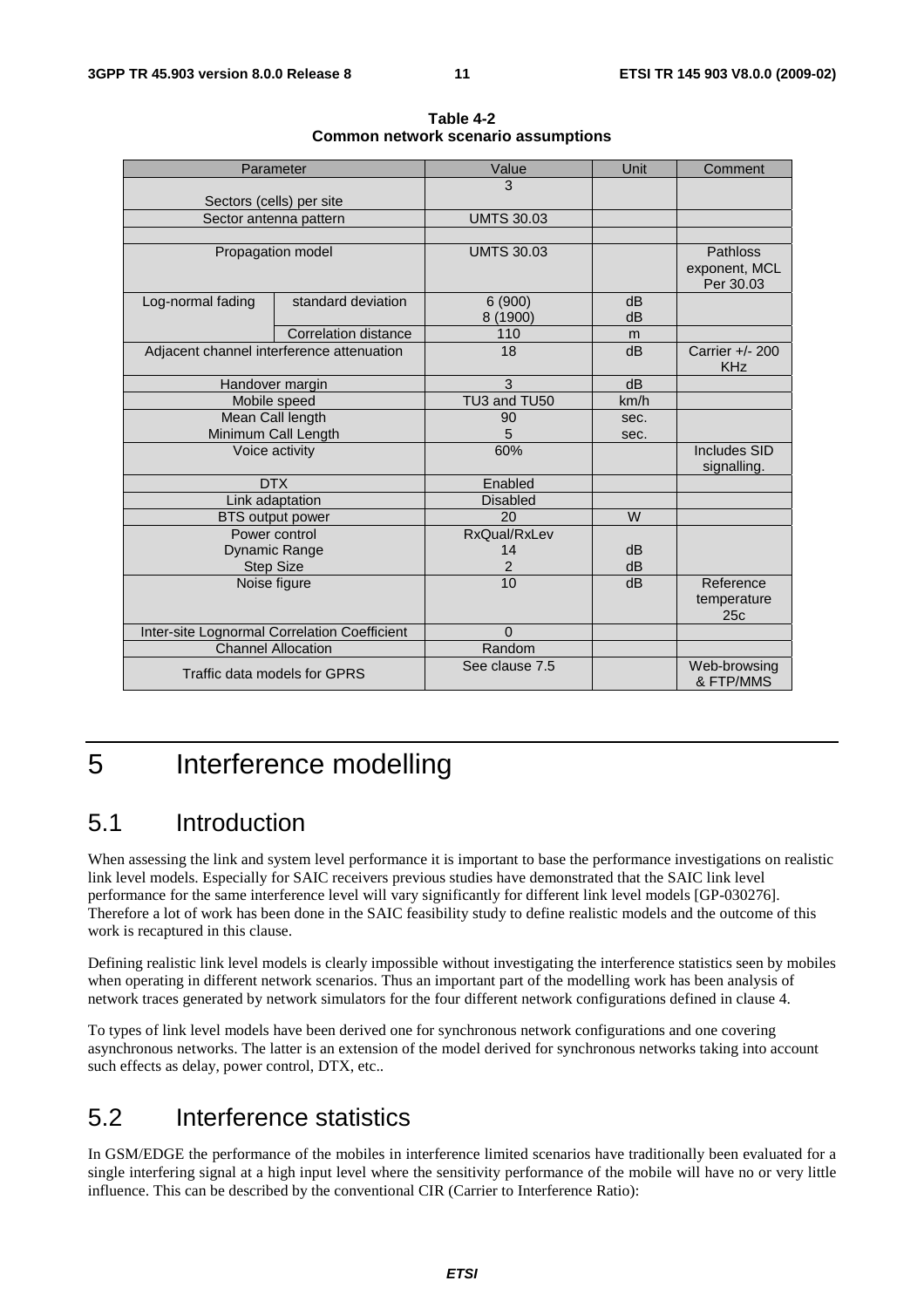**Table 4-2**
**Common network scenario assumptions**

| Parameter | | Value | Unit | Comment |
|---|---|---|---|---|
| Sectors (cells) per site | | 3 | | |
| Sector antenna pattern | | UMTS 30.03 | | |
| | | | | |
| Propagation model | | UMTS 30.03 | | Pathloss exponent, MCL Per 30.03 |
| Log-normal fading | standard deviation | 6 (900)<br>8 (1900) | dB<br>dB | |
| | Correlation distance | 110 | m | |
| Adjacent channel interference attenuation | | 18 | dB | Carrier +/- 200 KHz |
| Handover margin | | 3 | dB | |
| Mobile speed | | TU3 and TU50 | km/h | |
| Mean Call length<br>Minimum Call Length | | 90<br>5 | sec.<br>sec. | |
| Voice activity | | 60% | | Includes SID signalling. |
| DTX | | Enabled | | |
| Link adaptation | | Disabled | | |
| BTS output power | | 20 | W | |
| Power control<br>Dynamic Range<br>Step Size | | RxQual/RxLev<br>14<br>2 | <br>dB<br>dB | |
| Noise figure | | 10 | dB | Reference temperature 25c |
| Inter-site Lognormal Correlation Coefficient | | 0 | | |
| Channel Allocation | | Random | | |
| Traffic data models for GPRS | | See clause 7.5 | | Web-browsing & FTP/MMS |

# 5 Interference modelling

## 5.1 Introduction

When assessing the link and system level performance it is important to base the performance investigations on realistic link level models. Especially for SAIC receivers previous studies have demonstrated that the SAIC link level performance for the same interference level will vary significantly for different link level models [GP-030276]. Therefore a lot of work has been done in the SAIC feasibility study to define realistic models and the outcome of this work is recaptured in this clause.

Defining realistic link level models is clearly impossible without investigating the interference statistics seen by mobiles when operating in different network scenarios. Thus an important part of the modelling work has been analysis of network traces generated by network simulators for the four different network configurations defined in clause 4.

To types of link level models have been derived one for synchronous network configurations and one covering asynchronous networks. The latter is an extension of the model derived for synchronous networks taking into account such effects as delay, power control, DTX, etc..

## 5.2 Interference statistics

In GSM/EDGE the performance of the mobiles in interference limited scenarios have traditionally been evaluated for a single interfering signal at a high input level where the sensitivity performance of the mobile will have no or very little influence. This can be described by the conventional CIR (Carrier to Interference Ratio):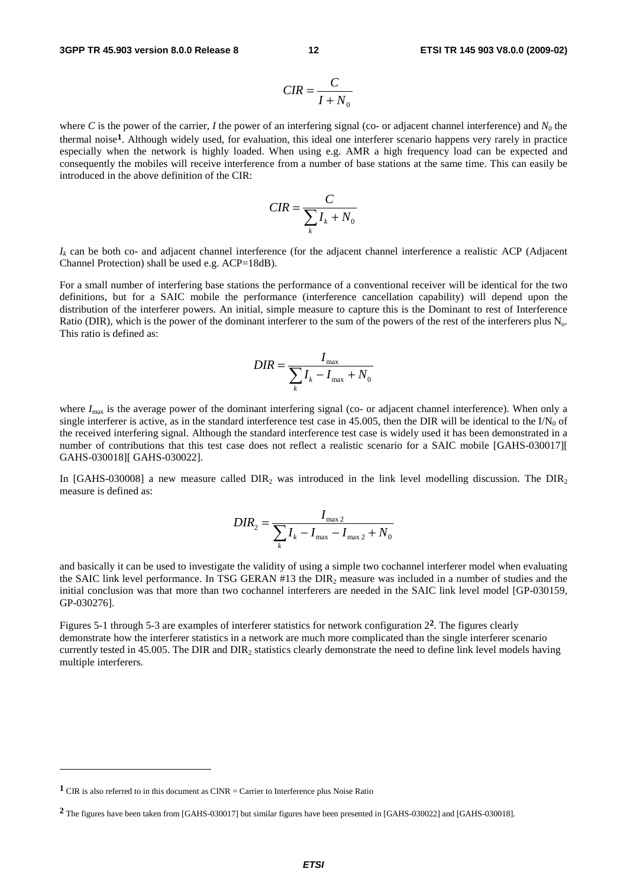$$CIR = \frac{C}{I + N_0}$$

where $C$ is the power of the carrier, $I$ the power of an interfering signal (co- or adjacent channel interference) and $N_0$ the thermal noise[1]. Although widely used, for evaluation, this ideal one interferer scenario happens very rarely in practice especially when the network is highly loaded. When using e.g. AMR a high frequency load can be expected and consequently the mobiles will receive interference from a number of base stations at the same time. This can easily be introduced in the above definition of the CIR:

$$CIR = \frac{C}{\sum_k I_k + N_0}$$

$I_k$ can be both co- and adjacent channel interference (for the adjacent channel interference a realistic ACP (Adjacent Channel Protection) shall be used e.g. ACP=18dB).

For a small number of interfering base stations the performance of a conventional receiver will be identical for the two definitions, but for a SAIC mobile the performance (interference cancellation capability) will depend upon the distribution of the interferer powers. An initial, simple measure to capture this is the Dominant to rest of Interference Ratio (DIR), which is the power of the dominant interferer to the sum of the powers of the rest of the interferers plus $N_o$. This ratio is defined as:

$$DIR = \frac{I_{max}}{\sum_k I_k - I_{max} + N_0}$$

where $I_{max}$ is the average power of the dominant interfering signal (co- or adjacent channel interference). When only a single interferer is active, as in the standard interference test case in 45.005, then the DIR will be identical to the $I/N_0$ of the received interfering signal. Although the standard interference test case is widely used it has been demonstrated in a number of contributions that this test case does not reflect a realistic scenario for a SAIC mobile [GAHS-030017][ GAHS-030018][ GAHS-030022].

In [GAHS-030008] a new measure called $DIR_2$ was introduced in the link level modelling discussion. The $DIR_2$ measure is defined as:

$$DIR_2 = \frac{I_{max2}}{\sum_k I_k - I_{max} - I_{max2} + N_0}$$

and basically it can be used to investigate the validity of using a simple two cochannel interferer model when evaluating the SAIC link level performance. In TSG GERAN #13 the $DIR_2$ measure was included in a number of studies and the initial conclusion was that more than two cochannel interferers are needed in the SAIC link level model [GP-030159, GP-030276].

Figures 5-1 through 5-3 are examples of interferer statistics for network configuration 2[2]. The figures clearly demonstrate how the interferer statistics in a network are much more complicated than the single interferer scenario currently tested in 45.005. The DIR and $DIR_2$ statistics clearly demonstrate the need to define link level models having multiple interferers.

---

[1] CIR is also referred to in this document as CINR = Carrier to Interference plus Noise Ratio

[2] The figures have been taken from [GAHS-030017] but similar figures have been presented in [GAHS-030022] and [GAHS-030018].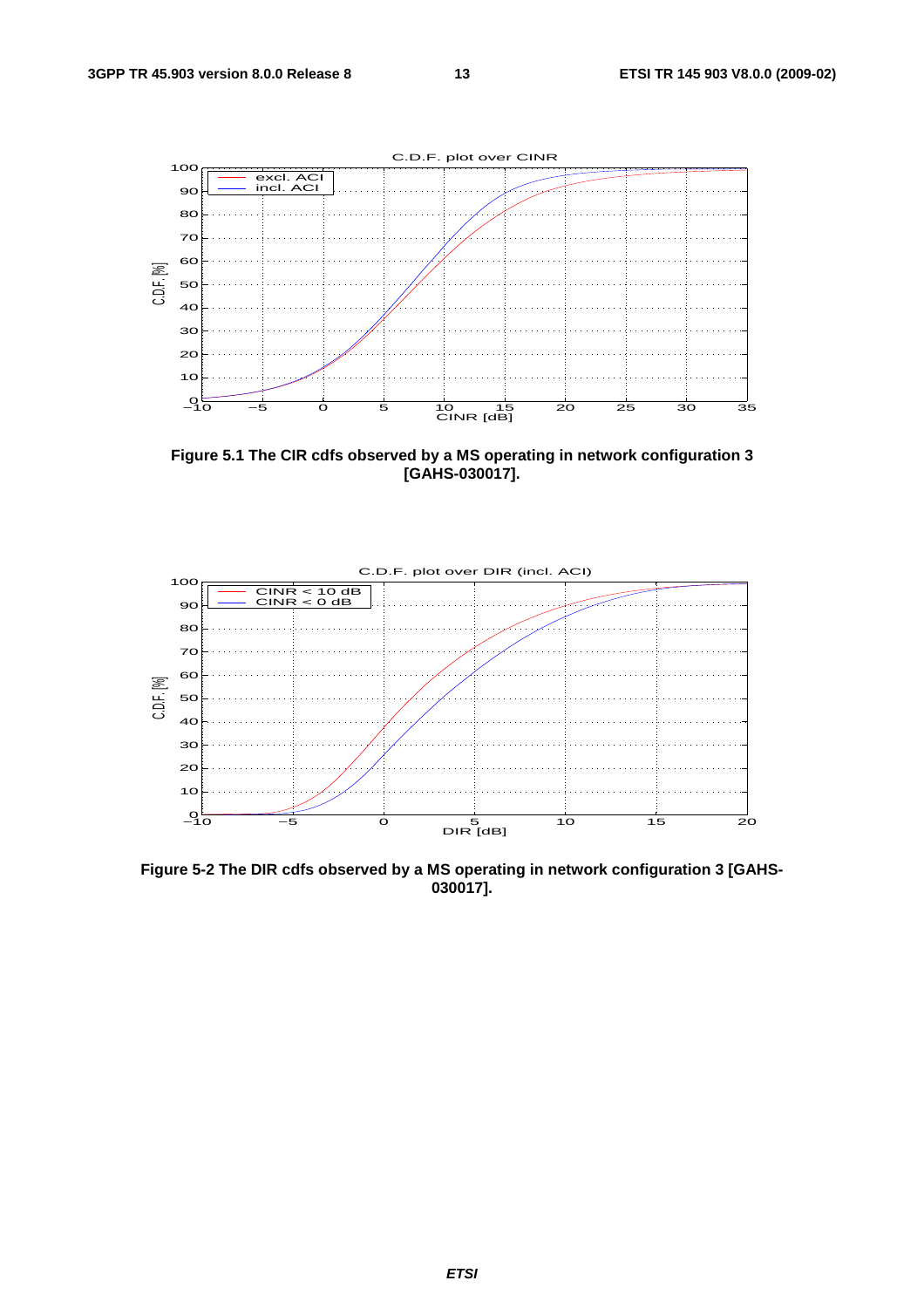Figure 5.1 The CIR cdfs observed by a MS operating in network configuration 3 [GAHS-030017].

Figure 5-2 The DIR cdfs observed by a MS operating in network configuration 3 [GAHS-030017].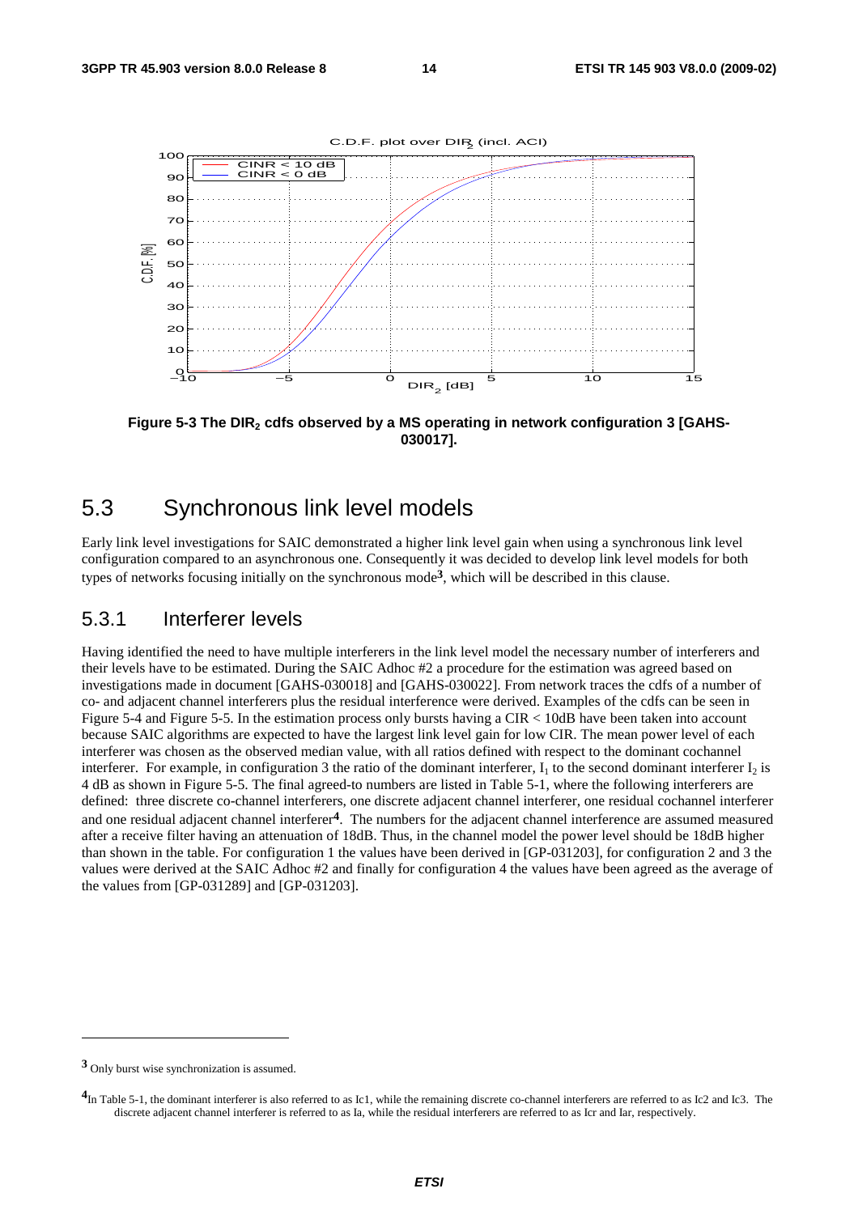**Figure 5-3 The $DIR_2$ cdfs observed by a MS operating in network configuration 3 [GAHS-030017].**

## 5.3 Synchronous link level models

Early link level investigations for SAIC demonstrated a higher link level gain when using a synchronous link level configuration compared to an asynchronous one. Consequently it was decided to develop link level models for both types of networks focusing initially on the synchronous mode[3], which will be described in this clause.

### 5.3.1 Interferer levels

Having identified the need to have multiple interferers in the link level model the necessary number of interferers and their levels have to be estimated. During the SAIC Adhoc #2 a procedure for the estimation was agreed based on investigations made in document [GAHS-030018] and [GAHS-030022]. From network traces the cdfs of a number of co- and adjacent channel interferers plus the residual interference were derived. Examples of the cdfs can be seen in Figure 5-4 and Figure 5-5. In the estimation process only bursts having a CIR < 10dB have been taken into account because SAIC algorithms are expected to have the largest link level gain for low CIR. The mean power level of each interferer was chosen as the observed median value, with all ratios defined with respect to the dominant cochannel interferer. For example, in configuration 3 the ratio of the dominant interferer, $I_1$ to the second dominant interferer $I_2$ is 4 dB as shown in Figure 5-5. The final agreed-to numbers are listed in Table 5-1, where the following interferers are defined: three discrete co-channel interferers, one discrete adjacent channel interferer, one residual cochannel interferer and one residual adjacent channel interferer[4]. The numbers for the adjacent channel interference are assumed measured after a receive filter having an attenuation of 18dB. Thus, in the channel model the power level should be 18dB higher than shown in the table. For configuration 1 the values have been derived in [GP-031203], for configuration 2 and 3 the values were derived at the SAIC Adhoc #2 and finally for configuration 4 the values have been agreed as the average of the values from [GP-031289] and [GP-031203].

---

[3] Only burst wise synchronization is assumed.

[4] In Table 5-1, the dominant interferer is also referred to as Ic1, while the remaining discrete co-channel interferers are referred to as Ic2 and Ic3. The discrete adjacent channel interferer is referred to as Ia, while the residual interferers are referred to as Icr and Iar, respectively.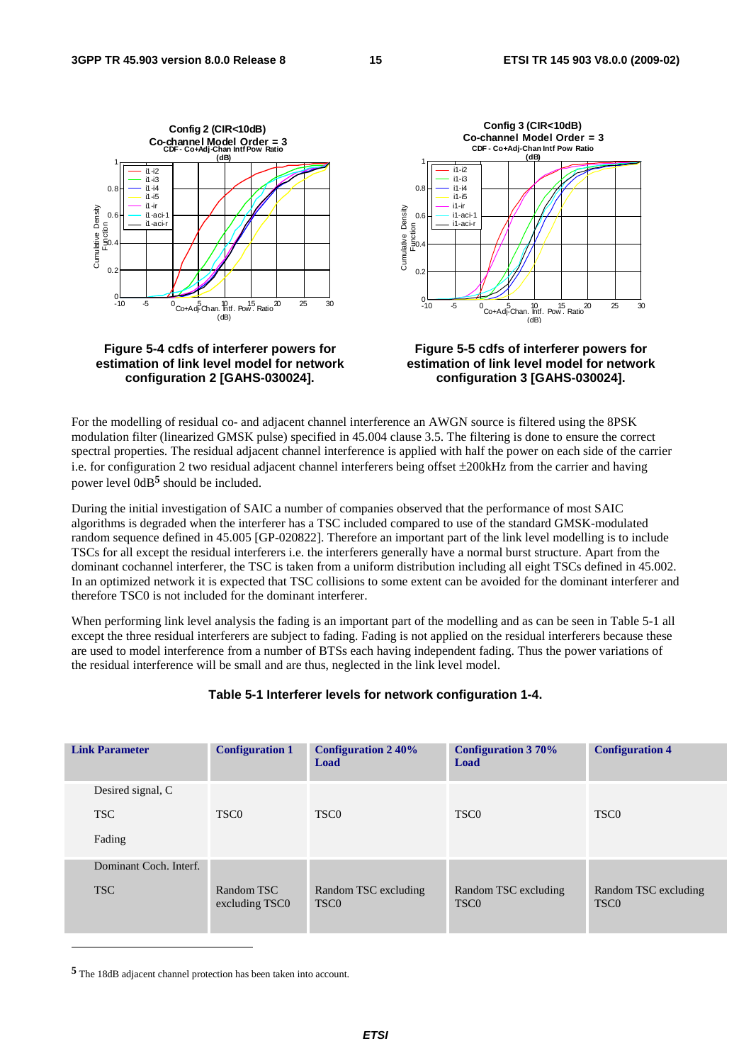Figure 5-4 cdfs of interferer powers for estimation of link level model for network configuration 2 [GAHS-030024].

Figure 5-5 cdfs of interferer powers for estimation of link level model for network configuration 3 [GAHS-030024].

For the modelling of residual co- and adjacent channel interference an AWGN source is filtered using the 8PSK modulation filter (linearized GMSK pulse) specified in 45.004 clause 3.5. The filtering is done to ensure the correct spectral properties. The residual adjacent channel interference is applied with half the power on each side of the carrier i.e. for configuration 2 two residual adjacent channel interferers being offset ±200kHz from the carrier and having power level 0dB[5] should be included.

During the initial investigation of SAIC a number of companies observed that the performance of most SAIC algorithms is degraded when the interferer has a TSC included compared to use of the standard GMSK-modulated random sequence defined in 45.005 [GP-020822]. Therefore an important part of the link level modelling is to include TSCs for all except the residual interferers i.e. the interferers generally have a normal burst structure. Apart from the dominant cochannel interferer, the TSC is taken from a uniform distribution including all eight TSCs defined in 45.002. In an optimized network it is expected that TSC collisions to some extent can be avoided for the dominant interferer and therefore TSC0 is not included for the dominant interferer.

When performing link level analysis the fading is an important part of the modelling and as can be seen in Table 5-1 all except the three residual interferers are subject to fading. Fading is not applied on the residual interferers because these are used to model interference from a number of BTSs each having independent fading. Thus the power variations of the residual interference will be small and are thus, neglected in the link level model.

**Table 5-1 Interferer levels for network configuration 1-4.**

| Link Parameter | Configuration 1 | Configuration 2 40% Load | Configuration 3 70% Load | Configuration 4 |
|---|---|---|---|---|
| Desired signal, C | | | | |
| TSC | TSC0 | TSC0 | TSC0 | TSC0 |
| Fading | | | | |
| Dominant Coch. Interf. | | | | |
| TSC | Random TSC excluding TSC0 | Random TSC excluding TSC0 | Random TSC excluding TSC0 | Random TSC excluding TSC0 |

---

[5] The 18dB adjacent channel protection has been taken into account.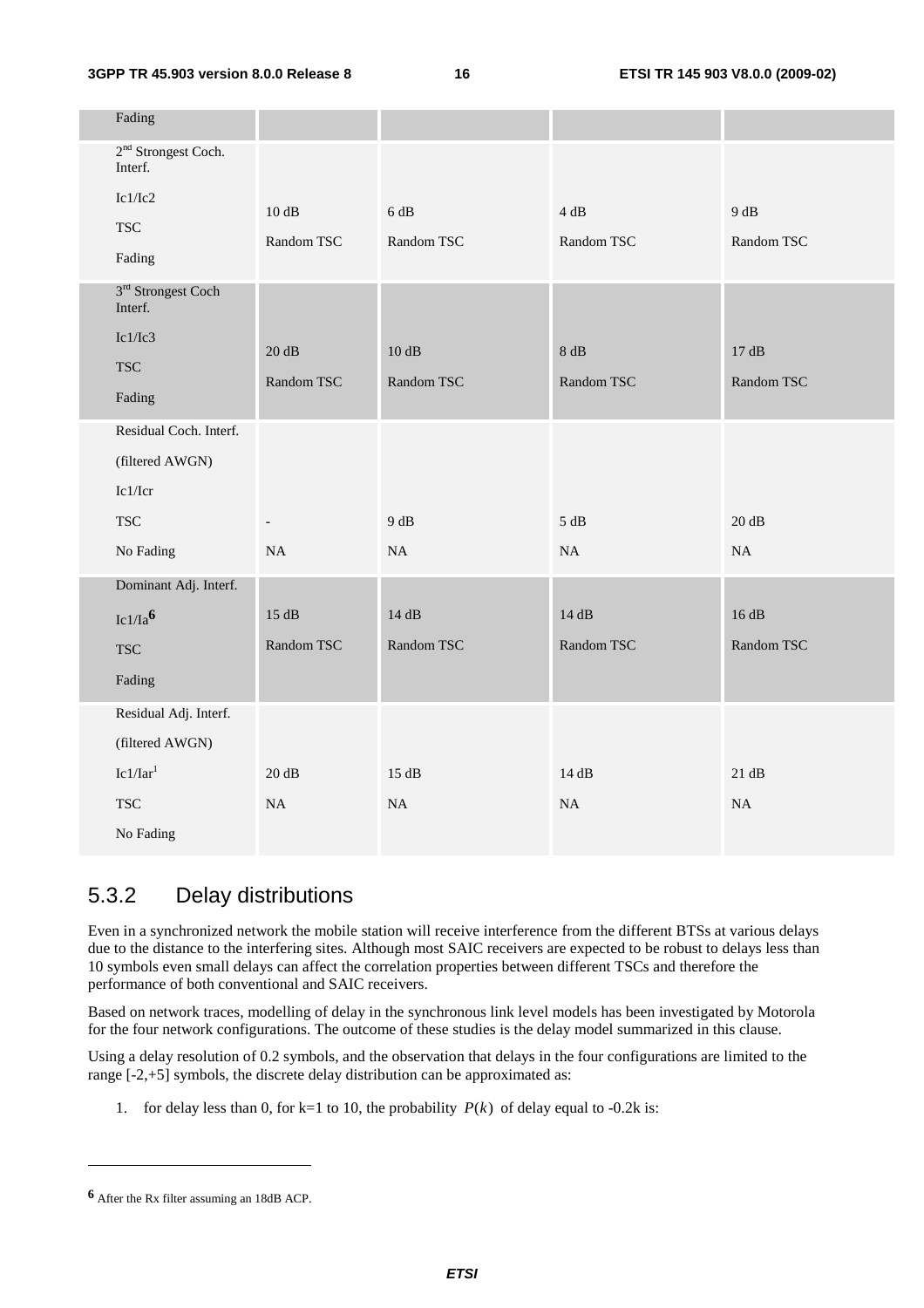| Fading | | | | |
|---|---|---|---|---|
| 2nd Strongest Coch. Interf.<br>Ic1/Ic2<br>TSC<br>Fading | 10 dB<br>Random TSC | 6 dB<br>Random TSC | 4 dB<br>Random TSC | 9 dB<br>Random TSC |
| 3rd Strongest Coch Interf.<br>Ic1/Ic3<br>TSC<br>Fading | 20 dB<br>Random TSC | 10 dB<br>Random TSC | 8 dB<br>Random TSC | 17 dB<br>Random TSC |
| Residual Coch. Interf.<br>(filtered AWGN)<br>Ic1/Icr<br>TSC<br>No Fading | -<br>NA | 9 dB<br>NA | 5 dB<br>NA | 20 dB<br>NA |
| Dominant Adj. Interf.<br>Ic1/Ia[6]<br>TSC<br>Fading | 15 dB<br>Random TSC | 14 dB<br>Random TSC | 14 dB<br>Random TSC | 16 dB<br>Random TSC |
| Residual Adj. Interf.<br>(filtered AWGN)<br>Ic1/Iar[1]<br>TSC<br>No Fading | 20 dB<br>NA | 15 dB<br>NA | 14 dB<br>NA | 21 dB<br>NA |

## 5.3.2 Delay distributions

Even in a synchronized network the mobile station will receive interference from the different BTSs at various delays due to the distance to the interfering sites. Although most SAIC receivers are expected to be robust to delays less than 10 symbols even small delays can affect the correlation properties between different TSCs and therefore the performance of both conventional and SAIC receivers.

Based on network traces, modelling of delay in the synchronous link level models has been investigated by Motorola for the four network configurations. The outcome of these studies is the delay model summarized in this clause.

Using a delay resolution of 0.2 symbols, and the observation that delays in the four configurations are limited to the range [-2,+5] symbols, the discrete delay distribution can be approximated as:

1. for delay less than 0, for k=1 to 10, the probability $P(k)$ of delay equal to -0.2k is:

---

[6] After the Rx filter assuming an 18dB ACP.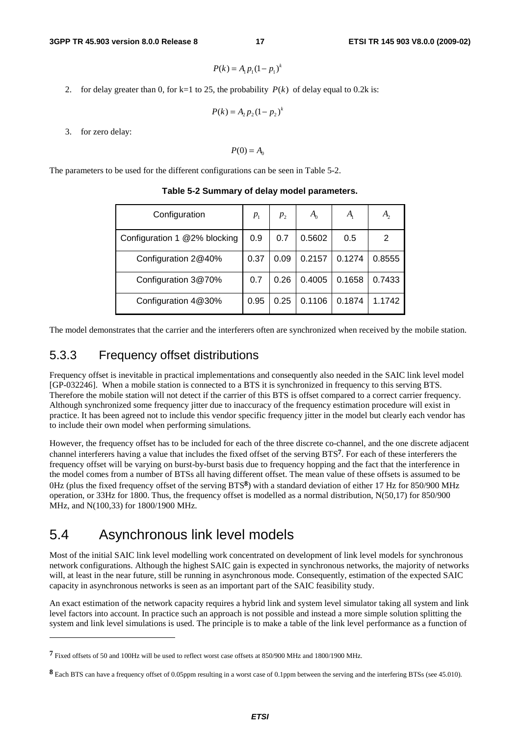$$P(k) = A_1 p_1 (1 - p_1)^k$$

2. for delay greater than 0, for k=1 to 25, the probability $P(k)$ of delay equal to 0.2k is:

$$P(k) = A_2 p_2 (1 - p_2)^k$$

3. for zero delay:

$$P(0) = A_0$$

The parameters to be used for the different configurations can be seen in Table 5-2.

**Table 5-2 Summary of delay model parameters.**

| Configuration | $p_1$ | $p_2$ | $A_0$ | $A_1$ | $A_2$ |
|---|---|---|---|---|---|
| Configuration 1 @2% blocking | 0.9 | 0.7 | 0.5602 | 0.5 | 2 |
| Configuration 2@40% | 0.37 | 0.09 | 0.2157 | 0.1274 | 0.8555 |
| Configuration 3@70% | 0.7 | 0.26 | 0.4005 | 0.1658 | 0.7433 |
| Configuration 4@30% | 0.95 | 0.25 | 0.1106 | 0.1874 | 1.1742 |

The model demonstrates that the carrier and the interferers often are synchronized when received by the mobile station.

### 5.3.3 Frequency offset distributions

Frequency offset is inevitable in practical implementations and consequently also needed in the SAIC link level model [GP-032246]. When a mobile station is connected to a BTS it is synchronized in frequency to this serving BTS. Therefore the mobile station will not detect if the carrier of this BTS is offset compared to a correct carrier frequency. Although synchronized some frequency jitter due to inaccuracy of the frequency estimation procedure will exist in practice. It has been agreed not to include this vendor specific frequency jitter in the model but clearly each vendor has to include their own model when performing simulations.

However, the frequency offset has to be included for each of the three discrete co-channel, and the one discrete adjacent channel interferers having a value that includes the fixed offset of the serving BTS[7]. For each of these interferers the frequency offset will be varying on burst-by-burst basis due to frequency hopping and the fact that the interference in the model comes from a number of BTSs all having different offset. The mean value of these offsets is assumed to be 0Hz (plus the fixed frequency offset of the serving BTS[8]) with a standard deviation of either 17 Hz for 850/900 MHz operation, or 33Hz for 1800. Thus, the frequency offset is modelled as a normal distribution, N(50,17) for 850/900 MHz, and N(100,33) for 1800/1900 MHz.

## 5.4 Asynchronous link level models

Most of the initial SAIC link level modelling work concentrated on development of link level models for synchronous network configurations. Although the highest SAIC gain is expected in synchronous networks, the majority of networks will, at least in the near future, still be running in asynchronous mode. Consequently, estimation of the expected SAIC capacity in asynchronous networks is seen as an important part of the SAIC feasibility study.

An exact estimation of the network capacity requires a hybrid link and system level simulator taking all system and link level factors into account. In practice such an approach is not possible and instead a more simple solution splitting the system and link level simulations is used. The principle is to make a table of the link level performance as a function of

---

[7] Fixed offsets of 50 and 100Hz will be used to reflect worst case offsets at 850/900 MHz and 1800/1900 MHz.

[8] Each BTS can have a frequency offset of 0.05ppm resulting in a worst case of 0.1ppm between the serving and the interfering BTSs (see 45.010).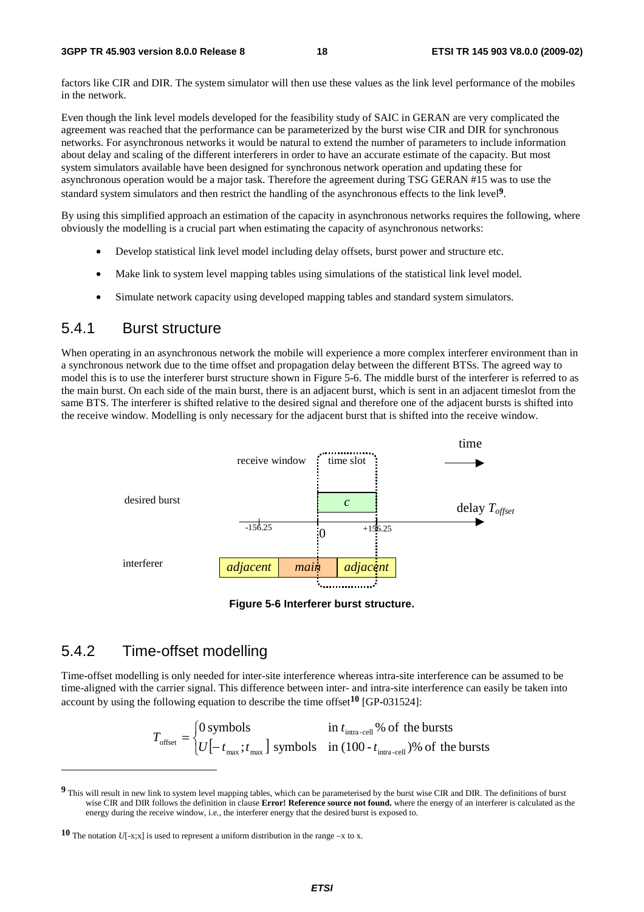factors like CIR and DIR. The system simulator will then use these values as the link level performance of the mobiles in the network.

Even though the link level models developed for the feasibility study of SAIC in GERAN are very complicated the agreement was reached that the performance can be parameterized by the burst wise CIR and DIR for synchronous networks. For asynchronous networks it would be natural to extend the number of parameters to include information about delay and scaling of the different interferers in order to have an accurate estimate of the capacity. But most system simulators available have been designed for synchronous network operation and updating these for asynchronous operation would be a major task. Therefore the agreement during TSG GERAN #15 was to use the standard system simulators and then restrict the handling of the asynchronous effects to the link level[9].

By using this simplified approach an estimation of the capacity in asynchronous networks requires the following, where obviously the modelling is a crucial part when estimating the capacity of asynchronous networks:

- Develop statistical link level model including delay offsets, burst power and structure etc.
- Make link to system level mapping tables using simulations of the statistical link level model.
- Simulate network capacity using developed mapping tables and standard system simulators.

### 5.4.1 Burst structure

When operating in an asynchronous network the mobile will experience a more complex interferer environment than in a synchronous network due to the time offset and propagation delay between the different BTSs. The agreed way to model this is to use the interferer burst structure shown in Figure 5-6. The middle burst of the interferer is referred to as the main burst. On each side of the main burst, there is an adjacent burst, which is sent in an adjacent timeslot from the same BTS. The interferer is shifted relative to the desired signal and therefore one of the adjacent bursts is shifted into the receive window. Modelling is only necessary for the adjacent burst that is shifted into the receive window.

**Figure 5-6 Interferer burst structure.**

### 5.4.2 Time-offset modelling

Time-offset modelling is only needed for inter-site interference whereas intra-site interference can be assumed to be time-aligned with the carrier signal. This difference between inter- and intra-site interference can easily be taken into account by using the following equation to describe the time offset[10] [GP-031524]:

$$T_{\text{offset}} = \begin{cases} 0 \text{ symbols} & \text{in } t_{\text{intra-cell}} \,\% \text{ of the bursts} \\ U[-t_{\max}; t_{\max}] \text{ symbols} & \text{in } (100 - t_{\text{intra-cell}})\% \text{ of the bursts} \end{cases}$$

---

[9] This will result in new link to system level mapping tables, which can be parameterised by the burst wise CIR and DIR. The definitions of burst wise CIR and DIR follows the definition in clause **Error! Reference source not found.** where the energy of an interferer is calculated as the energy during the receive window, i.e., the interferer energy that the desired burst is exposed to.

[10] The notation $U[-x;x]$ is used to represent a uniform distribution in the range –x to x.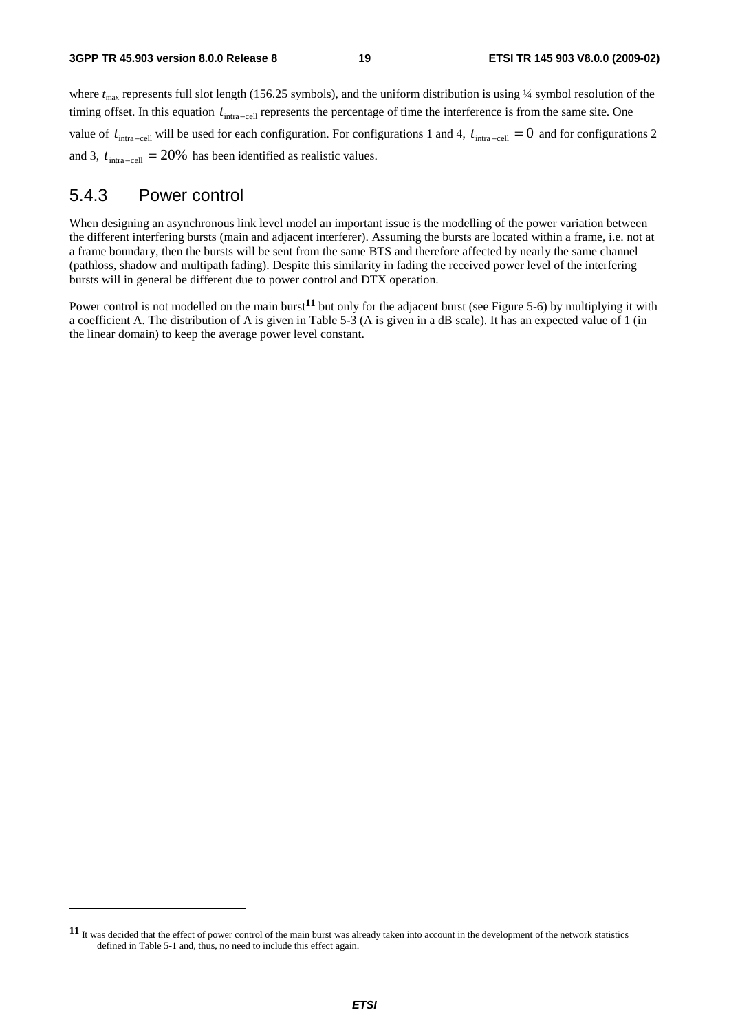where $t_{max}$ represents full slot length (156.25 symbols), and the uniform distribution is using ¼ symbol resolution of the timing offset. In this equation $t_{intra-cell}$ represents the percentage of time the interference is from the same site. One value of $t_{intra-cell}$ will be used for each configuration. For configurations 1 and 4, $t_{intra-cell} = 0$ and for configurations 2 and 3, $t_{intra-cell} = 20\%$ has been identified as realistic values.

### 5.4.3 Power control

When designing an asynchronous link level model an important issue is the modelling of the power variation between the different interfering bursts (main and adjacent interferer). Assuming the bursts are located within a frame, i.e. not at a frame boundary, then the bursts will be sent from the same BTS and therefore affected by nearly the same channel (pathloss, shadow and multipath fading). Despite this similarity in fading the received power level of the interfering bursts will in general be different due to power control and DTX operation.

Power control is not modelled on the main burst[11] but only for the adjacent burst (see Figure 5-6) by multiplying it with a coefficient A. The distribution of A is given in Table 5-3 (A is given in a dB scale). It has an expected value of 1 (in the linear domain) to keep the average power level constant.

[11] It was decided that the effect of power control of the main burst was already taken into account in the development of the network statistics defined in Table 5-1 and, thus, no need to include this effect again.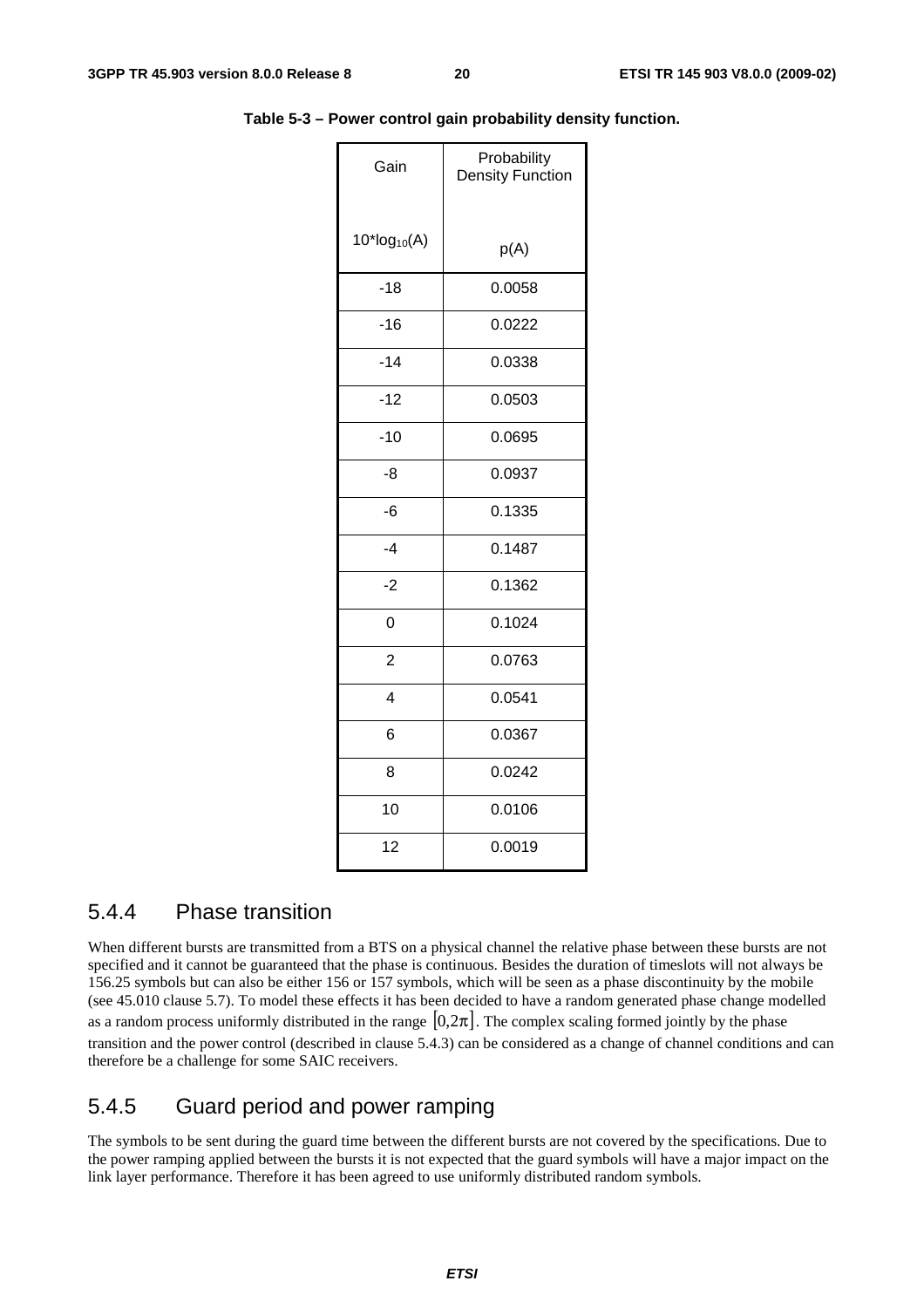**Table 5-3 – Power control gain probability density function.**

| Gain<br><br>$10*\log_{10}(A)$ | Probability Density Function<br><br>p(A) |
|---|---|
| -18 | 0.0058 |
| -16 | 0.0222 |
| -14 | 0.0338 |
| -12 | 0.0503 |
| -10 | 0.0695 |
| -8 | 0.0937 |
| -6 | 0.1335 |
| -4 | 0.1487 |
| -2 | 0.1362 |
| 0 | 0.1024 |
| 2 | 0.0763 |
| 4 | 0.0541 |
| 6 | 0.0367 |
| 8 | 0.0242 |
| 10 | 0.0106 |
| 12 | 0.0019 |

## 5.4.4 Phase transition

When different bursts are transmitted from a BTS on a physical channel the relative phase between these bursts are not specified and it cannot be guaranteed that the phase is continuous. Besides the duration of timeslots will not always be 156.25 symbols but can also be either 156 or 157 symbols, which will be seen as a phase discontinuity by the mobile (see 45.010 clause 5.7). To model these effects it has been decided to have a random generated phase change modelled as a random process uniformly distributed in the range $[0,2\pi]$. The complex scaling formed jointly by the phase transition and the power control (described in clause 5.4.3) can be considered as a change of channel conditions and can therefore be a challenge for some SAIC receivers.

## 5.4.5 Guard period and power ramping

The symbols to be sent during the guard time between the different bursts are not covered by the specifications. Due to the power ramping applied between the bursts it is not expected that the guard symbols will have a major impact on the link layer performance. Therefore it has been agreed to use uniformly distributed random symbols.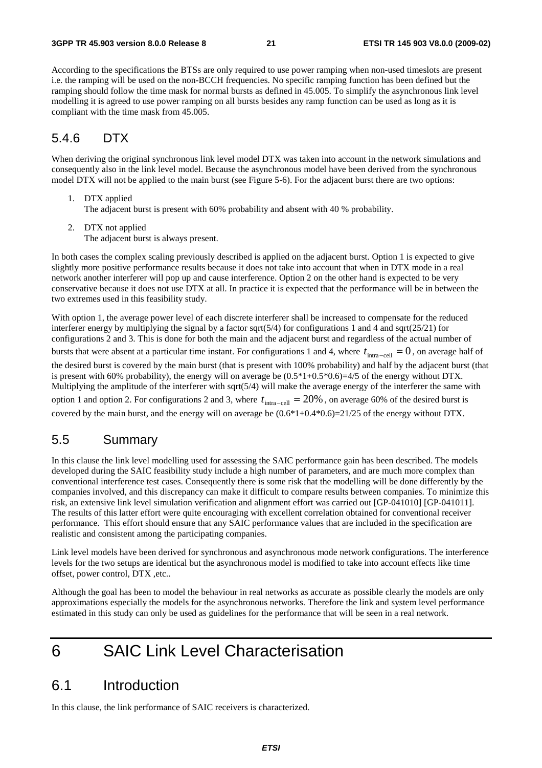According to the specifications the BTSs are only required to use power ramping when non-used timeslots are present i.e. the ramping will be used on the non-BCCH frequencies. No specific ramping function has been defined but the ramping should follow the time mask for normal bursts as defined in 45.005. To simplify the asynchronous link level modelling it is agreed to use power ramping on all bursts besides any ramp function can be used as long as it is compliant with the time mask from 45.005.

### 5.4.6 DTX

When deriving the original synchronous link level model DTX was taken into account in the network simulations and consequently also in the link level model. Because the asynchronous model have been derived from the synchronous model DTX will not be applied to the main burst (see Figure 5-6). For the adjacent burst there are two options:

1. DTX applied
   The adjacent burst is present with 60% probability and absent with 40 % probability.

2. DTX not applied
   The adjacent burst is always present.

In both cases the complex scaling previously described is applied on the adjacent burst. Option 1 is expected to give slightly more positive performance results because it does not take into account that when in DTX mode in a real network another interferer will pop up and cause interference. Option 2 on the other hand is expected to be very conservative because it does not use DTX at all. In practice it is expected that the performance will be in between the two extremes used in this feasibility study.

With option 1, the average power level of each discrete interferer shall be increased to compensate for the reduced interferer energy by multiplying the signal by a factor sqrt(5/4) for configurations 1 and 4 and sqrt(25/21) for configurations 2 and 3. This is done for both the main and the adjacent burst and regardless of the actual number of bursts that were absent at a particular time instant. For configurations 1 and 4, where $t_{\text{intra-cell}} = 0$, on average half of the desired burst is covered by the main burst (that is present with 100% probability) and half by the adjacent burst (that is present with 60% probability), the energy will on average be (0.5*1+0.5*0.6)=4/5 of the energy without DTX. Multiplying the amplitude of the interferer with sqrt(5/4) will make the average energy of the interferer the same with option 1 and option 2. For configurations 2 and 3, where $t_{\text{intra-cell}} = 20\%$, on average 60% of the desired burst is covered by the main burst, and the energy will on average be (0.6*1+0.4*0.6)=21/25 of the energy without DTX.

## 5.5 Summary

In this clause the link level modelling used for assessing the SAIC performance gain has been described. The models developed during the SAIC feasibility study include a high number of parameters, and are much more complex than conventional interference test cases. Consequently there is some risk that the modelling will be done differently by the companies involved, and this discrepancy can make it difficult to compare results between companies. To minimize this risk, an extensive link level simulation verification and alignment effort was carried out [GP-041010] [GP-041011]. The results of this latter effort were quite encouraging with excellent correlation obtained for conventional receiver performance. This effort should ensure that any SAIC performance values that are included in the specification are realistic and consistent among the participating companies.

Link level models have been derived for synchronous and asynchronous mode network configurations. The interference levels for the two setups are identical but the asynchronous model is modified to take into account effects like time offset, power control, DTX ,etc..

Although the goal has been to model the behaviour in real networks as accurate as possible clearly the models are only approximations especially the models for the asynchronous networks. Therefore the link and system level performance estimated in this study can only be used as guidelines for the performance that will be seen in a real network.

# 6 SAIC Link Level Characterisation

## 6.1 Introduction

In this clause, the link performance of SAIC receivers is characterized.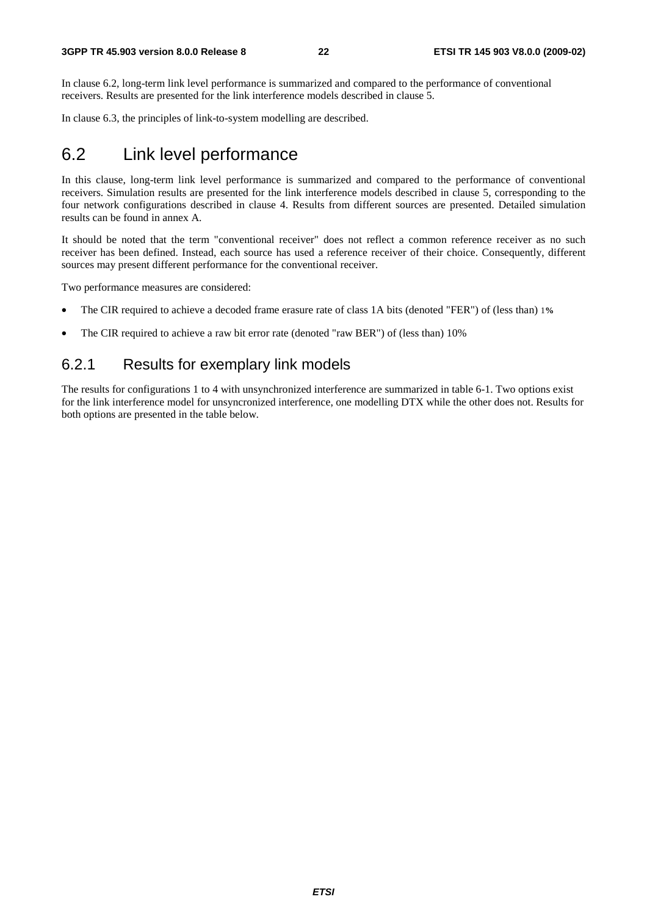In clause 6.2, long-term link level performance is summarized and compared to the performance of conventional receivers. Results are presented for the link interference models described in clause 5.

In clause 6.3, the principles of link-to-system modelling are described.

# 6.2 Link level performance

In this clause, long-term link level performance is summarized and compared to the performance of conventional receivers. Simulation results are presented for the link interference models described in clause 5, corresponding to the four network configurations described in clause 4. Results from different sources are presented. Detailed simulation results can be found in annex A.

It should be noted that the term "conventional receiver" does not reflect a common reference receiver as no such receiver has been defined. Instead, each source has used a reference receiver of their choice. Consequently, different sources may present different performance for the conventional receiver.

Two performance measures are considered:

- The CIR required to achieve a decoded frame erasure rate of class 1A bits (denoted "FER") of (less than) 1%
- The CIR required to achieve a raw bit error rate (denoted "raw BER") of (less than) 10%

## 6.2.1 Results for exemplary link models

The results for configurations 1 to 4 with unsynchronized interference are summarized in table 6-1. Two options exist for the link interference model for unsyncronized interference, one modelling DTX while the other does not. Results for both options are presented in the table below.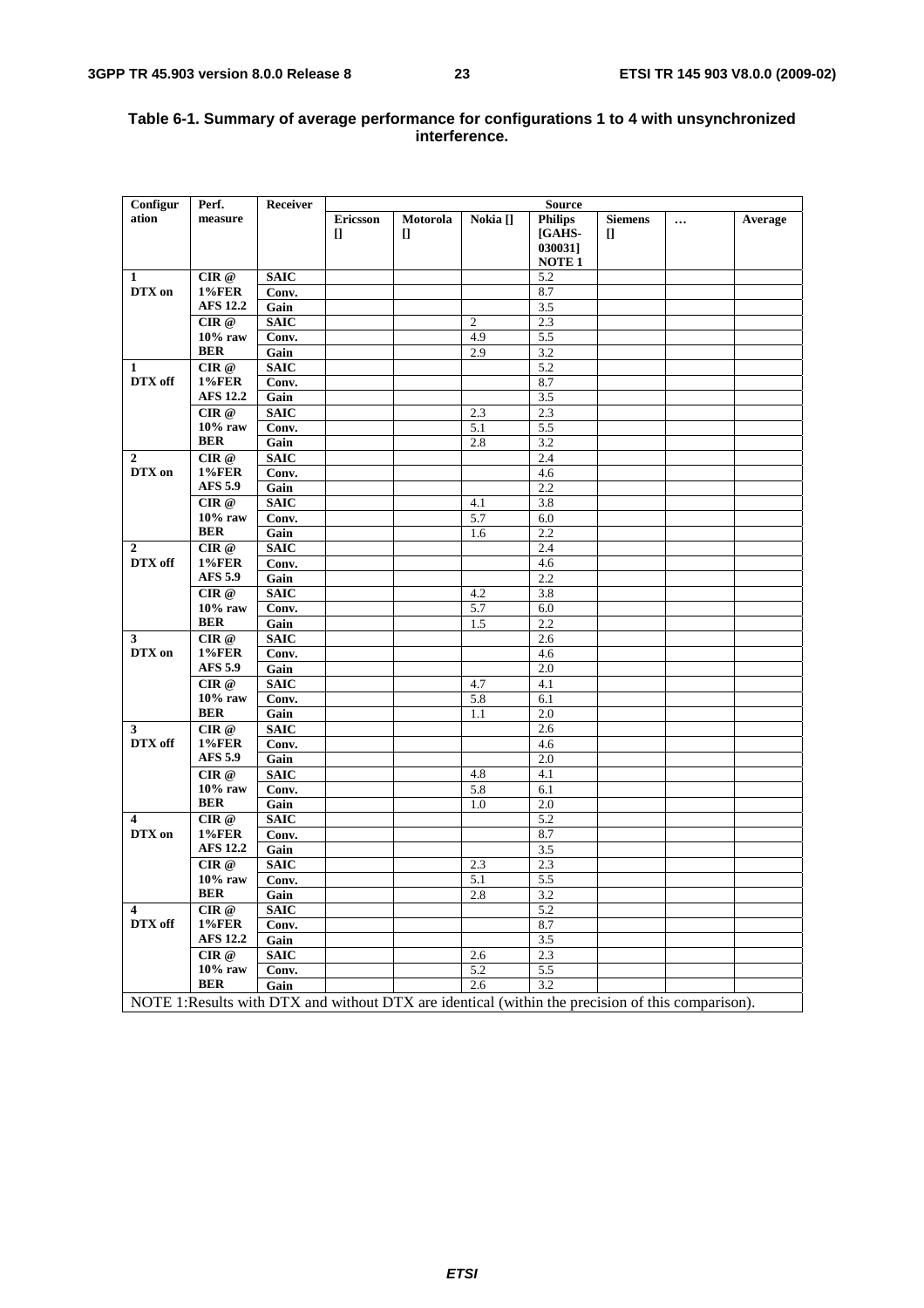**Table 6-1. Summary of average performance for configurations 1 to 4 with unsynchronized interference.**

| Configuration | Perf. measure | Receiver | Source | | | | | | |
|---|---|---|---|---|---|---|---|---|---|
| | | | Ericsson [] | Motorola [] | Nokia [] | Philips [GAHS-030031] NOTE 1 | Siemens [] | … | Average |
| 1 DTX on | CIR @ 1%FER AFS 12.2 | SAIC | | | | 5.2 | | | |
| | | Conv. | | | | 8.7 | | | |
| | | Gain | | | | 3.5 | | | |
| | CIR @ 10% raw BER | SAIC | | | 2 | 2.3 | | | |
| | | Conv. | | | 4.9 | 5.5 | | | |
| | | Gain | | | 2.9 | 3.2 | | | |
| 1 DTX off | CIR @ 1%FER AFS 12.2 | SAIC | | | | 5.2 | | | |
| | | Conv. | | | | 8.7 | | | |
| | | Gain | | | | 3.5 | | | |
| | CIR @ 10% raw BER | SAIC | | | 2.3 | 2.3 | | | |
| | | Conv. | | | 5.1 | 5.5 | | | |
| | | Gain | | | 2.8 | 3.2 | | | |
| 2 DTX on | CIR @ 1%FER AFS 5.9 | SAIC | | | | 2.4 | | | |
| | | Conv. | | | | 4.6 | | | |
| | | Gain | | | | 2.2 | | | |
| | CIR @ 10% raw BER | SAIC | | | 4.1 | 3.8 | | | |
| | | Conv. | | | 5.7 | 6.0 | | | |
| | | Gain | | | 1.6 | 2.2 | | | |
| 2 DTX off | CIR @ 1%FER AFS 5.9 | SAIC | | | | 2.4 | | | |
| | | Conv. | | | | 4.6 | | | |
| | | Gain | | | | 2.2 | | | |
| | CIR @ 10% raw BER | SAIC | | | 4.2 | 3.8 | | | |
| | | Conv. | | | 5.7 | 6.0 | | | |
| | | Gain | | | 1.5 | 2.2 | | | |
| 3 DTX on | CIR @ 1%FER AFS 5.9 | SAIC | | | | 2.6 | | | |
| | | Conv. | | | | 4.6 | | | |
| | | Gain | | | | 2.0 | | | |
| | CIR @ 10% raw BER | SAIC | | | 4.7 | 4.1 | | | |
| | | Conv. | | | 5.8 | 6.1 | | | |
| | | Gain | | | 1.1 | 2.0 | | | |
| 3 DTX off | CIR @ 1%FER AFS 5.9 | SAIC | | | | 2.6 | | | |
| | | Conv. | | | | 4.6 | | | |
| | | Gain | | | | 2.0 | | | |
| | CIR @ 10% raw BER | SAIC | | | 4.8 | 4.1 | | | |
| | | Conv. | | | 5.8 | 6.1 | | | |
| | | Gain | | | 1.0 | 2.0 | | | |
| 4 DTX on | CIR @ 1%FER AFS 12.2 | SAIC | | | | 5.2 | | | |
| | | Conv. | | | | 8.7 | | | |
| | | Gain | | | | 3.5 | | | |
| | CIR @ 10% raw BER | SAIC | | | 2.3 | 2.3 | | | |
| | | Conv. | | | 5.1 | 5.5 | | | |
| | | Gain | | | 2.8 | 3.2 | | | |
| 4 DTX off | CIR @ 1%FER AFS 12.2 | SAIC | | | | 5.2 | | | |
| | | Conv. | | | | 8.7 | | | |
| | | Gain | | | | 3.5 | | | |
| | CIR @ 10% raw BER | SAIC | | | 2.6 | 2.3 | | | |
| | | Conv. | | | 5.2 | 5.5 | | | |
| | | Gain | | | 2.6 | 3.2 | | | |

NOTE 1: Results with DTX and without DTX are identical (within the precision of this comparison).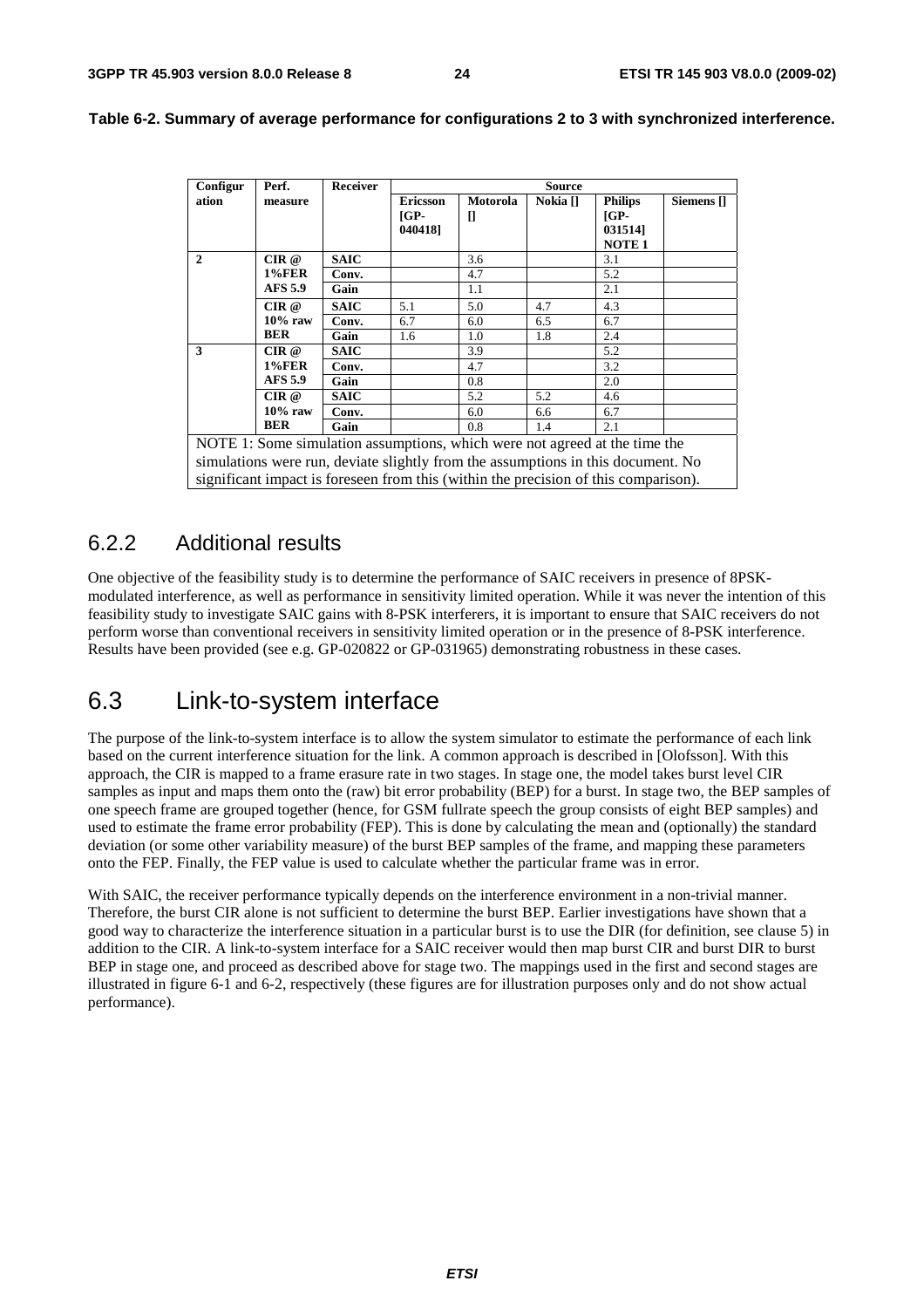**Table 6-2. Summary of average performance for configurations 2 to 3 with synchronized interference.**

| Configuration | Perf. measure | Receiver | Source | | | | |
|---|---|---|---|---|---|---|---|
| | | | Ericsson [GP-040418] | Motorola [] | Nokia [] | Philips [GP-031514] NOTE 1 | Siemens [] |
| 2 | CIR @ 1%FER AFS 5.9 | SAIC | | 3.6 | | 3.1 | |
| | | Conv. | | 4.7 | | 5.2 | |
| | | Gain | | 1.1 | | 2.1 | |
| | CIR @ 10% raw BER | SAIC | 5.1 | 5.0 | 4.7 | 4.3 | |
| | | Conv. | 6.7 | 6.0 | 6.5 | 6.7 | |
| | | Gain | 1.6 | 1.0 | 1.8 | 2.4 | |
| 3 | CIR @ 1%FER AFS 5.9 | SAIC | | 3.9 | | 5.2 | |
| | | Conv. | | 4.7 | | 3.2 | |
| | | Gain | | 0.8 | | 2.0 | |
| | CIR @ 10% raw BER | SAIC | | 5.2 | 5.2 | 4.6 | |
| | | Conv. | | 6.0 | 6.6 | 6.7 | |
| | | Gain | | 0.8 | 1.4 | 2.1 | |

NOTE 1: Some simulation assumptions, which were not agreed at the time the simulations were run, deviate slightly from the assumptions in this document. No significant impact is foreseen from this (within the precision of this comparison).

### 6.2.2 Additional results

One objective of the feasibility study is to determine the performance of SAIC receivers in presence of 8PSK-modulated interference, as well as performance in sensitivity limited operation. While it was never the intention of this feasibility study to investigate SAIC gains with 8-PSK interferers, it is important to ensure that SAIC receivers do not perform worse than conventional receivers in sensitivity limited operation or in the presence of 8-PSK interference. Results have been provided (see e.g. GP-020822 or GP-031965) demonstrating robustness in these cases.

## 6.3 Link-to-system interface

The purpose of the link-to-system interface is to allow the system simulator to estimate the performance of each link based on the current interference situation for the link. A common approach is described in [Olofsson]. With this approach, the CIR is mapped to a frame erasure rate in two stages. In stage one, the model takes burst level CIR samples as input and maps them onto the (raw) bit error probability (BEP) for a burst. In stage two, the BEP samples of one speech frame are grouped together (hence, for GSM fullrate speech the group consists of eight BEP samples) and used to estimate the frame error probability (FEP). This is done by calculating the mean and (optionally) the standard deviation (or some other variability measure) of the burst BEP samples of the frame, and mapping these parameters onto the FEP. Finally, the FEP value is used to calculate whether the particular frame was in error.

With SAIC, the receiver performance typically depends on the interference environment in a non-trivial manner. Therefore, the burst CIR alone is not sufficient to determine the burst BEP. Earlier investigations have shown that a good way to characterize the interference situation in a particular burst is to use the DIR (for definition, see clause 5) in addition to the CIR. A link-to-system interface for a SAIC receiver would then map burst CIR and burst DIR to burst BEP in stage one, and proceed as described above for stage two. The mappings used in the first and second stages are illustrated in figure 6-1 and 6-2, respectively (these figures are for illustration purposes only and do not show actual performance).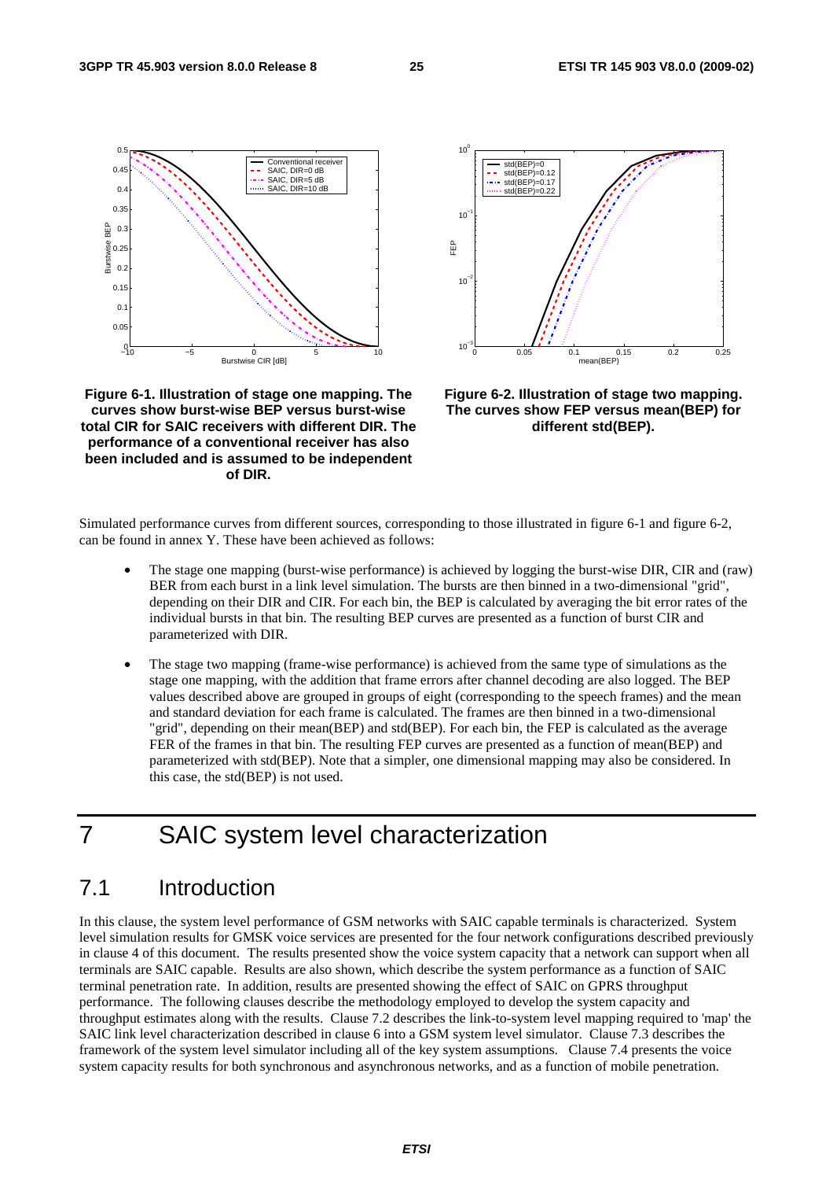Figure 6-1. Illustration of stage one mapping. The curves show burst-wise BEP versus burst-wise total CIR for SAIC receivers with different DIR. The performance of a conventional receiver has also been included and is assumed to be independent of DIR.

Figure 6-2. Illustration of stage two mapping. The curves show FEP versus mean(BEP) for different std(BEP).

Simulated performance curves from different sources, corresponding to those illustrated in figure 6-1 and figure 6-2, can be found in annex Y. These have been achieved as follows:

- The stage one mapping (burst-wise performance) is achieved by logging the burst-wise DIR, CIR and (raw) BER from each burst in a link level simulation. The bursts are then binned in a two-dimensional "grid", depending on their DIR and CIR. For each bin, the BEP is calculated by averaging the bit error rates of the individual bursts in that bin. The resulting BEP curves are presented as a function of burst CIR and parameterized with DIR.

- The stage two mapping (frame-wise performance) is achieved from the same type of simulations as the stage one mapping, with the addition that frame errors after channel decoding are also logged. The BEP values described above are grouped in groups of eight (corresponding to the speech frames) and the mean and standard deviation for each frame is calculated. The frames are then binned in a two-dimensional "grid", depending on their mean(BEP) and std(BEP). For each bin, the FEP is calculated as the average FER of the frames in that bin. The resulting FEP curves are presented as a function of mean(BEP) and parameterized with std(BEP). Note that a simpler, one dimensional mapping may also be considered. In this case, the std(BEP) is not used.

# 7 SAIC system level characterization

## 7.1 Introduction

In this clause, the system level performance of GSM networks with SAIC capable terminals is characterized. System level simulation results for GMSK voice services are presented for the four network configurations described previously in clause 4 of this document. The results presented show the voice system capacity that a network can support when all terminals are SAIC capable. Results are also shown, which describe the system performance as a function of SAIC terminal penetration rate. In addition, results are presented showing the effect of SAIC on GPRS throughput performance. The following clauses describe the methodology employed to develop the system capacity and throughput estimates along with the results. Clause 7.2 describes the link-to-system level mapping required to 'map' the SAIC link level characterization described in clause 6 into a GSM system level simulator. Clause 7.3 describes the framework of the system level simulator including all of the key system assumptions. Clause 7.4 presents the voice system capacity results for both synchronous and asynchronous networks, and as a function of mobile penetration.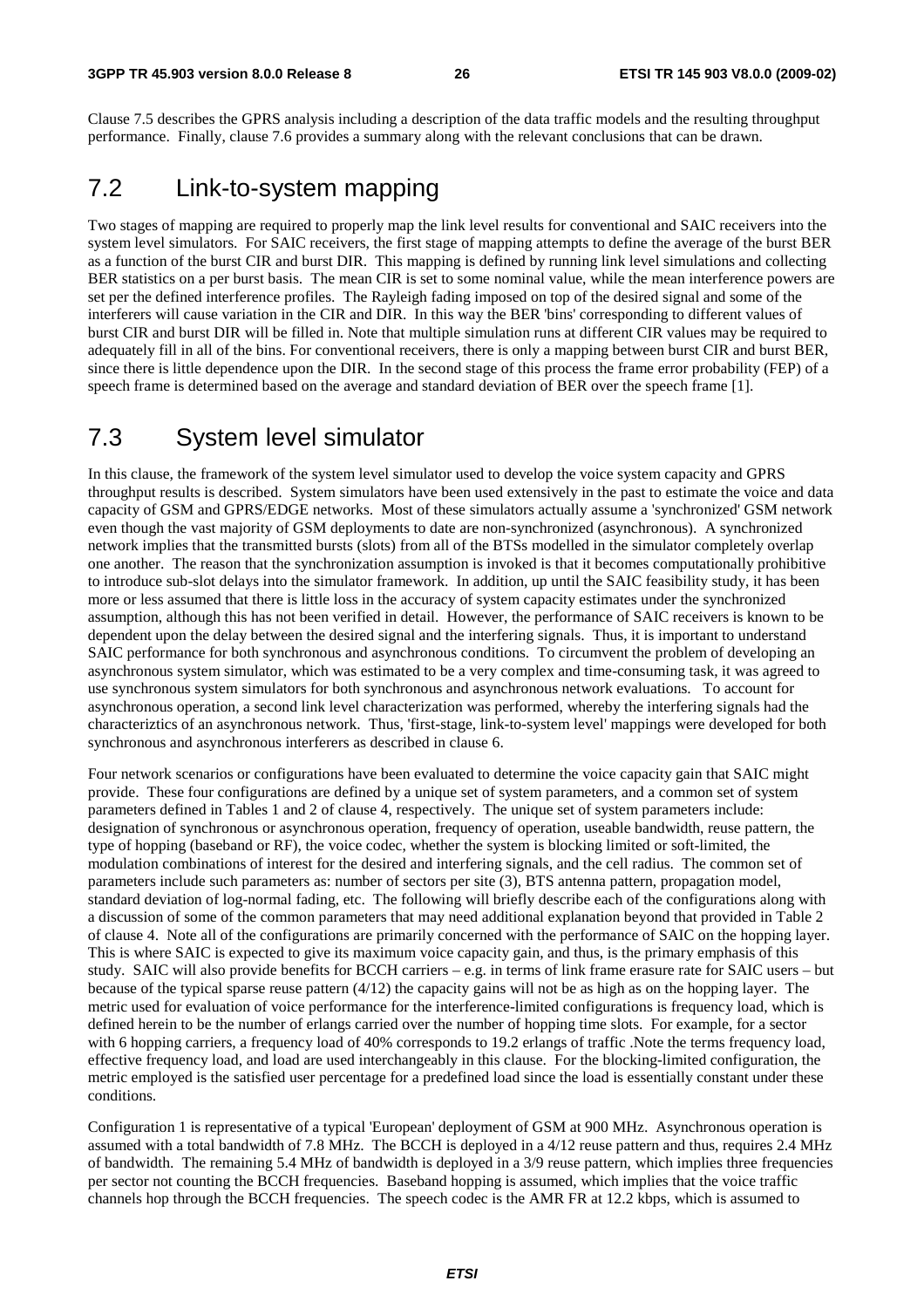Clause 7.5 describes the GPRS analysis including a description of the data traffic models and the resulting throughput performance. Finally, clause 7.6 provides a summary along with the relevant conclusions that can be drawn.

## 7.2 Link-to-system mapping

Two stages of mapping are required to properly map the link level results for conventional and SAIC receivers into the system level simulators. For SAIC receivers, the first stage of mapping attempts to define the average of the burst BER as a function of the burst CIR and burst DIR. This mapping is defined by running link level simulations and collecting BER statistics on a per burst basis. The mean CIR is set to some nominal value, while the mean interference powers are set per the defined interference profiles. The Rayleigh fading imposed on top of the desired signal and some of the interferers will cause variation in the CIR and DIR. In this way the BER 'bins' corresponding to different values of burst CIR and burst DIR will be filled in. Note that multiple simulation runs at different CIR values may be required to adequately fill in all of the bins. For conventional receivers, there is only a mapping between burst CIR and burst BER, since there is little dependence upon the DIR. In the second stage of this process the frame error probability (FEP) of a speech frame is determined based on the average and standard deviation of BER over the speech frame [1].

## 7.3 System level simulator

In this clause, the framework of the system level simulator used to develop the voice system capacity and GPRS throughput results is described. System simulators have been used extensively in the past to estimate the voice and data capacity of GSM and GPRS/EDGE networks. Most of these simulators actually assume a 'synchronized' GSM network even though the vast majority of GSM deployments to date are non-synchronized (asynchronous). A synchronized network implies that the transmitted bursts (slots) from all of the BTSs modelled in the simulator completely overlap one another. The reason that the synchronization assumption is invoked is that it becomes computationally prohibitive to introduce sub-slot delays into the simulator framework. In addition, up until the SAIC feasibility study, it has been more or less assumed that there is little loss in the accuracy of system capacity estimates under the synchronized assumption, although this has not been verified in detail. However, the performance of SAIC receivers is known to be dependent upon the delay between the desired signal and the interfering signals. Thus, it is important to understand SAIC performance for both synchronous and asynchronous conditions. To circumvent the problem of developing an asynchronous system simulator, which was estimated to be a very complex and time-consuming task, it was agreed to use synchronous system simulators for both synchronous and asynchronous network evaluations. To account for asynchronous operation, a second link level characterization was performed, whereby the interfering signals had the characteriztics of an asynchronous network. Thus, 'first-stage, link-to-system level' mappings were developed for both synchronous and asynchronous interferers as described in clause 6.

Four network scenarios or configurations have been evaluated to determine the voice capacity gain that SAIC might provide. These four configurations are defined by a unique set of system parameters, and a common set of system parameters defined in Tables 1 and 2 of clause 4, respectively. The unique set of system parameters include: designation of synchronous or asynchronous operation, frequency of operation, useable bandwidth, reuse pattern, the type of hopping (baseband or RF), the voice codec, whether the system is blocking limited or soft-limited, the modulation combinations of interest for the desired and interfering signals, and the cell radius. The common set of parameters include such parameters as: number of sectors per site (3), BTS antenna pattern, propagation model, standard deviation of log-normal fading, etc. The following will briefly describe each of the configurations along with a discussion of some of the common parameters that may need additional explanation beyond that provided in Table 2 of clause 4. Note all of the configurations are primarily concerned with the performance of SAIC on the hopping layer. This is where SAIC is expected to give its maximum voice capacity gain, and thus, is the primary emphasis of this study. SAIC will also provide benefits for BCCH carriers – e.g. in terms of link frame erasure rate for SAIC users – but because of the typical sparse reuse pattern (4/12) the capacity gains will not be as high as on the hopping layer. The metric used for evaluation of voice performance for the interference-limited configurations is frequency load, which is defined herein to be the number of erlangs carried over the number of hopping time slots. For example, for a sector with 6 hopping carriers, a frequency load of 40% corresponds to 19.2 erlangs of traffic .Note the terms frequency load, effective frequency load, and load are used interchangeably in this clause. For the blocking-limited configuration, the metric employed is the satisfied user percentage for a predefined load since the load is essentially constant under these conditions.

Configuration 1 is representative of a typical 'European' deployment of GSM at 900 MHz. Asynchronous operation is assumed with a total bandwidth of 7.8 MHz. The BCCH is deployed in a 4/12 reuse pattern and thus, requires 2.4 MHz of bandwidth. The remaining 5.4 MHz of bandwidth is deployed in a 3/9 reuse pattern, which implies three frequencies per sector not counting the BCCH frequencies. Baseband hopping is assumed, which implies that the voice traffic channels hop through the BCCH frequencies. The speech codec is the AMR FR at 12.2 kbps, which is assumed to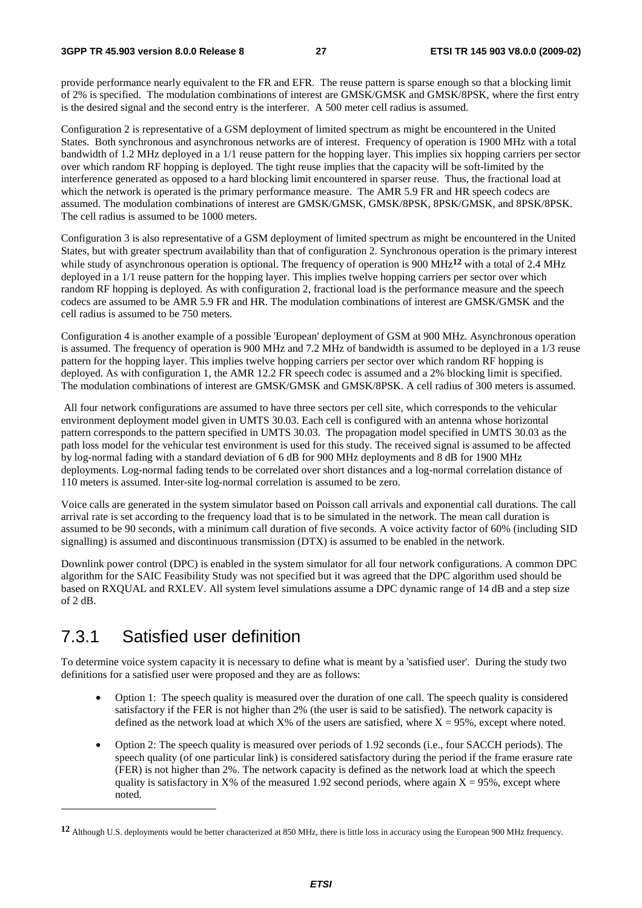provide performance nearly equivalent to the FR and EFR. The reuse pattern is sparse enough so that a blocking limit of 2% is specified. The modulation combinations of interest are GMSK/GMSK and GMSK/8PSK, where the first entry is the desired signal and the second entry is the interferer. A 500 meter cell radius is assumed.

Configuration 2 is representative of a GSM deployment of limited spectrum as might be encountered in the United States. Both synchronous and asynchronous networks are of interest. Frequency of operation is 1900 MHz with a total bandwidth of 1.2 MHz deployed in a 1/1 reuse pattern for the hopping layer. This implies six hopping carriers per sector over which random RF hopping is deployed. The tight reuse implies that the capacity will be soft-limited by the interference generated as opposed to a hard blocking limit encountered in sparser reuse. Thus, the fractional load at which the network is operated is the primary performance measure. The AMR 5.9 FR and HR speech codecs are assumed. The modulation combinations of interest are GMSK/GMSK, GMSK/8PSK, 8PSK/GMSK, and 8PSK/8PSK. The cell radius is assumed to be 1000 meters.

Configuration 3 is also representative of a GSM deployment of limited spectrum as might be encountered in the United States, but with greater spectrum availability than that of configuration 2. Synchronous operation is the primary interest while study of asynchronous operation is optional. The frequency of operation is 900 MHz[12] with a total of 2.4 MHz deployed in a 1/1 reuse pattern for the hopping layer. This implies twelve hopping carriers per sector over which random RF hopping is deployed. As with configuration 2, fractional load is the performance measure and the speech codecs are assumed to be AMR 5.9 FR and HR. The modulation combinations of interest are GMSK/GMSK and the cell radius is assumed to be 750 meters.

Configuration 4 is another example of a possible 'European' deployment of GSM at 900 MHz. Asynchronous operation is assumed. The frequency of operation is 900 MHz and 7.2 MHz of bandwidth is assumed to be deployed in a 1/3 reuse pattern for the hopping layer. This implies twelve hopping carriers per sector over which random RF hopping is deployed. As with configuration 1, the AMR 12.2 FR speech codec is assumed and a 2% blocking limit is specified. The modulation combinations of interest are GMSK/GMSK and GMSK/8PSK. A cell radius of 300 meters is assumed.

All four network configurations are assumed to have three sectors per cell site, which corresponds to the vehicular environment deployment model given in UMTS 30.03. Each cell is configured with an antenna whose horizontal pattern corresponds to the pattern specified in UMTS 30.03. The propagation model specified in UMTS 30.03 as the path loss model for the vehicular test environment is used for this study. The received signal is assumed to be affected by log-normal fading with a standard deviation of 6 dB for 900 MHz deployments and 8 dB for 1900 MHz deployments. Log-normal fading tends to be correlated over short distances and a log-normal correlation distance of 110 meters is assumed. Inter-site log-normal correlation is assumed to be zero.

Voice calls are generated in the system simulator based on Poisson call arrivals and exponential call durations. The call arrival rate is set according to the frequency load that is to be simulated in the network. The mean call duration is assumed to be 90 seconds, with a minimum call duration of five seconds. A voice activity factor of 60% (including SID signalling) is assumed and discontinuous transmission (DTX) is assumed to be enabled in the network.

Downlink power control (DPC) is enabled in the system simulator for all four network configurations. A common DPC algorithm for the SAIC Feasibility Study was not specified but it was agreed that the DPC algorithm used should be based on RXQUAL and RXLEV. All system level simulations assume a DPC dynamic range of 14 dB and a step size of 2 dB.

## 7.3.1 Satisfied user definition

To determine voice system capacity it is necessary to define what is meant by a 'satisfied user'. During the study two definitions for a satisfied user were proposed and they are as follows:

- Option 1: The speech quality is measured over the duration of one call. The speech quality is considered satisfactory if the FER is not higher than 2% (the user is said to be satisfied). The network capacity is defined as the network load at which X% of the users are satisfied, where X = 95%, except where noted.
- Option 2: The speech quality is measured over periods of 1.92 seconds (i.e., four SACCH periods). The speech quality (of one particular link) is considered satisfactory during the period if the frame erasure rate (FER) is not higher than 2%. The network capacity is defined as the network load at which the speech quality is satisfactory in X% of the measured 1.92 second periods, where again X = 95%, except where noted.

---

[12] Although U.S. deployments would be better characterized at 850 MHz, there is little loss in accuracy using the European 900 MHz frequency.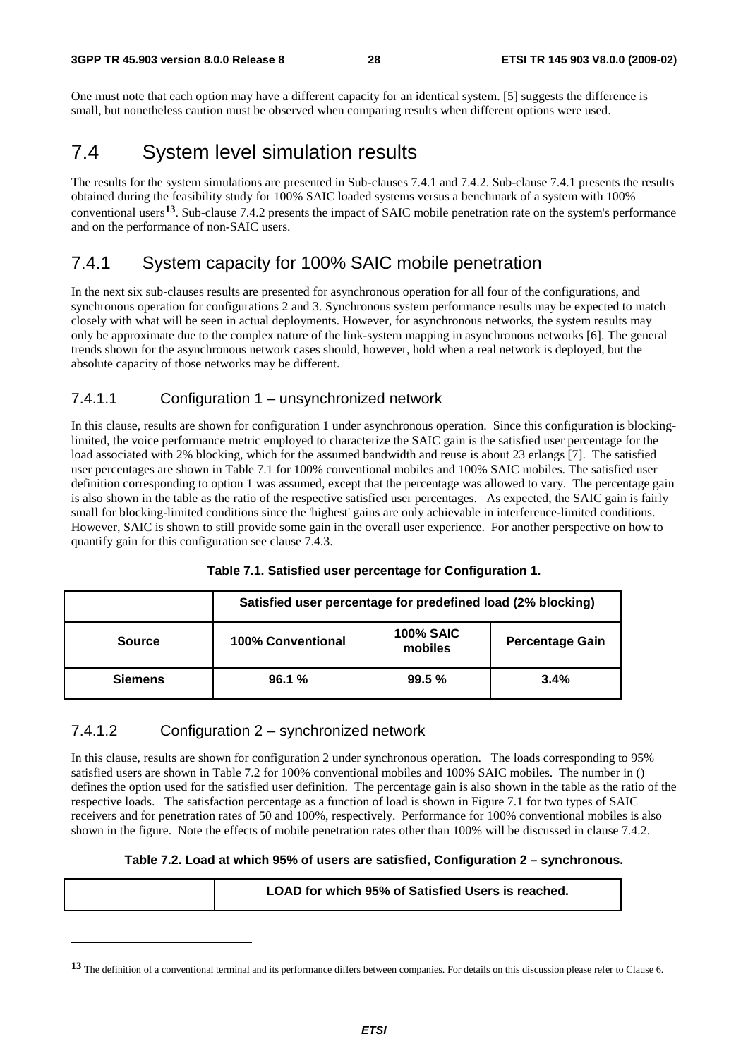One must note that each option may have a different capacity for an identical system. [5] suggests the difference is small, but nonetheless caution must be observed when comparing results when different options were used.

# 7.4 System level simulation results

The results for the system simulations are presented in Sub-clauses 7.4.1 and 7.4.2. Sub-clause 7.4.1 presents the results obtained during the feasibility study for 100% SAIC loaded systems versus a benchmark of a system with 100% conventional users[13]. Sub-clause 7.4.2 presents the impact of SAIC mobile penetration rate on the system's performance and on the performance of non-SAIC users.

## 7.4.1 System capacity for 100% SAIC mobile penetration

In the next six sub-clauses results are presented for asynchronous operation for all four of the configurations, and synchronous operation for configurations 2 and 3. Synchronous system performance results may be expected to match closely with what will be seen in actual deployments. However, for asynchronous networks, the system results may only be approximate due to the complex nature of the link-system mapping in asynchronous networks [6]. The general trends shown for the asynchronous network cases should, however, hold when a real network is deployed, but the absolute capacity of those networks may be different.

### 7.4.1.1 Configuration 1 – unsynchronized network

In this clause, results are shown for configuration 1 under asynchronous operation. Since this configuration is blocking-limited, the voice performance metric employed to characterize the SAIC gain is the satisfied user percentage for the load associated with 2% blocking, which for the assumed bandwidth and reuse is about 23 erlangs [7]. The satisfied user percentages are shown in Table 7.1 for 100% conventional mobiles and 100% SAIC mobiles. The satisfied user definition corresponding to option 1 was assumed, except that the percentage was allowed to vary. The percentage gain is also shown in the table as the ratio of the respective satisfied user percentages. As expected, the SAIC gain is fairly small for blocking-limited conditions since the 'highest' gains are only achievable in interference-limited conditions. However, SAIC is shown to still provide some gain in the overall user experience. For another perspective on how to quantify gain for this configuration see clause 7.4.3.

**Table 7.1. Satisfied user percentage for Configuration 1.**

| | Satisfied user percentage for predefined load (2% blocking) | | |
|---|---|---|---|
| **Source** | **100% Conventional** | **100% SAIC mobiles** | **Percentage Gain** |
| **Siemens** | **96.1 %** | **99.5 %** | **3.4%** |

### 7.4.1.2 Configuration 2 – synchronized network

In this clause, results are shown for configuration 2 under synchronous operation. The loads corresponding to 95% satisfied users are shown in Table 7.2 for 100% conventional mobiles and 100% SAIC mobiles. The number in () defines the option used for the satisfied user definition. The percentage gain is also shown in the table as the ratio of the respective loads. The satisfaction percentage as a function of load is shown in Figure 7.1 for two types of SAIC receivers and for penetration rates of 50 and 100%, respectively. Performance for 100% conventional mobiles is also shown in the figure. Note the effects of mobile penetration rates other than 100% will be discussed in clause 7.4.2.

**Table 7.2. Load at which 95% of users are satisfied, Configuration 2 – synchronous.**

| | LOAD for which 95% of Satisfied Users is reached. |
|---|---|

[13] The definition of a conventional terminal and its performance differs between companies. For details on this discussion please refer to Clause 6.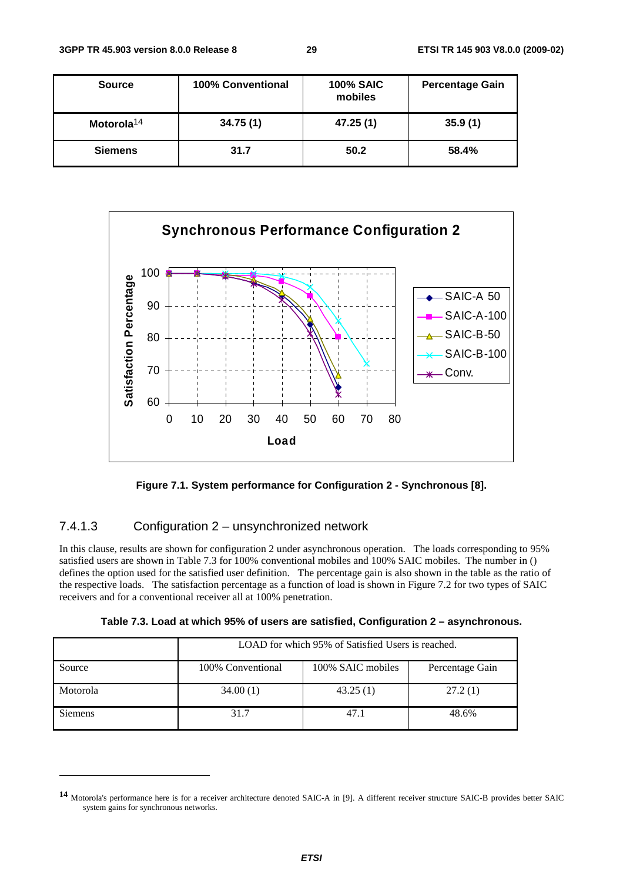| Source | 100% Conventional | 100% SAIC mobiles | Percentage Gain |
|---|---|---|---|
| Motorola[14] | 34.75 (1) | 47.25 (1) | 35.9 (1) |
| Siemens | 31.7 | 50.2 | 58.4% |

**Figure 7.1. System performance for Configuration 2 - Synchronous [8].**

### 7.4.1.3 Configuration 2 – unsynchronized network

In this clause, results are shown for configuration 2 under asynchronous operation. The loads corresponding to 95% satisfied users are shown in Table 7.3 for 100% conventional mobiles and 100% SAIC mobiles. The number in () defines the option used for the satisfied user definition. The percentage gain is also shown in the table as the ratio of the respective loads. The satisfaction percentage as a function of load is shown in Figure 7.2 for two types of SAIC receivers and for a conventional receiver all at 100% penetration.

**Table 7.3. Load at which 95% of users are satisfied, Configuration 2 – asynchronous.**

| | LOAD for which 95% of Satisfied Users is reached. | | |
|---|---|---|---|
| Source | 100% Conventional | 100% SAIC mobiles | Percentage Gain |
| Motorola | 34.00 (1) | 43.25 (1) | 27.2 (1) |
| Siemens | 31.7 | 47.1 | 48.6% |

[14] Motorola's performance here is for a receiver architecture denoted SAIC-A in [9]. A different receiver structure SAIC-B provides better SAIC system gains for synchronous networks.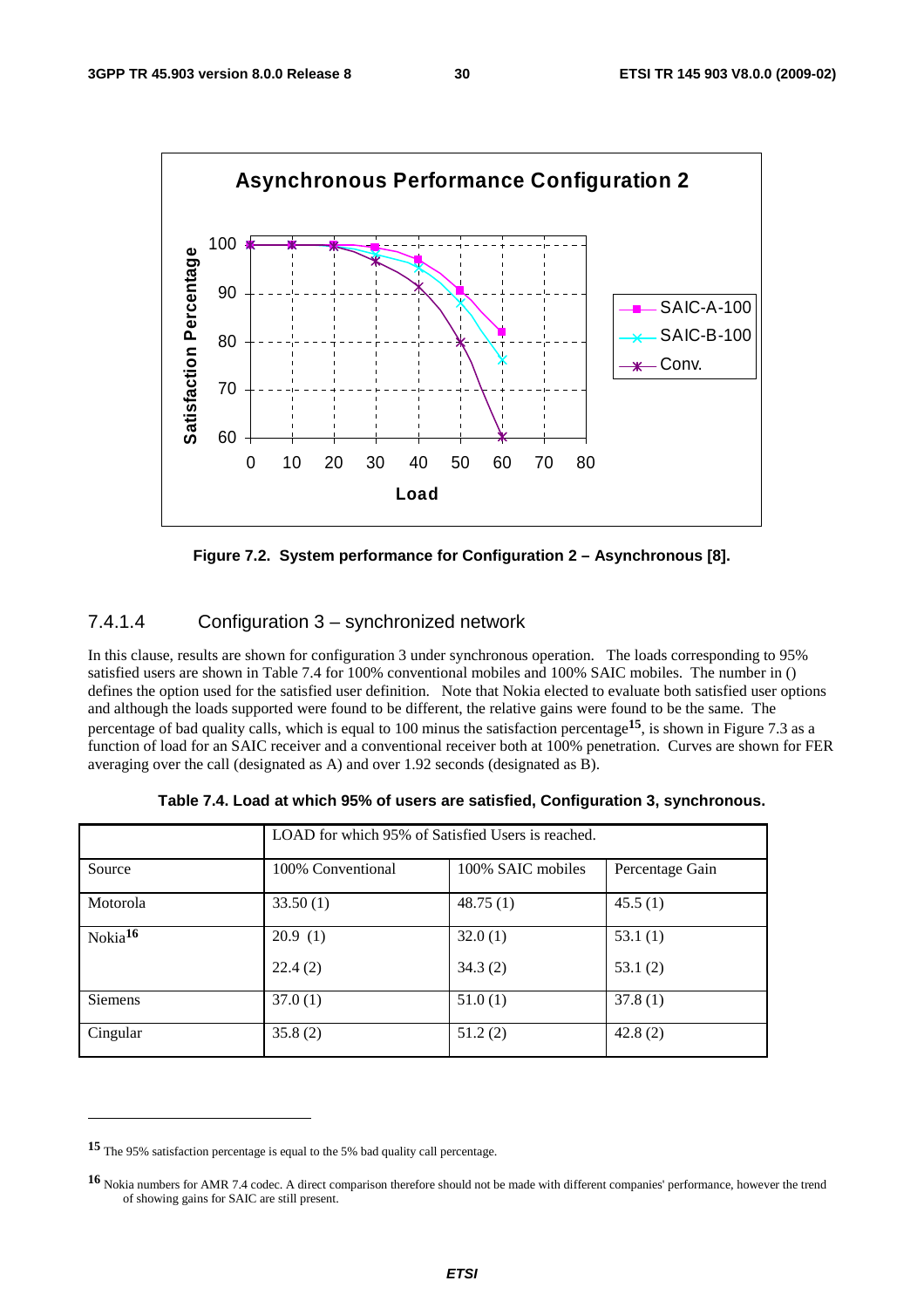Figure 7.2. System performance for Configuration 2 – Asynchronous [8].

### 7.4.1.4 Configuration 3 – synchronized network

In this clause, results are shown for configuration 3 under synchronous operation. The loads corresponding to 95% satisfied users are shown in Table 7.4 for 100% conventional mobiles and 100% SAIC mobiles. The number in () defines the option used for the satisfied user definition. Note that Nokia elected to evaluate both satisfied user options and although the loads supported were found to be different, the relative gains were found to be the same. The percentage of bad quality calls, which is equal to 100 minus the satisfaction percentage[15], is shown in Figure 7.3 as a function of load for an SAIC receiver and a conventional receiver both at 100% penetration. Curves are shown for FER averaging over the call (designated as A) and over 1.92 seconds (designated as B).

**Table 7.4. Load at which 95% of users are satisfied, Configuration 3, synchronous.**

| | LOAD for which 95% of Satisfied Users is reached. | | |
|---|---|---|---|
| Source | 100% Conventional | 100% SAIC mobiles | Percentage Gain |
| Motorola | 33.50 (1) | 48.75 (1) | 45.5 (1) |
| Nokia[16] | 20.9 (1)<br>22.4 (2) | 32.0 (1)<br>34.3 (2) | 53.1 (1)<br>53.1 (2) |
| Siemens | 37.0 (1) | 51.0 (1) | 37.8 (1) |
| Cingular | 35.8 (2) | 51.2 (2) | 42.8 (2) |

[15] The 95% satisfaction percentage is equal to the 5% bad quality call percentage.

[16] Nokia numbers for AMR 7.4 codec. A direct comparison therefore should not be made with different companies' performance, however the trend of showing gains for SAIC are still present.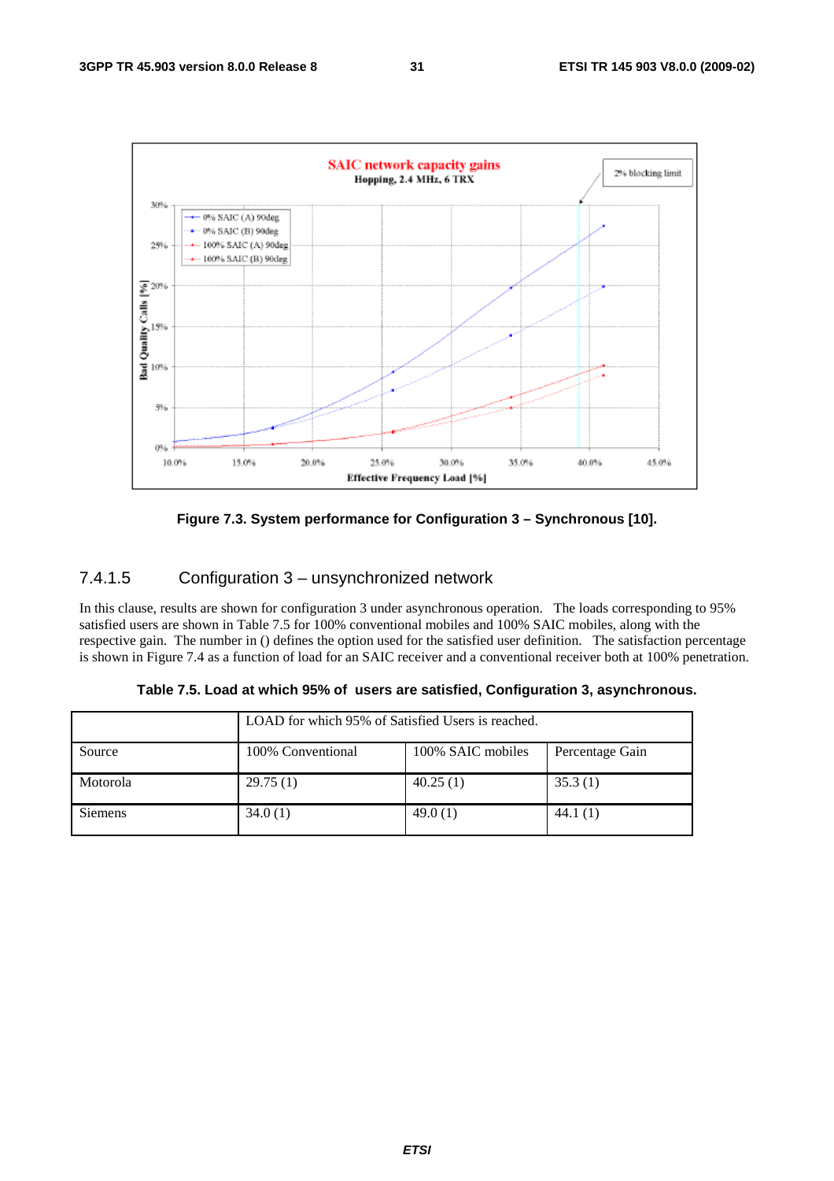Figure 7.3. System performance for Configuration 3 – Synchronous [10].

### 7.4.1.5 Configuration 3 – unsynchronized network

In this clause, results are shown for configuration 3 under asynchronous operation. The loads corresponding to 95% satisfied users are shown in Table 7.5 for 100% conventional mobiles and 100% SAIC mobiles, along with the respective gain. The number in () defines the option used for the satisfied user definition. The satisfaction percentage is shown in Figure 7.4 as a function of load for an SAIC receiver and a conventional receiver both at 100% penetration.

**Table 7.5. Load at which 95% of users are satisfied, Configuration 3, asynchronous.**

| | LOAD for which 95% of Satisfied Users is reached. | | |
|---|---|---|---|
| Source | 100% Conventional | 100% SAIC mobiles | Percentage Gain |
| Motorola | 29.75 (1) | 40.25 (1) | 35.3 (1) |
| Siemens | 34.0 (1) | 49.0 (1) | 44.1 (1) |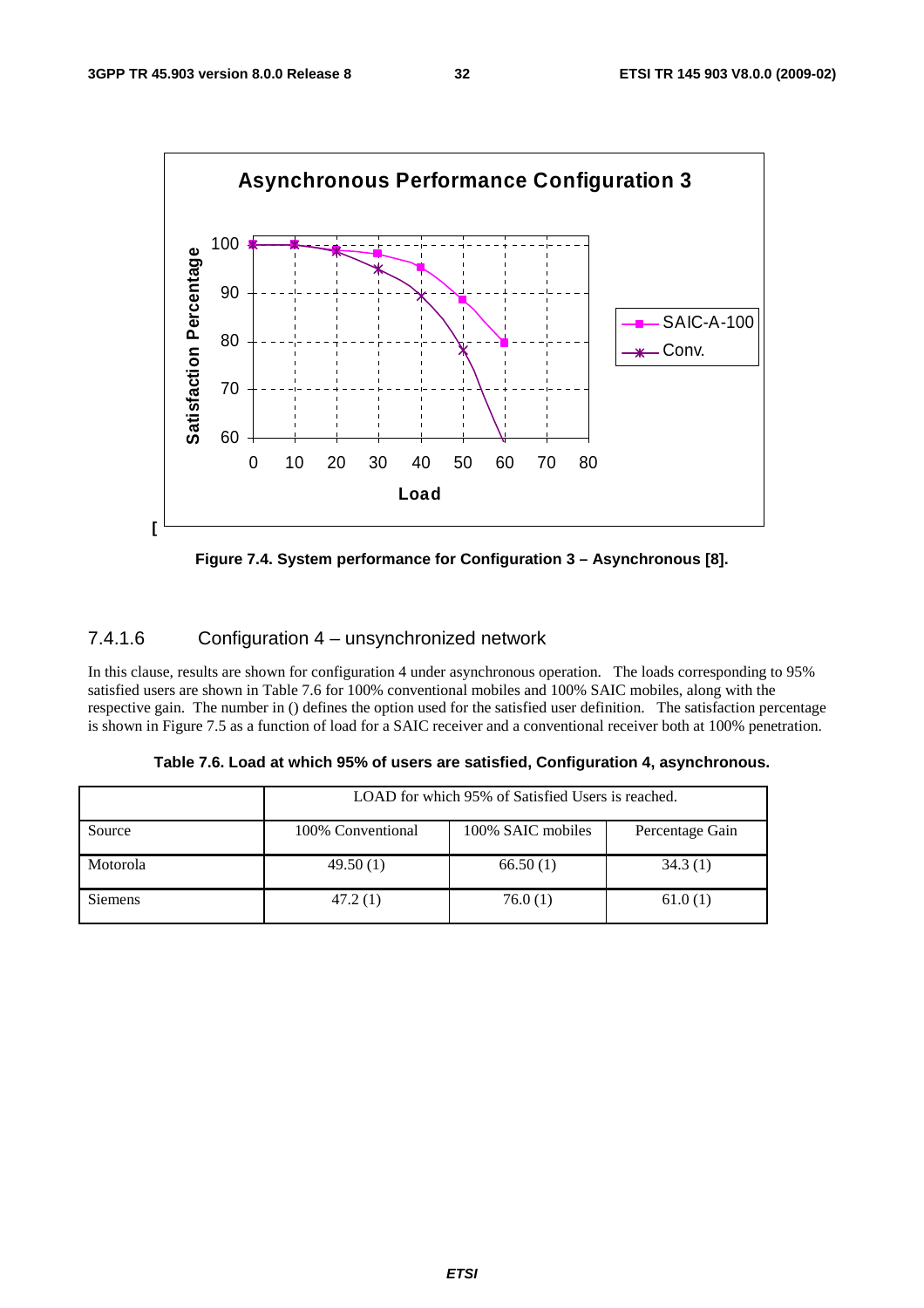[

Figure 7.4. System performance for Configuration 3 – Asynchronous [8].

### 7.4.1.6 Configuration 4 – unsynchronized network

In this clause, results are shown for configuration 4 under asynchronous operation. The loads corresponding to 95% satisfied users are shown in Table 7.6 for 100% conventional mobiles and 100% SAIC mobiles, along with the respective gain. The number in () defines the option used for the satisfied user definition. The satisfaction percentage is shown in Figure 7.5 as a function of load for a SAIC receiver and a conventional receiver both at 100% penetration.

**Table 7.6. Load at which 95% of users are satisfied, Configuration 4, asynchronous.**

| | LOAD for which 95% of Satisfied Users is reached. | | |
|---|---|---|---|
| Source | 100% Conventional | 100% SAIC mobiles | Percentage Gain |
| Motorola | 49.50 (1) | 66.50 (1) | 34.3 (1) |
| Siemens | 47.2 (1) | 76.0 (1) | 61.0 (1) |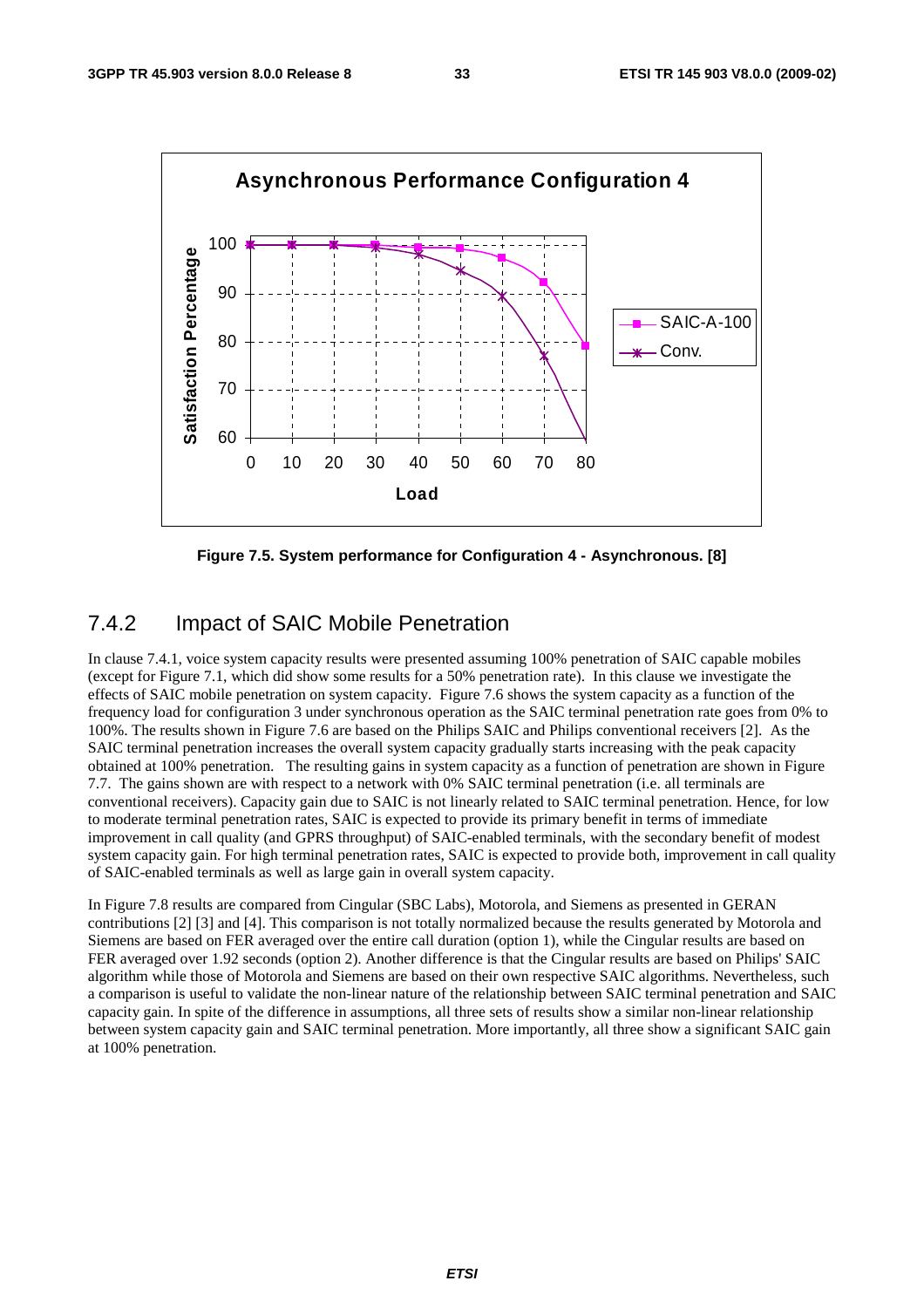**Figure 7.5. System performance for Configuration 4 - Asynchronous. [8]**

### 7.4.2 Impact of SAIC Mobile Penetration

In clause 7.4.1, voice system capacity results were presented assuming 100% penetration of SAIC capable mobiles (except for Figure 7.1, which did show some results for a 50% penetration rate). In this clause we investigate the effects of SAIC mobile penetration on system capacity. Figure 7.6 shows the system capacity as a function of the frequency load for configuration 3 under synchronous operation as the SAIC terminal penetration rate goes from 0% to 100%. The results shown in Figure 7.6 are based on the Philips SAIC and Philips conventional receivers [2]. As the SAIC terminal penetration increases the overall system capacity gradually starts increasing with the peak capacity obtained at 100% penetration. The resulting gains in system capacity as a function of penetration are shown in Figure 7.7. The gains shown are with respect to a network with 0% SAIC terminal penetration (i.e. all terminals are conventional receivers). Capacity gain due to SAIC is not linearly related to SAIC terminal penetration. Hence, for low to moderate terminal penetration rates, SAIC is expected to provide its primary benefit in terms of immediate improvement in call quality (and GPRS throughput) of SAIC-enabled terminals, with the secondary benefit of modest system capacity gain. For high terminal penetration rates, SAIC is expected to provide both, improvement in call quality of SAIC-enabled terminals as well as large gain in overall system capacity.

In Figure 7.8 results are compared from Cingular (SBC Labs), Motorola, and Siemens as presented in GERAN contributions [2] [3] and [4]. This comparison is not totally normalized because the results generated by Motorola and Siemens are based on FER averaged over the entire call duration (option 1), while the Cingular results are based on FER averaged over 1.92 seconds (option 2). Another difference is that the Cingular results are based on Philips' SAIC algorithm while those of Motorola and Siemens are based on their own respective SAIC algorithms. Nevertheless, such a comparison is useful to validate the non-linear nature of the relationship between SAIC terminal penetration and SAIC capacity gain. In spite of the difference in assumptions, all three sets of results show a similar non-linear relationship between system capacity gain and SAIC terminal penetration. More importantly, all three show a significant SAIC gain at 100% penetration.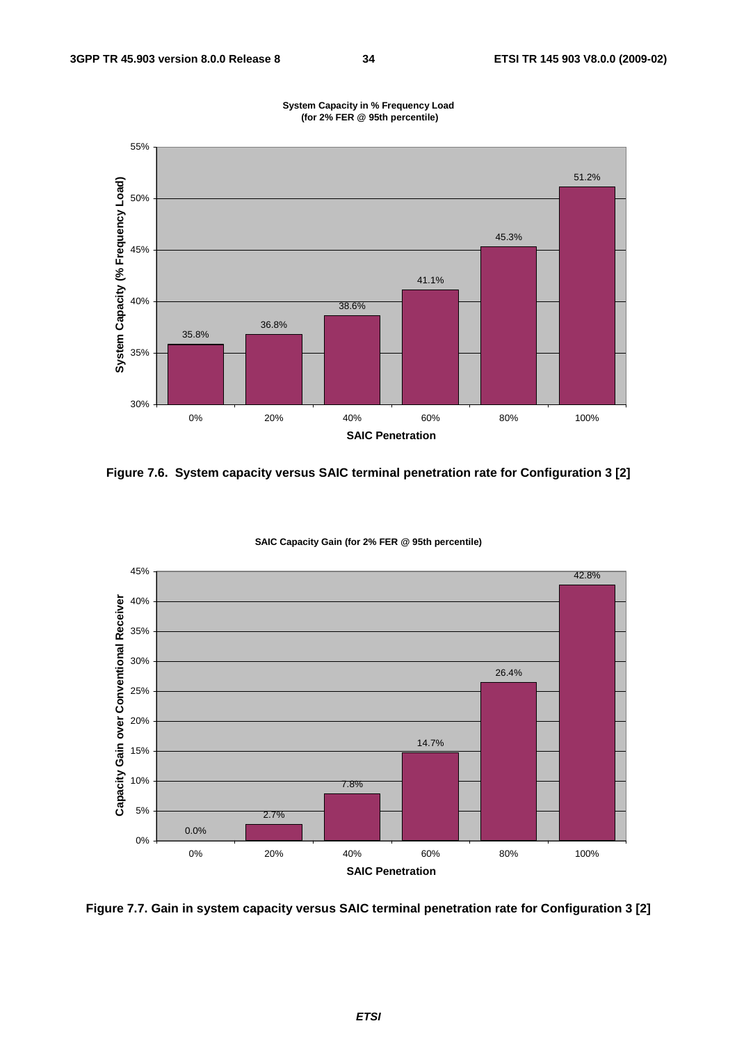**System Capacity in % Frequency Load (for 2% FER @ 95th percentile)**

| SAIC Penetration | System Capacity (% Frequency Load) |
| --- | --- |
| 0% | 35.8% |
| 20% | 36.8% |
| 40% | 38.6% |
| 60% | 41.1% |
| 80% | 45.3% |
| 100% | 51.2% |

**Figure 7.6. System capacity versus SAIC terminal penetration rate for Configuration 3 [2]**

**SAIC Capacity Gain (for 2% FER @ 95th percentile)**

| SAIC Penetration | Capacity Gain over Conventional Receiver |
| --- | --- |
| 0% | 0.0% |
| 20% | 2.7% |
| 40% | 7.8% |
| 60% | 14.7% |
| 80% | 26.4% |
| 100% | 42.8% |

**Figure 7.7. Gain in system capacity versus SAIC terminal penetration rate for Configuration 3 [2]**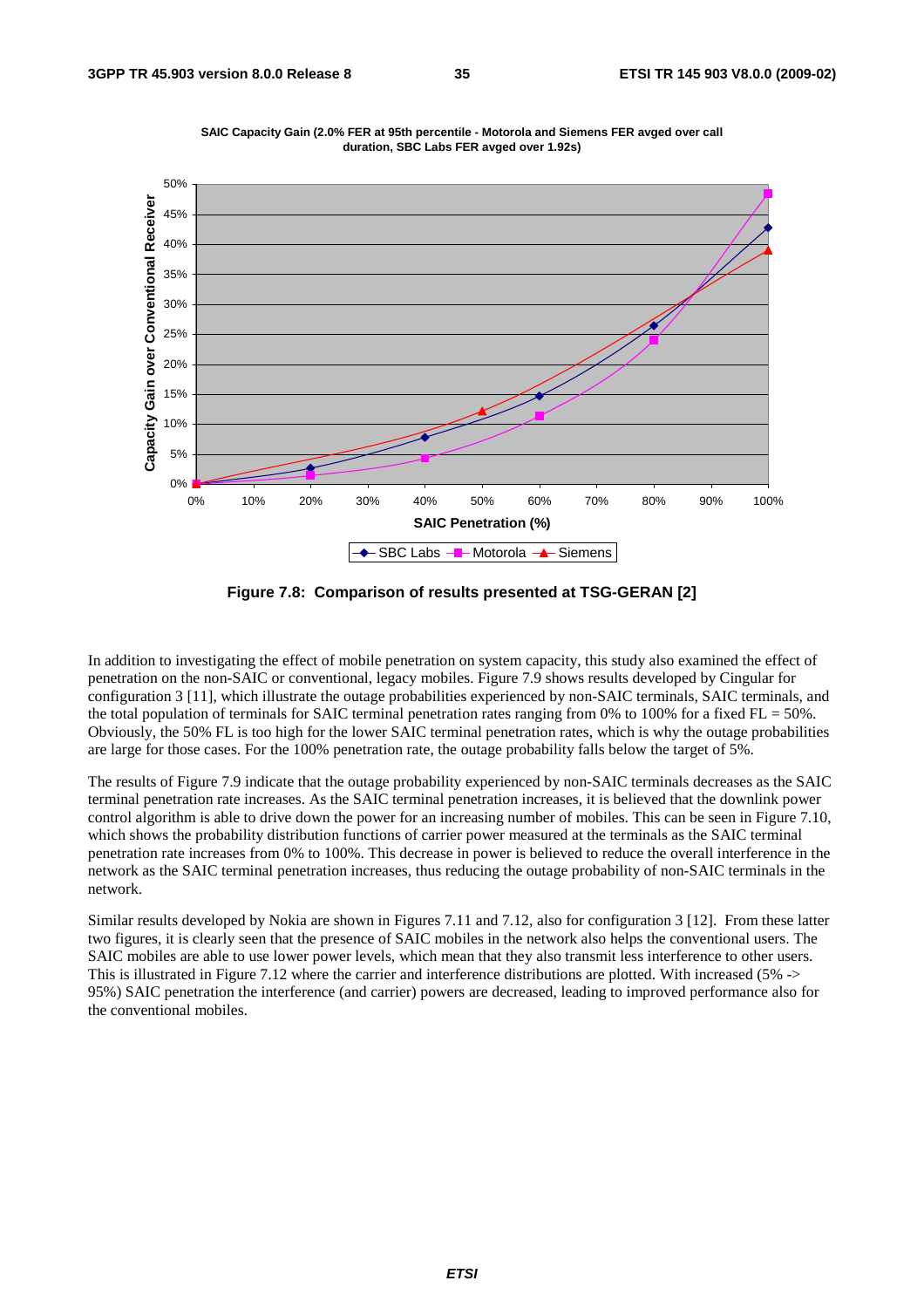**Figure 7.8: Comparison of results presented at TSG-GERAN [2]**

In addition to investigating the effect of mobile penetration on system capacity, this study also examined the effect of penetration on the non-SAIC or conventional, legacy mobiles. Figure 7.9 shows results developed by Cingular for configuration 3 [11], which illustrate the outage probabilities experienced by non-SAIC terminals, SAIC terminals, and the total population of terminals for SAIC terminal penetration rates ranging from 0% to 100% for a fixed FL = 50%. Obviously, the 50% FL is too high for the lower SAIC terminal penetration rates, which is why the outage probabilities are large for those cases. For the 100% penetration rate, the outage probability falls below the target of 5%.

The results of Figure 7.9 indicate that the outage probability experienced by non-SAIC terminals decreases as the SAIC terminal penetration rate increases. As the SAIC terminal penetration increases, it is believed that the downlink power control algorithm is able to drive down the power for an increasing number of mobiles. This can be seen in Figure 7.10, which shows the probability distribution functions of carrier power measured at the terminals as the SAIC terminal penetration rate increases from 0% to 100%. This decrease in power is believed to reduce the overall interference in the network as the SAIC terminal penetration increases, thus reducing the outage probability of non-SAIC terminals in the network.

Similar results developed by Nokia are shown in Figures 7.11 and 7.12, also for configuration 3 [12]. From these latter two figures, it is clearly seen that the presence of SAIC mobiles in the network also helps the conventional users. The SAIC mobiles are able to use lower power levels, which mean that they also transmit less interference to other users. This is illustrated in Figure 7.12 where the carrier and interference distributions are plotted. With increased (5% -> 95%) SAIC penetration the interference (and carrier) powers are decreased, leading to improved performance also for the conventional mobiles.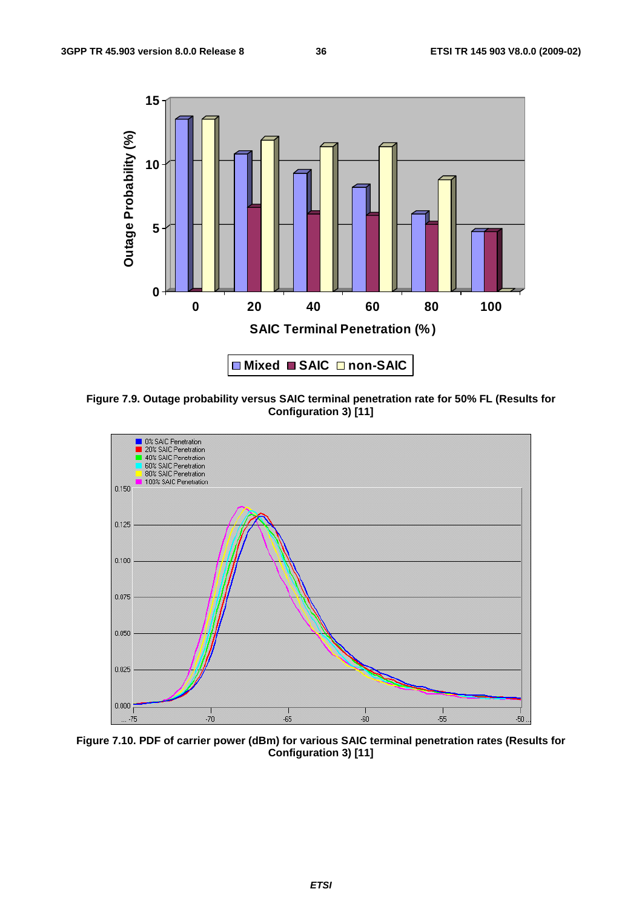**Figure 7.9. Outage probability versus SAIC terminal penetration rate for 50% FL (Results for Configuration 3) [11]**

**Figure 7.10. PDF of carrier power (dBm) for various SAIC terminal penetration rates (Results for Configuration 3) [11]**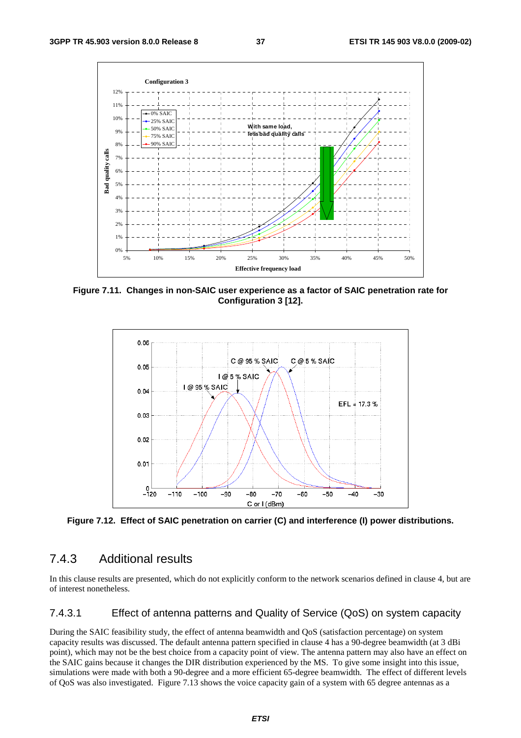**Figure 7.11. Changes in non-SAIC user experience as a factor of SAIC penetration rate for Configuration 3 [12].**

**Figure 7.12. Effect of SAIC penetration on carrier (C) and interference (I) power distributions.**

## 7.4.3 Additional results

In this clause results are presented, which do not explicitly conform to the network scenarios defined in clause 4, but are of interest nonetheless.

### 7.4.3.1 Effect of antenna patterns and Quality of Service (QoS) on system capacity

During the SAIC feasibility study, the effect of antenna beamwidth and QoS (satisfaction percentage) on system capacity results was discussed. The default antenna pattern specified in clause 4 has a 90-degree beamwidth (at 3 dBi point), which may not be the best choice from a capacity point of view. The antenna pattern may also have an effect on the SAIC gains because it changes the DIR distribution experienced by the MS. To give some insight into this issue, simulations were made with both a 90-degree and a more efficient 65-degree beamwidth. The effect of different levels of QoS was also investigated. Figure 7.13 shows the voice capacity gain of a system with 65 degree antennas as a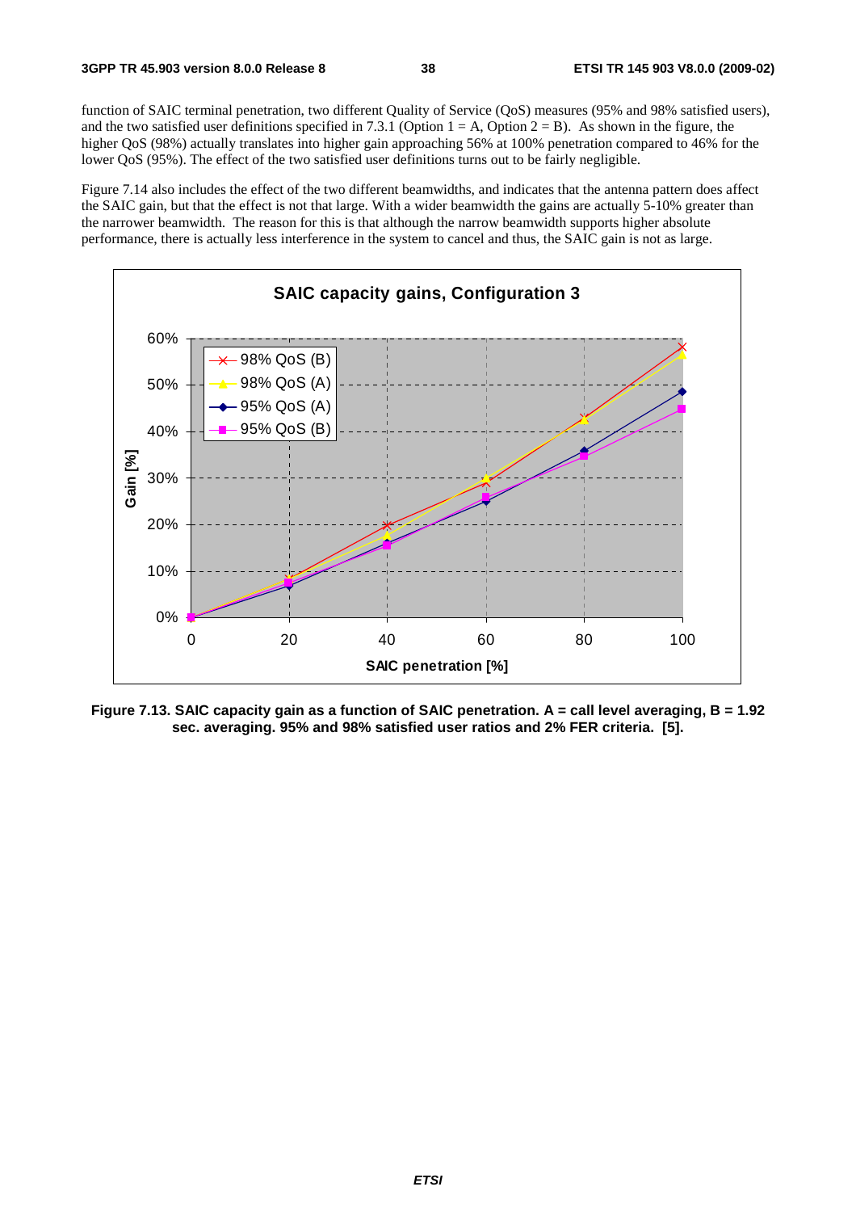function of SAIC terminal penetration, two different Quality of Service (QoS) measures (95% and 98% satisfied users), and the two satisfied user definitions specified in 7.3.1 (Option 1 = A, Option 2 = B). As shown in the figure, the higher QoS (98%) actually translates into higher gain approaching 56% at 100% penetration compared to 46% for the lower QoS (95%). The effect of the two satisfied user definitions turns out to be fairly negligible.

Figure 7.14 also includes the effect of the two different beamwidths, and indicates that the antenna pattern does affect the SAIC gain, but that the effect is not that large. With a wider beamwidth the gains are actually 5-10% greater than the narrower beamwidth. The reason for this is that although the narrow beamwidth supports higher absolute performance, there is actually less interference in the system to cancel and thus, the SAIC gain is not as large.

**Figure 7.13. SAIC capacity gain as a function of SAIC penetration. A = call level averaging, B = 1.92 sec. averaging. 95% and 98% satisfied user ratios and 2% FER criteria. [5].**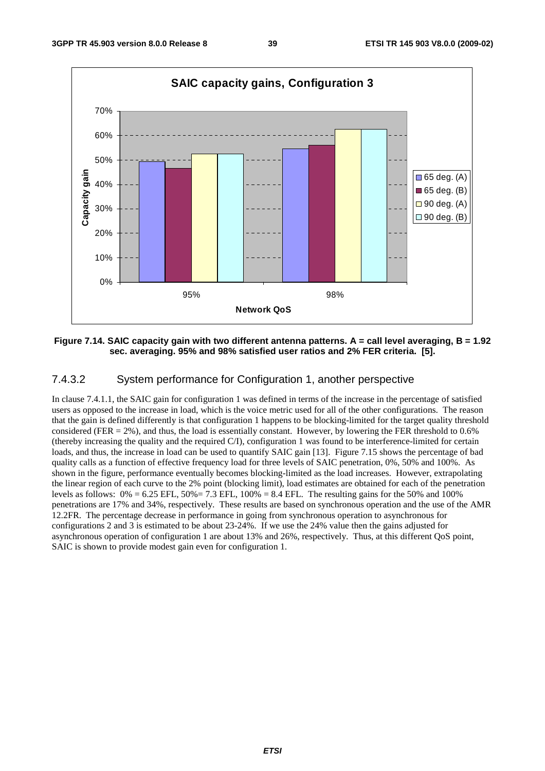**Figure 7.14. SAIC capacity gain with two different antenna patterns. A = call level averaging, B = 1.92 sec. averaging. 95% and 98% satisfied user ratios and 2% FER criteria. [5].**

### 7.4.3.2 System performance for Configuration 1, another perspective

In clause 7.4.1.1, the SAIC gain for configuration 1 was defined in terms of the increase in the percentage of satisfied users as opposed to the increase in load, which is the voice metric used for all of the other configurations. The reason that the gain is defined differently is that configuration 1 happens to be blocking-limited for the target quality threshold considered (FER = 2%), and thus, the load is essentially constant. However, by lowering the FER threshold to 0.6% (thereby increasing the quality and the required C/I), configuration 1 was found to be interference-limited for certain loads, and thus, the increase in load can be used to quantify SAIC gain [13]. Figure 7.15 shows the percentage of bad quality calls as a function of effective frequency load for three levels of SAIC penetration, 0%, 50% and 100%. As shown in the figure, performance eventually becomes blocking-limited as the load increases. However, extrapolating the linear region of each curve to the 2% point (blocking limit), load estimates are obtained for each of the penetration levels as follows: 0% = 6.25 EFL, 50%= 7.3 EFL, 100% = 8.4 EFL. The resulting gains for the 50% and 100% penetrations are 17% and 34%, respectively. These results are based on synchronous operation and the use of the AMR 12.2FR. The percentage decrease in performance in going from synchronous operation to asynchronous for configurations 2 and 3 is estimated to be about 23-24%. If we use the 24% value then the gains adjusted for asynchronous operation of configuration 1 are about 13% and 26%, respectively. Thus, at this different QoS point, SAIC is shown to provide modest gain even for configuration 1.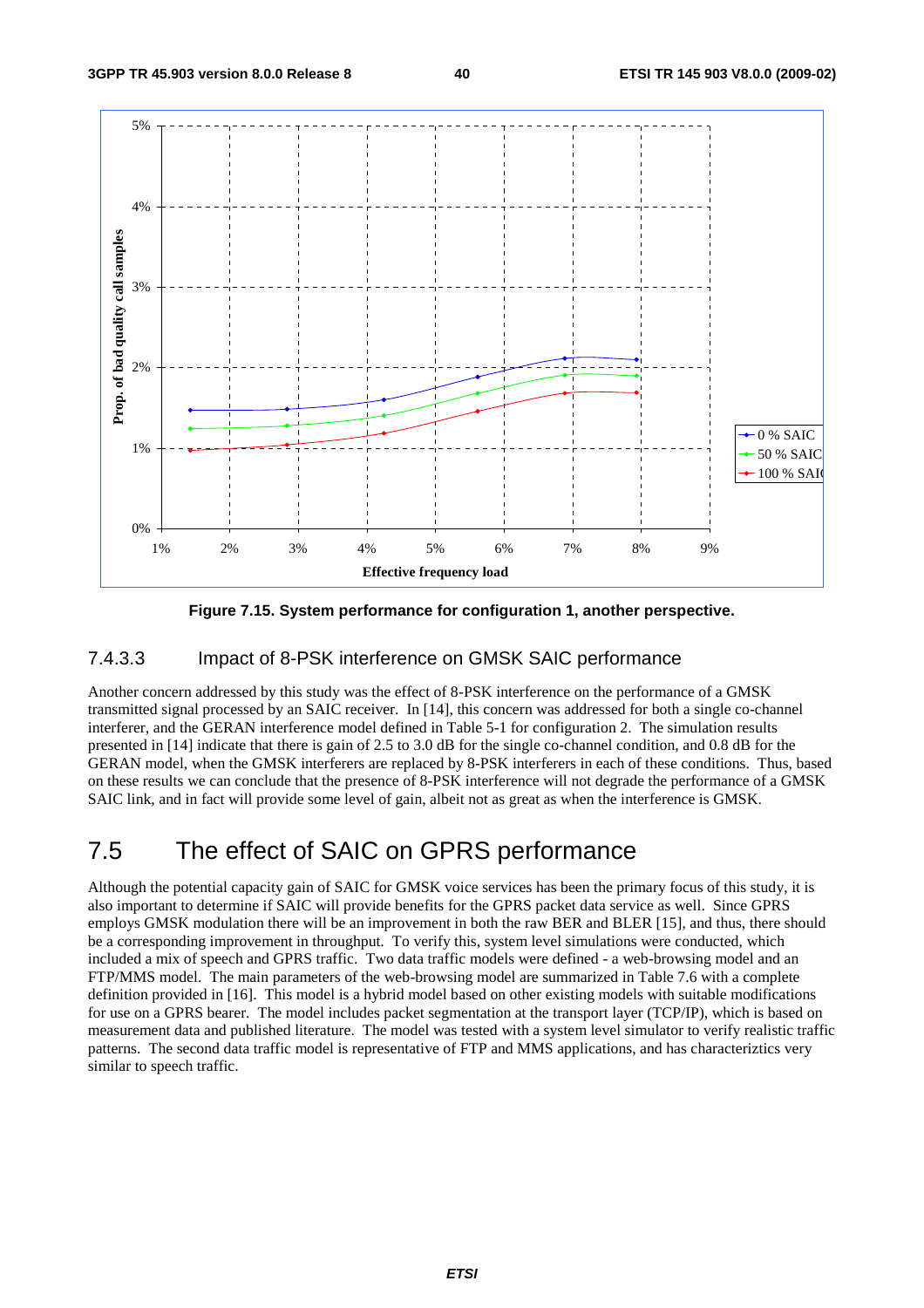Figure 7.15. System performance for configuration 1, another perspective.

### 7.4.3.3 Impact of 8-PSK interference on GMSK SAIC performance

Another concern addressed by this study was the effect of 8-PSK interference on the performance of a GMSK transmitted signal processed by an SAIC receiver. In [14], this concern was addressed for both a single co-channel interferer, and the GERAN interference model defined in Table 5-1 for configuration 2. The simulation results presented in [14] indicate that there is gain of 2.5 to 3.0 dB for the single co-channel condition, and 0.8 dB for the GERAN model, when the GMSK interferers are replaced by 8-PSK interferers in each of these conditions. Thus, based on these results we can conclude that the presence of 8-PSK interference will not degrade the performance of a GMSK SAIC link, and in fact will provide some level of gain, albeit not as great as when the interference is GMSK.

## 7.5 The effect of SAIC on GPRS performance

Although the potential capacity gain of SAIC for GMSK voice services has been the primary focus of this study, it is also important to determine if SAIC will provide benefits for the GPRS packet data service as well. Since GPRS employs GMSK modulation there will be an improvement in both the raw BER and BLER [15], and thus, there should be a corresponding improvement in throughput. To verify this, system level simulations were conducted, which included a mix of speech and GPRS traffic. Two data traffic models were defined - a web-browsing model and an FTP/MMS model. The main parameters of the web-browsing model are summarized in Table 7.6 with a complete definition provided in [16]. This model is a hybrid model based on other existing models with suitable modifications for use on a GPRS bearer. The model includes packet segmentation at the transport layer (TCP/IP), which is based on measurement data and published literature. The model was tested with a system level simulator to verify realistic traffic patterns. The second data traffic model is representative of FTP and MMS applications, and has characteriztics very similar to speech traffic.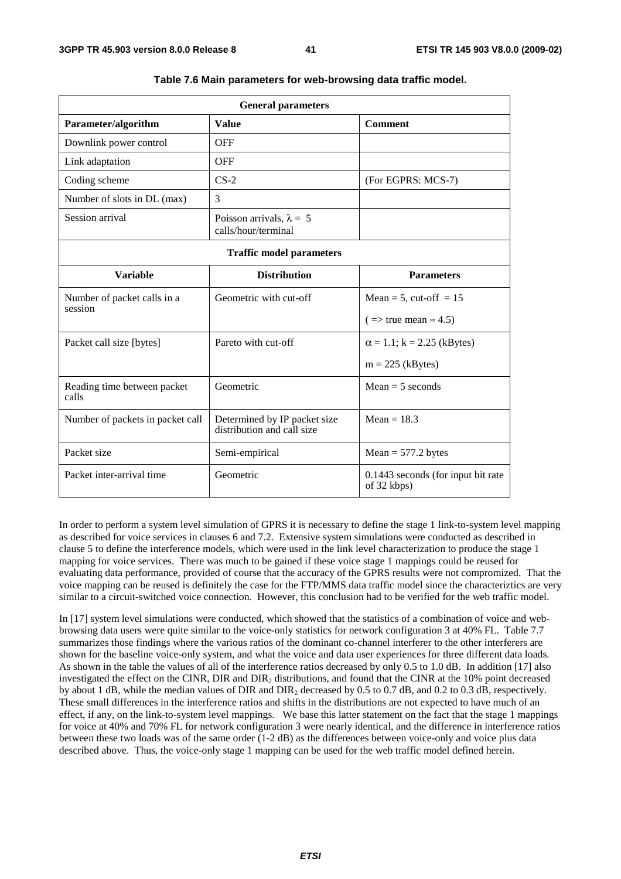**Table 7.6 Main parameters for web-browsing data traffic model.**

| General parameters | | |
|---|---|---|
| **Parameter/algorithm** | **Value** | **Comment** |
| Downlink power control | OFF | |
| Link adaptation | OFF | |
| Coding scheme | CS-2 | (For EGPRS: MCS-7) |
| Number of slots in DL (max) | 3 | |
| Session arrival | Poisson arrivals, $\lambda = 5$ calls/hour/terminal | |
| **Traffic model parameters** | | |
| **Variable** | **Distribution** | **Parameters** |
| Number of packet calls in a session | Geometric with cut-off | Mean = 5, cut-off = 15 ( => true mean $\approx$ 4.5) |
| Packet call size [bytes] | Pareto with cut-off | $\alpha = 1.1$; k = 2.25 (kBytes) m = 225 (kBytes) |
| Reading time between packet calls | Geometric | Mean = 5 seconds |
| Number of packets in packet call | Determined by IP packet size distribution and call size | Mean = 18.3 |
| Packet size | Semi-empirical | Mean = 577.2 bytes |
| Packet inter-arrival time | Geometric | 0.1443 seconds (for input bit rate of 32 kbps) |

In order to perform a system level simulation of GPRS it is necessary to define the stage 1 link-to-system level mapping as described for voice services in clauses 6 and 7.2. Extensive system simulations were conducted as described in clause 5 to define the interference models, which were used in the link level characterization to produce the stage 1 mapping for voice services. There was much to be gained if these voice stage 1 mappings could be reused for evaluating data performance, provided of course that the accuracy of the GPRS results were not compromized. That the voice mapping can be reused is definitely the case for the FTP/MMS data traffic model since the characteriztics are very similar to a circuit-switched voice connection. However, this conclusion had to be verified for the web traffic model.

In [17] system level simulations were conducted, which showed that the statistics of a combination of voice and web-browsing data users were quite similar to the voice-only statistics for network configuration 3 at 40% FL. Table 7.7 summarizes those findings where the various ratios of the dominant co-channel interferer to the other interferers are shown for the baseline voice-only system, and what the voice and data user experiences for three different data loads. As shown in the table the values of all of the interference ratios decreased by only 0.5 to 1.0 dB. In addition [17] also investigated the effect on the CINR, DIR and $DIR_2$ distributions, and found that the CINR at the 10% point decreased by about 1 dB, while the median values of DIR and $DIR_2$ decreased by 0.5 to 0.7 dB, and 0.2 to 0.3 dB, respectively. These small differences in the interference ratios and shifts in the distributions are not expected to have much of an effect, if any, on the link-to-system level mappings. We base this latter statement on the fact that the stage 1 mappings for voice at 40% and 70% FL for network configuration 3 were nearly identical, and the difference in interference ratios between these two loads was of the same order (1-2 dB) as the differences between voice-only and voice plus data described above. Thus, the voice-only stage 1 mapping can be used for the web traffic model defined herein.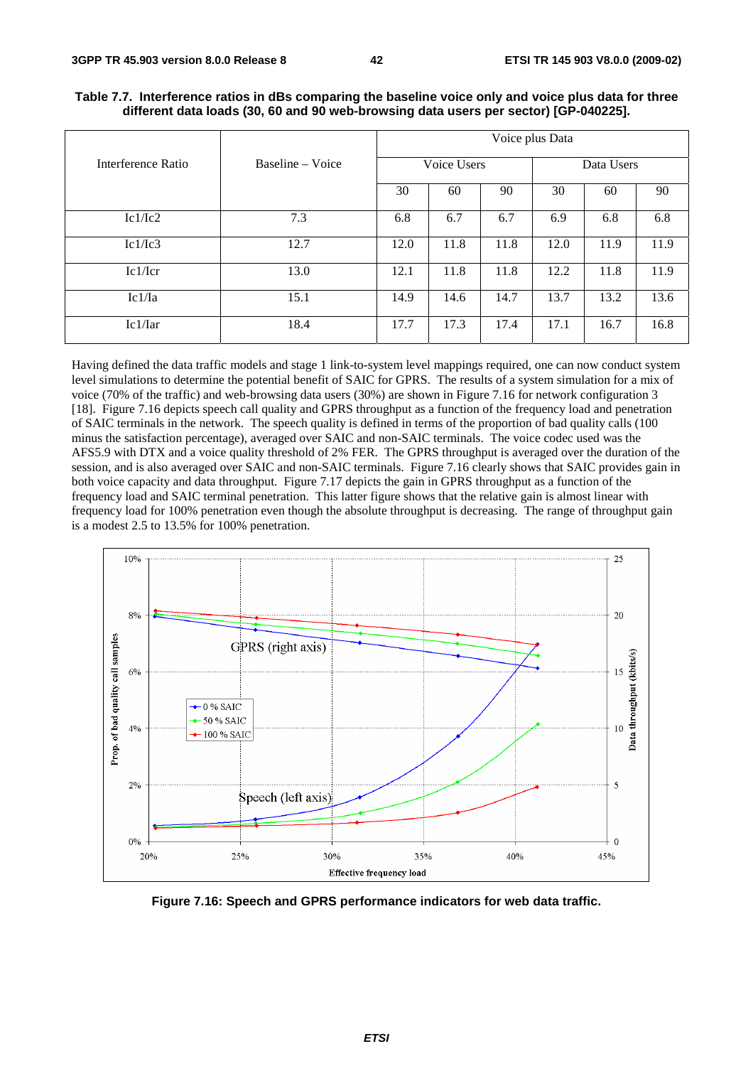**Table 7.7. Interference ratios in dBs comparing the baseline voice only and voice plus data for three different data loads (30, 60 and 90 web-browsing data users per sector) [GP-040225].**

| Interference Ratio | Baseline – Voice | Voice plus Data | | | | | |
|---|---|---|---|---|---|---|---|
| | | Voice Users | | | Data Users | | |
| | | 30 | 60 | 90 | 30 | 60 | 90 |
| Ic1/Ic2 | 7.3 | 6.8 | 6.7 | 6.7 | 6.9 | 6.8 | 6.8 |
| Ic1/Ic3 | 12.7 | 12.0 | 11.8 | 11.8 | 12.0 | 11.9 | 11.9 |
| Ic1/Icr | 13.0 | 12.1 | 11.8 | 11.8 | 12.2 | 11.8 | 11.9 |
| Ic1/Ia | 15.1 | 14.9 | 14.6 | 14.7 | 13.7 | 13.2 | 13.6 |
| Ic1/Iar | 18.4 | 17.7 | 17.3 | 17.4 | 17.1 | 16.7 | 16.8 |

Having defined the data traffic models and stage 1 link-to-system level mappings required, one can now conduct system level simulations to determine the potential benefit of SAIC for GPRS. The results of a system simulation for a mix of voice (70% of the traffic) and web-browsing data users (30%) are shown in Figure 7.16 for network configuration 3 [18]. Figure 7.16 depicts speech call quality and GPRS throughput as a function of the frequency load and penetration of SAIC terminals in the network. The speech quality is defined in terms of the proportion of bad quality calls (100 minus the satisfaction percentage), averaged over SAIC and non-SAIC terminals. The voice codec used was the AFS5.9 with DTX and a voice quality threshold of 2% FER. The GPRS throughput is averaged over the duration of the session, and is also averaged over SAIC and non-SAIC terminals. Figure 7.16 clearly shows that SAIC provides gain in both voice capacity and data throughput. Figure 7.17 depicts the gain in GPRS throughput as a function of the frequency load and SAIC terminal penetration. This latter figure shows that the relative gain is almost linear with frequency load for 100% penetration even though the absolute throughput is decreasing. The range of throughput gain is a modest 2.5 to 13.5% for 100% penetration.

**Figure 7.16: Speech and GPRS performance indicators for web data traffic.**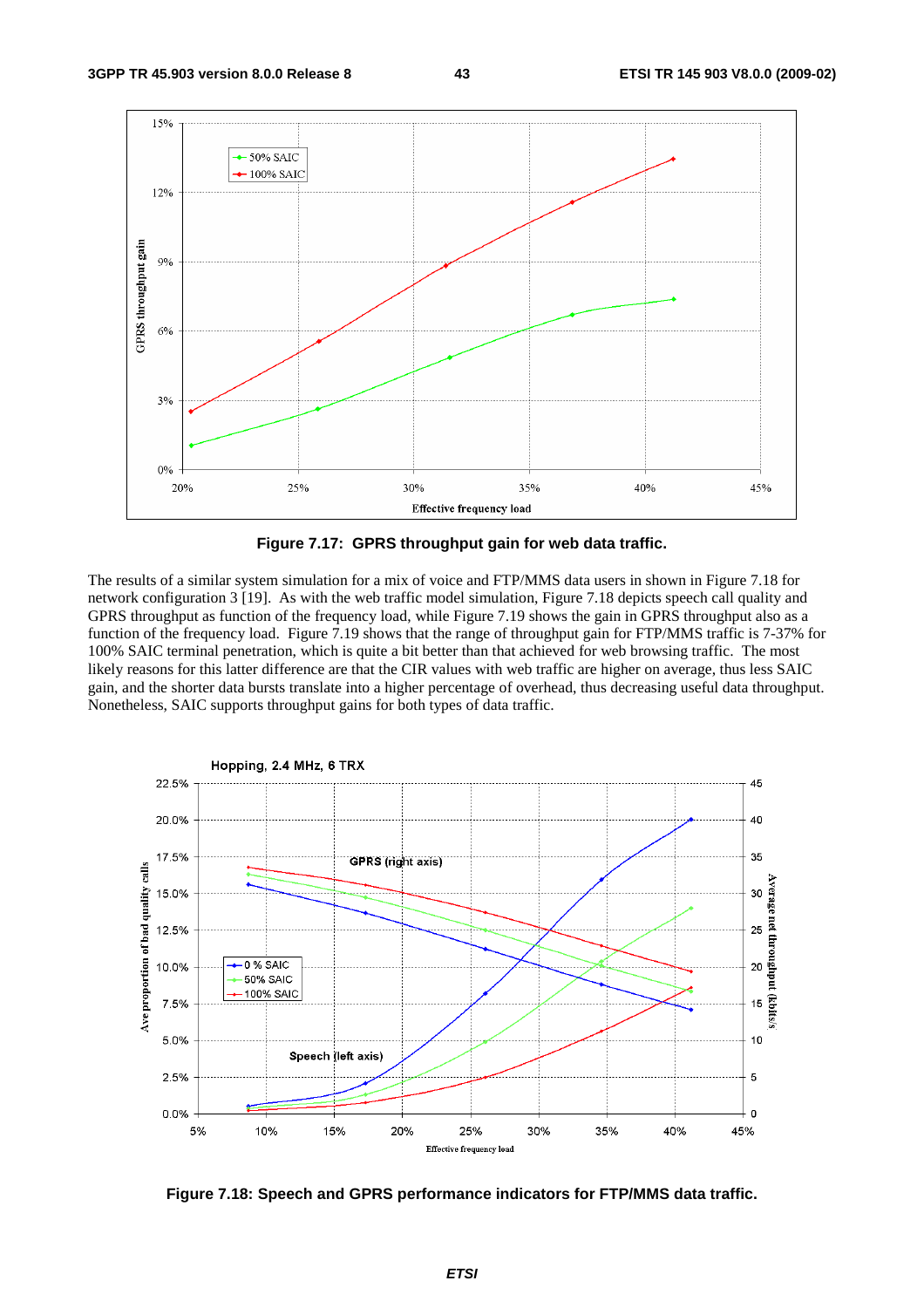**Figure 7.17: GPRS throughput gain for web data traffic.**

The results of a similar system simulation for a mix of voice and FTP/MMS data users in shown in Figure 7.18 for network configuration 3 [19]. As with the web traffic model simulation, Figure 7.18 depicts speech call quality and GPRS throughput as function of the frequency load, while Figure 7.19 shows the gain in GPRS throughput also as a function of the frequency load. Figure 7.19 shows that the range of throughput gain for FTP/MMS traffic is 7-37% for 100% SAIC terminal penetration, which is quite a bit better than that achieved for web browsing traffic. The most likely reasons for this latter difference are that the CIR values with web traffic are higher on average, thus less SAIC gain, and the shorter data bursts translate into a higher percentage of overhead, thus decreasing useful data throughput. Nonetheless, SAIC supports throughput gains for both types of data traffic.

**Figure 7.18: Speech and GPRS performance indicators for FTP/MMS data traffic.**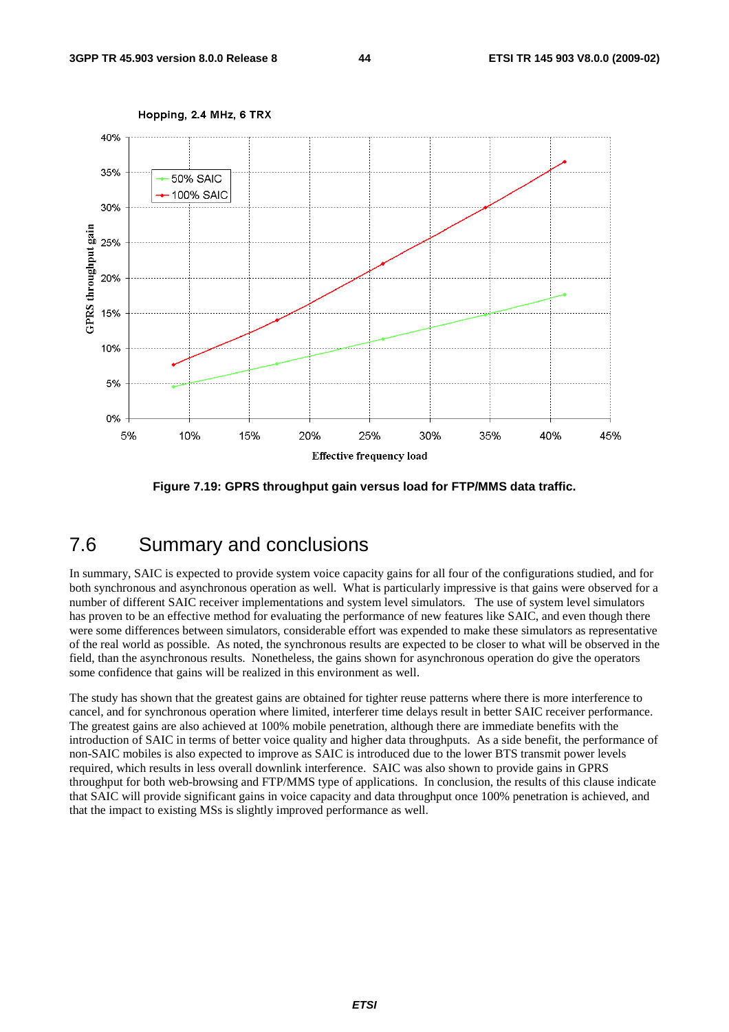Figure 7.19: GPRS throughput gain versus load for FTP/MMS data traffic.

## 7.6 Summary and conclusions

In summary, SAIC is expected to provide system voice capacity gains for all four of the configurations studied, and for both synchronous and asynchronous operation as well. What is particularly impressive is that gains were observed for a number of different SAIC receiver implementations and system level simulators. The use of system level simulators has proven to be an effective method for evaluating the performance of new features like SAIC, and even though there were some differences between simulators, considerable effort was expended to make these simulators as representative of the real world as possible. As noted, the synchronous results are expected to be closer to what will be observed in the field, than the asynchronous results. Nonetheless, the gains shown for asynchronous operation do give the operators some confidence that gains will be realized in this environment as well.

The study has shown that the greatest gains are obtained for tighter reuse patterns where there is more interference to cancel, and for synchronous operation where limited, interferer time delays result in better SAIC receiver performance. The greatest gains are also achieved at 100% mobile penetration, although there are immediate benefits with the introduction of SAIC in terms of better voice quality and higher data throughputs. As a side benefit, the performance of non-SAIC mobiles is also expected to improve as SAIC is introduced due to the lower BTS transmit power levels required, which results in less overall downlink interference. SAIC was also shown to provide gains in GPRS throughput for both web-browsing and FTP/MMS type of applications. In conclusion, the results of this clause indicate that SAIC will provide significant gains in voice capacity and data throughput once 100% penetration is achieved, and that the impact to existing MSs is slightly improved performance as well.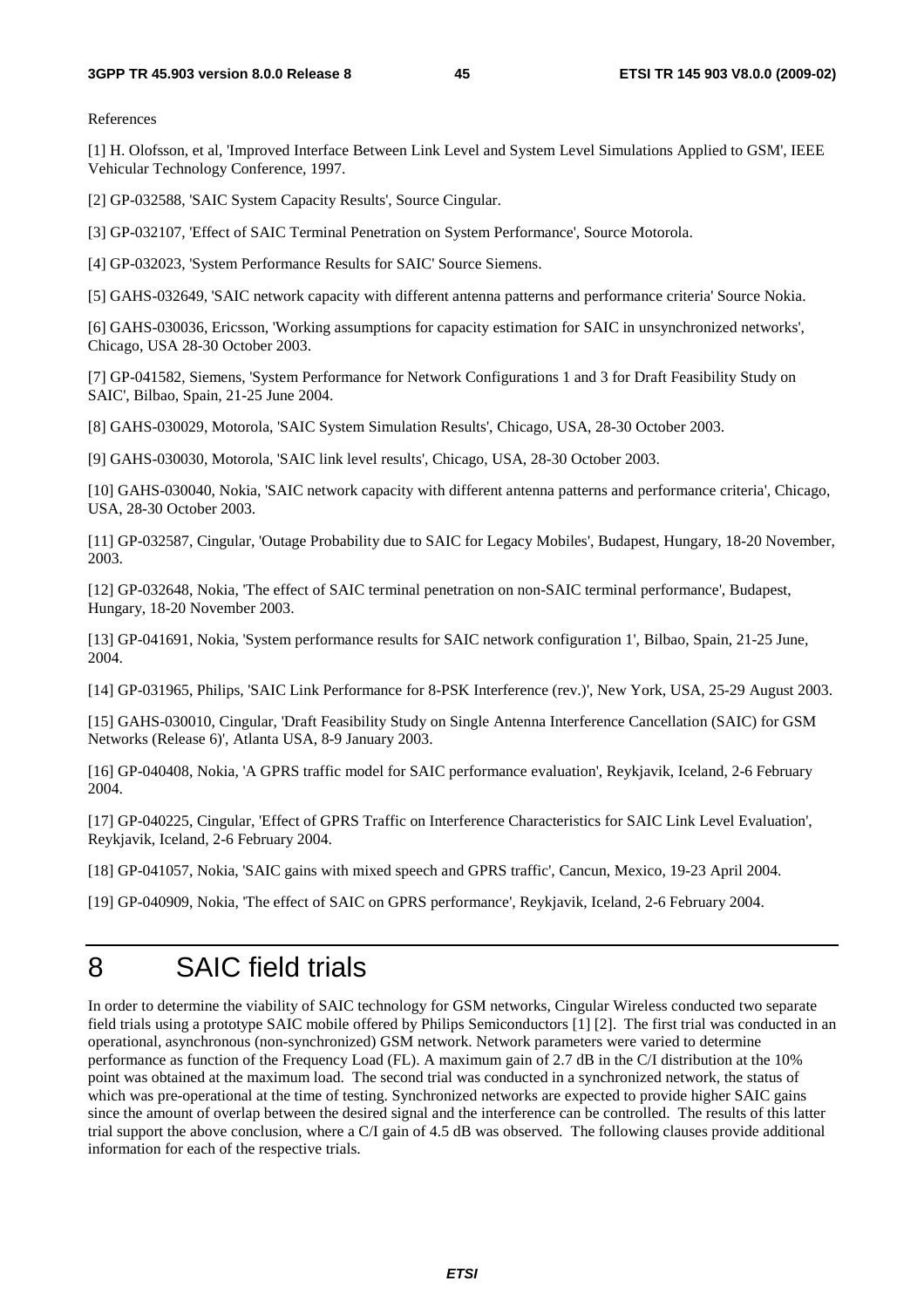References

[1] H. Olofsson, et al, 'Improved Interface Between Link Level and System Level Simulations Applied to GSM', IEEE Vehicular Technology Conference, 1997.

[2] GP-032588, 'SAIC System Capacity Results', Source Cingular.

[3] GP-032107, 'Effect of SAIC Terminal Penetration on System Performance', Source Motorola.

[4] GP-032023, 'System Performance Results for SAIC' Source Siemens.

[5] GAHS-032649, 'SAIC network capacity with different antenna patterns and performance criteria' Source Nokia.

[6] GAHS-030036, Ericsson, 'Working assumptions for capacity estimation for SAIC in unsynchronized networks', Chicago, USA 28-30 October 2003.

[7] GP-041582, Siemens, 'System Performance for Network Configurations 1 and 3 for Draft Feasibility Study on SAIC', Bilbao, Spain, 21-25 June 2004.

[8] GAHS-030029, Motorola, 'SAIC System Simulation Results', Chicago, USA, 28-30 October 2003.

[9] GAHS-030030, Motorola, 'SAIC link level results', Chicago, USA, 28-30 October 2003.

[10] GAHS-030040, Nokia, 'SAIC network capacity with different antenna patterns and performance criteria', Chicago, USA, 28-30 October 2003.

[11] GP-032587, Cingular, 'Outage Probability due to SAIC for Legacy Mobiles', Budapest, Hungary, 18-20 November, 2003.

[12] GP-032648, Nokia, 'The effect of SAIC terminal penetration on non-SAIC terminal performance', Budapest, Hungary, 18-20 November 2003.

[13] GP-041691, Nokia, 'System performance results for SAIC network configuration 1', Bilbao, Spain, 21-25 June, 2004.

[14] GP-031965, Philips, 'SAIC Link Performance for 8-PSK Interference (rev.)', New York, USA, 25-29 August 2003.

[15] GAHS-030010, Cingular, 'Draft Feasibility Study on Single Antenna Interference Cancellation (SAIC) for GSM Networks (Release 6)', Atlanta USA, 8-9 January 2003.

[16] GP-040408, Nokia, 'A GPRS traffic model for SAIC performance evaluation', Reykjavik, Iceland, 2-6 February 2004.

[17] GP-040225, Cingular, 'Effect of GPRS Traffic on Interference Characteristics for SAIC Link Level Evaluation', Reykjavik, Iceland, 2-6 February 2004.

[18] GP-041057, Nokia, 'SAIC gains with mixed speech and GPRS traffic', Cancun, Mexico, 19-23 April 2004.

[19] GP-040909, Nokia, 'The effect of SAIC on GPRS performance', Reykjavik, Iceland, 2-6 February 2004.

# 8 SAIC field trials

In order to determine the viability of SAIC technology for GSM networks, Cingular Wireless conducted two separate field trials using a prototype SAIC mobile offered by Philips Semiconductors [1] [2]. The first trial was conducted in an operational, asynchronous (non-synchronized) GSM network. Network parameters were varied to determine performance as function of the Frequency Load (FL). A maximum gain of 2.7 dB in the C/I distribution at the 10% point was obtained at the maximum load. The second trial was conducted in a synchronized network, the status of which was pre-operational at the time of testing. Synchronized networks are expected to provide higher SAIC gains since the amount of overlap between the desired signal and the interference can be controlled. The results of this latter trial support the above conclusion, where a C/I gain of 4.5 dB was observed. The following clauses provide additional information for each of the respective trials.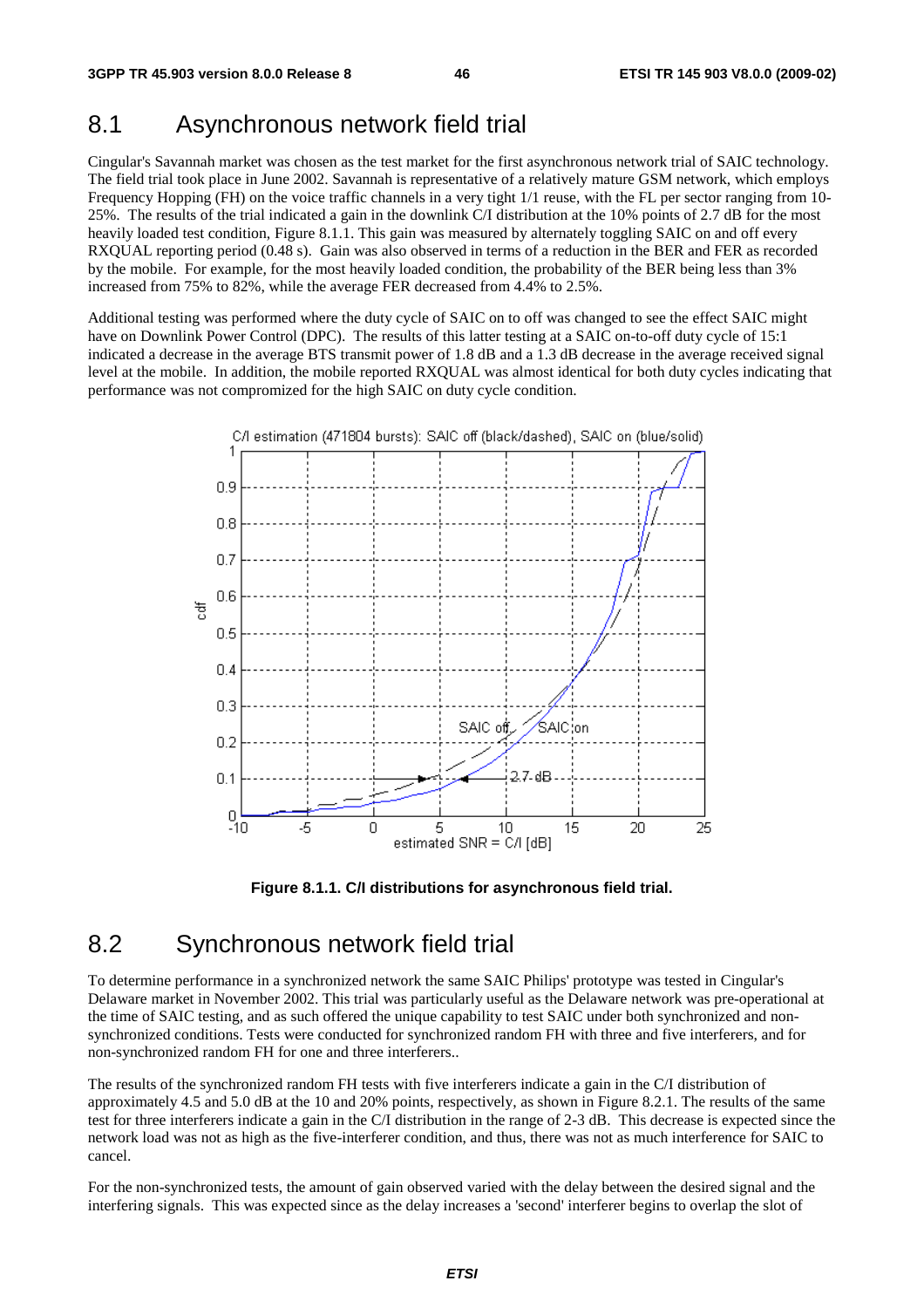## 8.1 Asynchronous network field trial

Cingular's Savannah market was chosen as the test market for the first asynchronous network trial of SAIC technology. The field trial took place in June 2002. Savannah is representative of a relatively mature GSM network, which employs Frequency Hopping (FH) on the voice traffic channels in a very tight 1/1 reuse, with the FL per sector ranging from 10-25%. The results of the trial indicated a gain in the downlink C/I distribution at the 10% points of 2.7 dB for the most heavily loaded test condition, Figure 8.1.1. This gain was measured by alternately toggling SAIC on and off every RXQUAL reporting period (0.48 s). Gain was also observed in terms of a reduction in the BER and FER as recorded by the mobile. For example, for the most heavily loaded condition, the probability of the BER being less than 3% increased from 75% to 82%, while the average FER decreased from 4.4% to 2.5%.

Additional testing was performed where the duty cycle of SAIC on to off was changed to see the effect SAIC might have on Downlink Power Control (DPC). The results of this latter testing at a SAIC on-to-off duty cycle of 15:1 indicated a decrease in the average BTS transmit power of 1.8 dB and a 1.3 dB decrease in the average received signal level at the mobile. In addition, the mobile reported RXQUAL was almost identical for both duty cycles indicating that performance was not compromized for the high SAIC on duty cycle condition.

**Figure 8.1.1. C/I distributions for asynchronous field trial.**

## 8.2 Synchronous network field trial

To determine performance in a synchronized network the same SAIC Philips' prototype was tested in Cingular's Delaware market in November 2002. This trial was particularly useful as the Delaware network was pre-operational at the time of SAIC testing, and as such offered the unique capability to test SAIC under both synchronized and non-synchronized conditions. Tests were conducted for synchronized random FH with three and five interferers, and for non-synchronized random FH for one and three interferers..

The results of the synchronized random FH tests with five interferers indicate a gain in the C/I distribution of approximately 4.5 and 5.0 dB at the 10 and 20% points, respectively, as shown in Figure 8.2.1. The results of the same test for three interferers indicate a gain in the C/I distribution in the range of 2-3 dB. This decrease is expected since the network load was not as high as the five-interferer condition, and thus, there was not as much interference for SAIC to cancel.

For the non-synchronized tests, the amount of gain observed varied with the delay between the desired signal and the interfering signals. This was expected since as the delay increases a 'second' interferer begins to overlap the slot of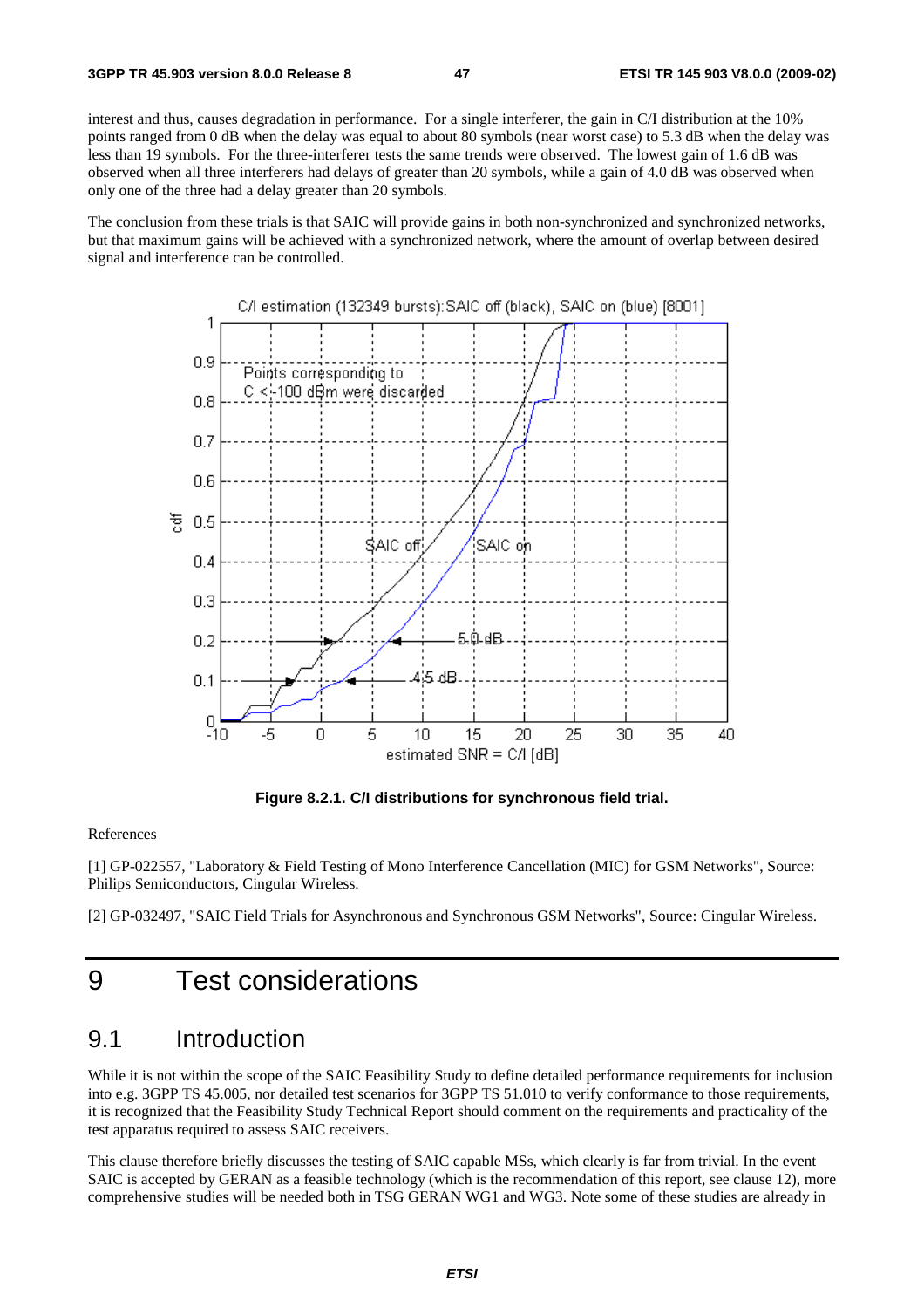interest and thus, causes degradation in performance. For a single interferer, the gain in C/I distribution at the 10% points ranged from 0 dB when the delay was equal to about 80 symbols (near worst case) to 5.3 dB when the delay was less than 19 symbols. For the three-interferer tests the same trends were observed. The lowest gain of 1.6 dB was observed when all three interferers had delays of greater than 20 symbols, while a gain of 4.0 dB was observed when only one of the three had a delay greater than 20 symbols.

The conclusion from these trials is that SAIC will provide gains in both non-synchronized and synchronized networks, but that maximum gains will be achieved with a synchronized network, where the amount of overlap between desired signal and interference can be controlled.

**Figure 8.2.1. C/I distributions for synchronous field trial.**

References

[1] GP-022557, "Laboratory & Field Testing of Mono Interference Cancellation (MIC) for GSM Networks", Source: Philips Semiconductors, Cingular Wireless.

[2] GP-032497, "SAIC Field Trials for Asynchronous and Synchronous GSM Networks", Source: Cingular Wireless.

# 9 Test considerations

## 9.1 Introduction

While it is not within the scope of the SAIC Feasibility Study to define detailed performance requirements for inclusion into e.g. 3GPP TS 45.005, nor detailed test scenarios for 3GPP TS 51.010 to verify conformance to those requirements, it is recognized that the Feasibility Study Technical Report should comment on the requirements and practicality of the test apparatus required to assess SAIC receivers.

This clause therefore briefly discusses the testing of SAIC capable MSs, which clearly is far from trivial. In the event SAIC is accepted by GERAN as a feasible technology (which is the recommendation of this report, see clause 12), more comprehensive studies will be needed both in TSG GERAN WG1 and WG3. Note some of these studies are already in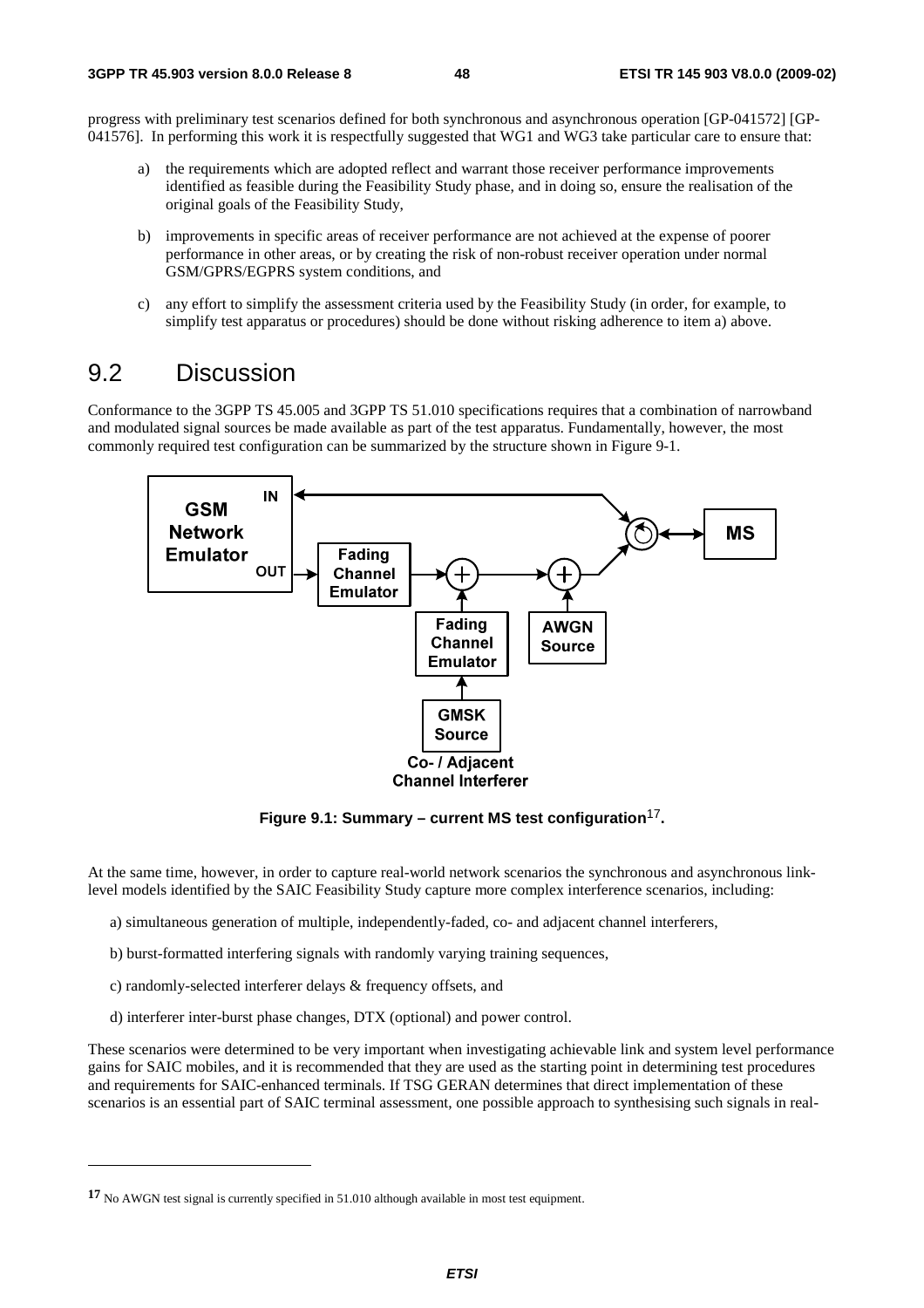progress with preliminary test scenarios defined for both synchronous and asynchronous operation [GP-041572] [GP-041576]. In performing this work it is respectfully suggested that WG1 and WG3 take particular care to ensure that:

a) the requirements which are adopted reflect and warrant those receiver performance improvements identified as feasible during the Feasibility Study phase, and in doing so, ensure the realisation of the original goals of the Feasibility Study,

b) improvements in specific areas of receiver performance are not achieved at the expense of poorer performance in other areas, or by creating the risk of non-robust receiver operation under normal GSM/GPRS/EGPRS system conditions, and

c) any effort to simplify the assessment criteria used by the Feasibility Study (in order, for example, to simplify test apparatus or procedures) should be done without risking adherence to item a) above.

## 9.2 Discussion

Conformance to the 3GPP TS 45.005 and 3GPP TS 51.010 specifications requires that a combination of narrowband and modulated signal sources be made available as part of the test apparatus. Fundamentally, however, the most commonly required test configuration can be summarized by the structure shown in Figure 9-1.

**Figure 9.1: Summary – current MS test configuration**[17]**.**

At the same time, however, in order to capture real-world network scenarios the synchronous and asynchronous link-level models identified by the SAIC Feasibility Study capture more complex interference scenarios, including:

a) simultaneous generation of multiple, independently-faded, co- and adjacent channel interferers,

b) burst-formatted interfering signals with randomly varying training sequences,

c) randomly-selected interferer delays & frequency offsets, and

d) interferer inter-burst phase changes, DTX (optional) and power control.

These scenarios were determined to be very important when investigating achievable link and system level performance gains for SAIC mobiles, and it is recommended that they are used as the starting point in determining test procedures and requirements for SAIC-enhanced terminals. If TSG GERAN determines that direct implementation of these scenarios is an essential part of SAIC terminal assessment, one possible approach to synthesising such signals in real-

---

[17] No AWGN test signal is currently specified in 51.010 although available in most test equipment.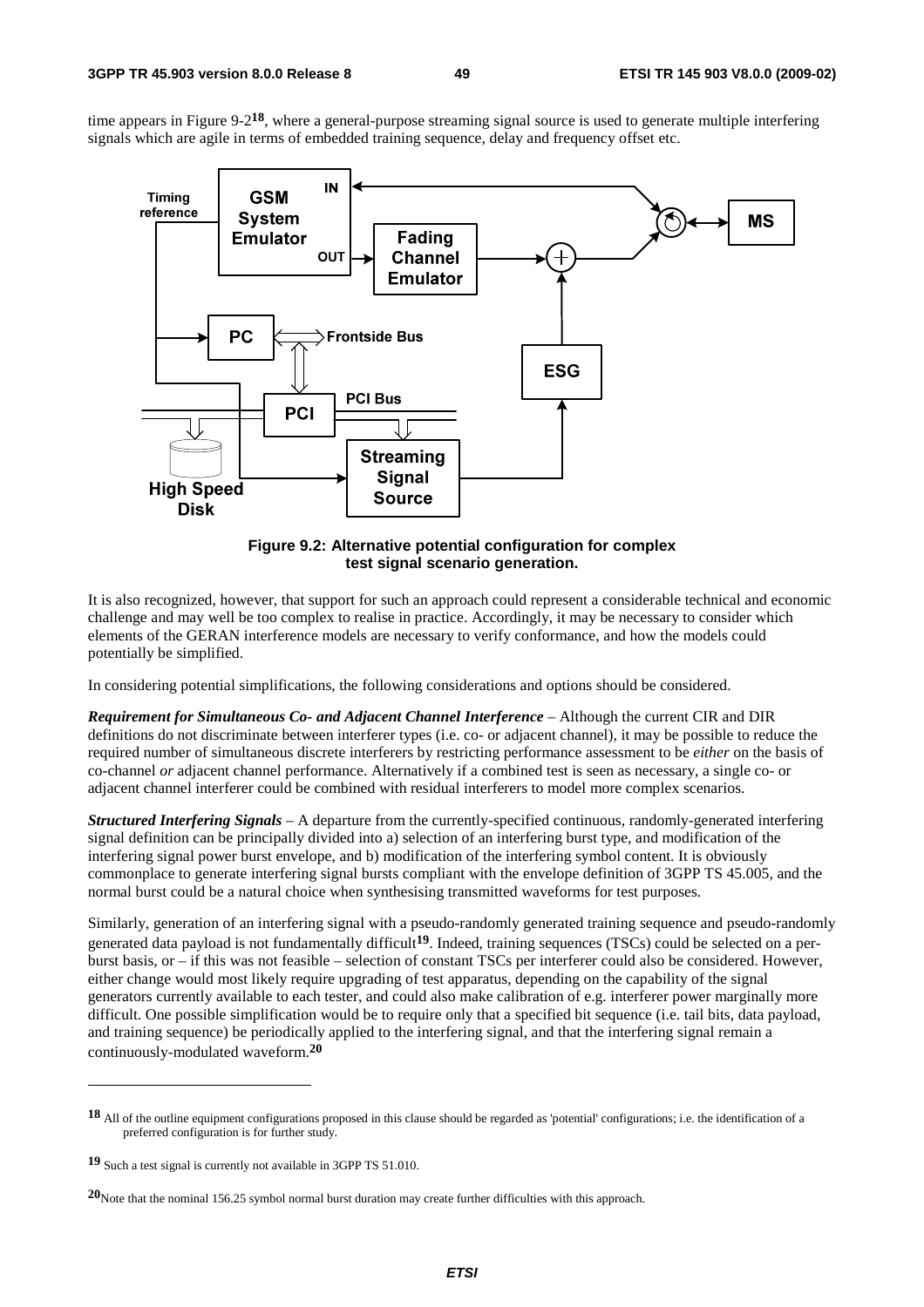time appears in Figure 9-2[18], where a general-purpose streaming signal source is used to generate multiple interfering signals which are agile in terms of embedded training sequence, delay and frequency offset etc.

**Figure 9.2: Alternative potential configuration for complex test signal scenario generation.**

It is also recognized, however, that support for such an approach could represent a considerable technical and economic challenge and may well be too complex to realise in practice. Accordingly, it may be necessary to consider which elements of the GERAN interference models are necessary to verify conformance, and how the models could potentially be simplified.

In considering potential simplifications, the following considerations and options should be considered.

***Requirement for Simultaneous Co- and Adjacent Channel Interference*** – Although the current CIR and DIR definitions do not discriminate between interferer types (i.e. co- or adjacent channel), it may be possible to reduce the required number of simultaneous discrete interferers by restricting performance assessment to be *either* on the basis of co-channel *or* adjacent channel performance. Alternatively if a combined test is seen as necessary, a single co- or adjacent channel interferer could be combined with residual interferers to model more complex scenarios.

***Structured Interfering Signals*** – A departure from the currently-specified continuous, randomly-generated interfering signal definition can be principally divided into a) selection of an interfering burst type, and modification of the interfering signal power burst envelope, and b) modification of the interfering symbol content. It is obviously commonplace to generate interfering signal bursts compliant with the envelope definition of 3GPP TS 45.005, and the normal burst could be a natural choice when synthesising transmitted waveforms for test purposes.

Similarly, generation of an interfering signal with a pseudo-randomly generated training sequence and pseudo-randomly generated data payload is not fundamentally difficult[19]. Indeed, training sequences (TSCs) could be selected on a per-burst basis, or – if this was not feasible – selection of constant TSCs per interferer could also be considered. However, either change would most likely require upgrading of test apparatus, depending on the capability of the signal generators currently available to each tester, and could also make calibration of e.g. interferer power marginally more difficult. One possible simplification would be to require only that a specified bit sequence (i.e. tail bits, data payload, and training sequence) be periodically applied to the interfering signal, and that the interfering signal remain a continuously-modulated waveform.[20]

---

[18] All of the outline equipment configurations proposed in this clause should be regarded as 'potential' configurations; i.e. the identification of a preferred configuration is for further study.

[19] Such a test signal is currently not available in 3GPP TS 51.010.

[20] Note that the nominal 156.25 symbol normal burst duration may create further difficulties with this approach.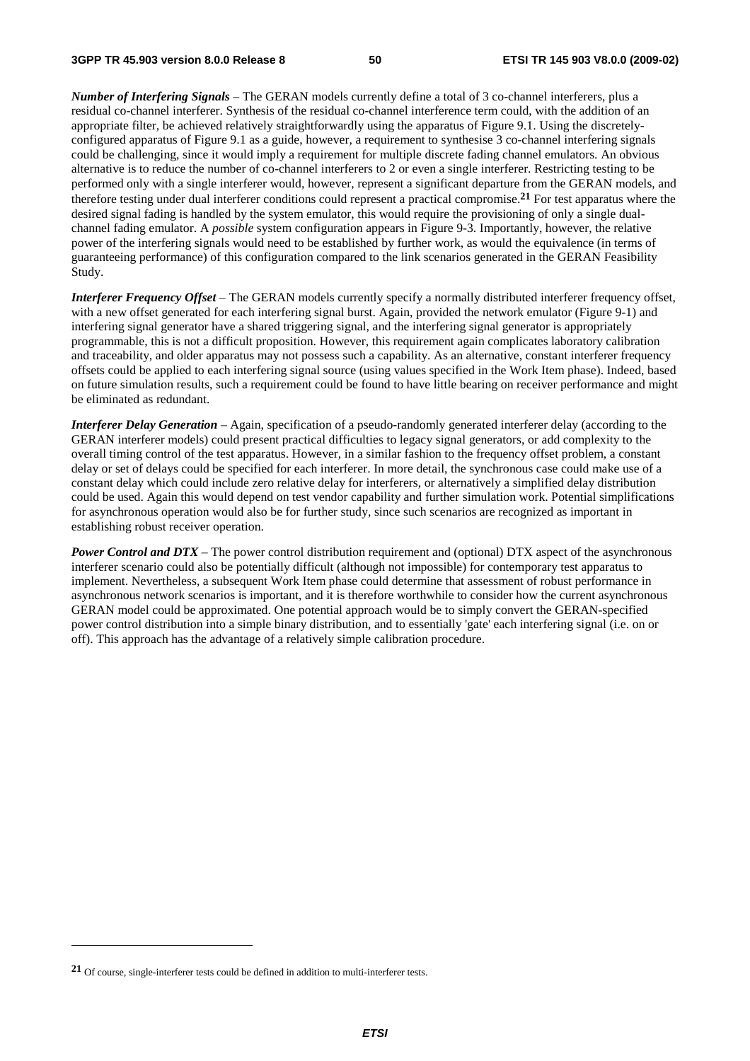***Number of Interfering Signals*** – The GERAN models currently define a total of 3 co-channel interferers, plus a residual co-channel interferer. Synthesis of the residual co-channel interference term could, with the addition of an appropriate filter, be achieved relatively straightforwardly using the apparatus of Figure 9.1. Using the discretely-configured apparatus of Figure 9.1 as a guide, however, a requirement to synthesise 3 co-channel interfering signals could be challenging, since it would imply a requirement for multiple discrete fading channel emulators. An obvious alternative is to reduce the number of co-channel interferers to 2 or even a single interferer. Restricting testing to be performed only with a single interferer would, however, represent a significant departure from the GERAN models, and therefore testing under dual interferer conditions could represent a practical compromise.[21] For test apparatus where the desired signal fading is handled by the system emulator, this would require the provisioning of only a single dual-channel fading emulator. A *possible* system configuration appears in Figure 9-3. Importantly, however, the relative power of the interfering signals would need to be established by further work, as would the equivalence (in terms of guaranteeing performance) of this configuration compared to the link scenarios generated in the GERAN Feasibility Study.

***Interferer Frequency Offset*** – The GERAN models currently specify a normally distributed interferer frequency offset, with a new offset generated for each interfering signal burst. Again, provided the network emulator (Figure 9-1) and interfering signal generator have a shared triggering signal, and the interfering signal generator is appropriately programmable, this is not a difficult proposition. However, this requirement again complicates laboratory calibration and traceability, and older apparatus may not possess such a capability. As an alternative, constant interferer frequency offsets could be applied to each interfering signal source (using values specified in the Work Item phase). Indeed, based on future simulation results, such a requirement could be found to have little bearing on receiver performance and might be eliminated as redundant.

***Interferer Delay Generation*** – Again, specification of a pseudo-randomly generated interferer delay (according to the GERAN interferer models) could present practical difficulties to legacy signal generators, or add complexity to the overall timing control of the test apparatus. However, in a similar fashion to the frequency offset problem, a constant delay or set of delays could be specified for each interferer. In more detail, the synchronous case could make use of a constant delay which could include zero relative delay for interferers, or alternatively a simplified delay distribution could be used. Again this would depend on test vendor capability and further simulation work. Potential simplifications for asynchronous operation would also be for further study, since such scenarios are recognized as important in establishing robust receiver operation.

***Power Control and DTX*** – The power control distribution requirement and (optional) DTX aspect of the asynchronous interferer scenario could also be potentially difficult (although not impossible) for contemporary test apparatus to implement. Nevertheless, a subsequent Work Item phase could determine that assessment of robust performance in asynchronous network scenarios is important, and it is therefore worthwhile to consider how the current asynchronous GERAN model could be approximated. One potential approach would be to simply convert the GERAN-specified power control distribution into a simple binary distribution, and to essentially 'gate' each interfering signal (i.e. on or off). This approach has the advantage of a relatively simple calibration procedure.

---

[21] Of course, single-interferer tests could be defined in addition to multi-interferer tests.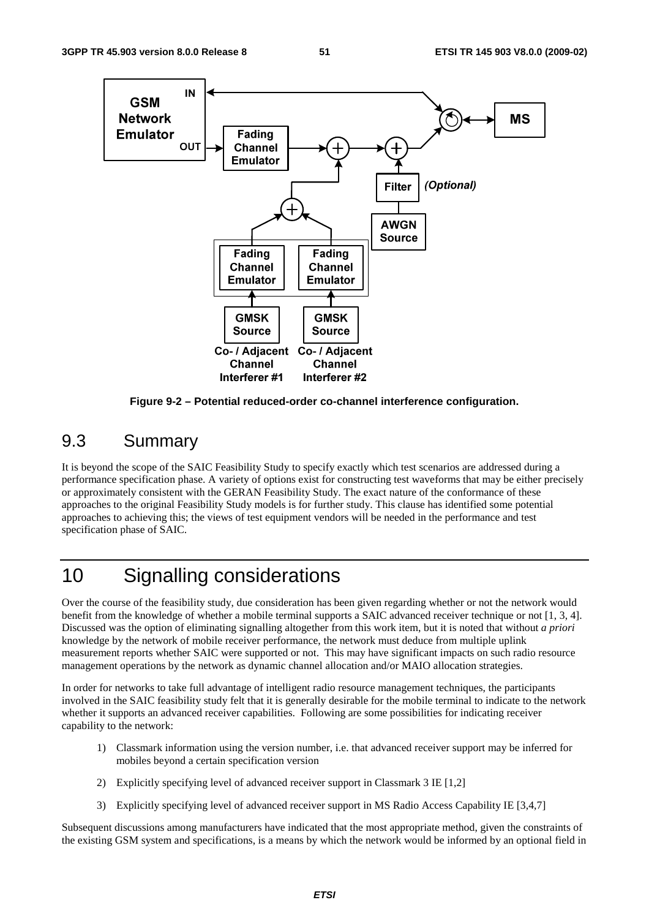Figure 9-2 – Potential reduced-order co-channel interference configuration.

## 9.3 Summary

It is beyond the scope of the SAIC Feasibility Study to specify exactly which test scenarios are addressed during a performance specification phase. A variety of options exist for constructing test waveforms that may be either precisely or approximately consistent with the GERAN Feasibility Study. The exact nature of the conformance of these approaches to the original Feasibility Study models is for further study. This clause has identified some potential approaches to achieving this; the views of test equipment vendors will be needed in the performance and test specification phase of SAIC.

# 10 Signalling considerations

Over the course of the feasibility study, due consideration has been given regarding whether or not the network would benefit from the knowledge of whether a mobile terminal supports a SAIC advanced receiver technique or not [1, 3, 4]. Discussed was the option of eliminating signalling altogether from this work item, but it is noted that without *a priori* knowledge by the network of mobile receiver performance, the network must deduce from multiple uplink measurement reports whether SAIC were supported or not. This may have significant impacts on such radio resource management operations by the network as dynamic channel allocation and/or MAIO allocation strategies.

In order for networks to take full advantage of intelligent radio resource management techniques, the participants involved in the SAIC feasibility study felt that it is generally desirable for the mobile terminal to indicate to the network whether it supports an advanced receiver capabilities. Following are some possibilities for indicating receiver capability to the network:

1) Classmark information using the version number, i.e. that advanced receiver support may be inferred for mobiles beyond a certain specification version

2) Explicitly specifying level of advanced receiver support in Classmark 3 IE [1,2]

3) Explicitly specifying level of advanced receiver support in MS Radio Access Capability IE [3,4,7]

Subsequent discussions among manufacturers have indicated that the most appropriate method, given the constraints of the existing GSM system and specifications, is a means by which the network would be informed by an optional field in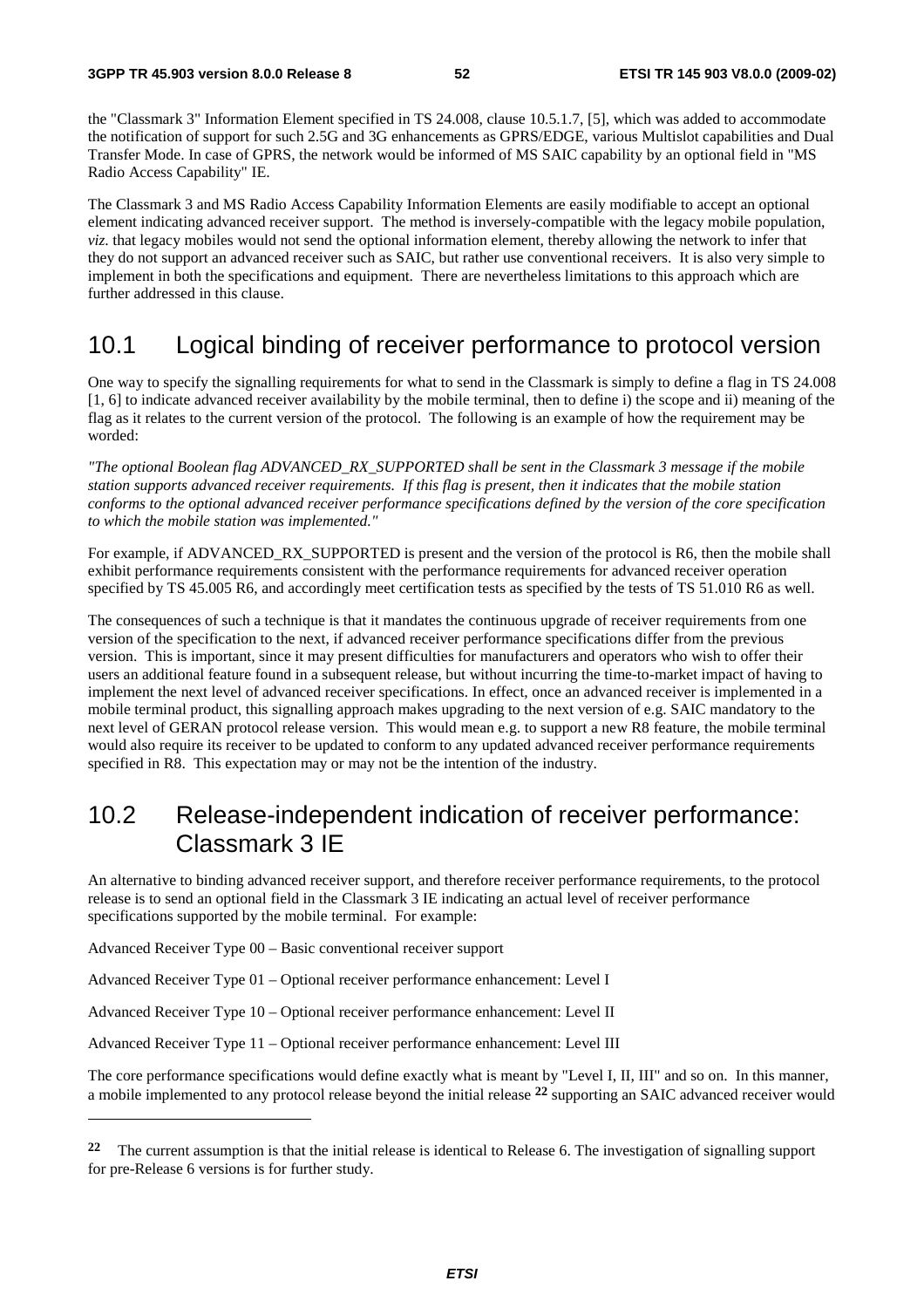the "Classmark 3" Information Element specified in TS 24.008, clause 10.5.1.7, [5], which was added to accommodate the notification of support for such 2.5G and 3G enhancements as GPRS/EDGE, various Multislot capabilities and Dual Transfer Mode. In case of GPRS, the network would be informed of MS SAIC capability by an optional field in "MS Radio Access Capability" IE.

The Classmark 3 and MS Radio Access Capability Information Elements are easily modifiable to accept an optional element indicating advanced receiver support. The method is inversely-compatible with the legacy mobile population, *viz.* that legacy mobiles would not send the optional information element, thereby allowing the network to infer that they do not support an advanced receiver such as SAIC, but rather use conventional receivers. It is also very simple to implement in both the specifications and equipment. There are nevertheless limitations to this approach which are further addressed in this clause.

## 10.1 Logical binding of receiver performance to protocol version

One way to specify the signalling requirements for what to send in the Classmark is simply to define a flag in TS 24.008 [1, 6] to indicate advanced receiver availability by the mobile terminal, then to define i) the scope and ii) meaning of the flag as it relates to the current version of the protocol. The following is an example of how the requirement may be worded:

*"The optional Boolean flag ADVANCED_RX_SUPPORTED shall be sent in the Classmark 3 message if the mobile station supports advanced receiver requirements. If this flag is present, then it indicates that the mobile station conforms to the optional advanced receiver performance specifications defined by the version of the core specification to which the mobile station was implemented."*

For example, if ADVANCED_RX_SUPPORTED is present and the version of the protocol is R6, then the mobile shall exhibit performance requirements consistent with the performance requirements for advanced receiver operation specified by TS 45.005 R6, and accordingly meet certification tests as specified by the tests of TS 51.010 R6 as well.

The consequences of such a technique is that it mandates the continuous upgrade of receiver requirements from one version of the specification to the next, if advanced receiver performance specifications differ from the previous version. This is important, since it may present difficulties for manufacturers and operators who wish to offer their users an additional feature found in a subsequent release, but without incurring the time-to-market impact of having to implement the next level of advanced receiver specifications. In effect, once an advanced receiver is implemented in a mobile terminal product, this signalling approach makes upgrading to the next version of e.g. SAIC mandatory to the next level of GERAN protocol release version. This would mean e.g. to support a new R8 feature, the mobile terminal would also require its receiver to be updated to conform to any updated advanced receiver performance requirements specified in R8. This expectation may or may not be the intention of the industry.

## 10.2 Release-independent indication of receiver performance: Classmark 3 IE

An alternative to binding advanced receiver support, and therefore receiver performance requirements, to the protocol release is to send an optional field in the Classmark 3 IE indicating an actual level of receiver performance specifications supported by the mobile terminal. For example:

Advanced Receiver Type 00 – Basic conventional receiver support

Advanced Receiver Type 01 – Optional receiver performance enhancement: Level I

Advanced Receiver Type 10 – Optional receiver performance enhancement: Level II

Advanced Receiver Type 11 – Optional receiver performance enhancement: Level III

The core performance specifications would define exactly what is meant by "Level I, II, III" and so on. In this manner, a mobile implemented to any protocol release beyond the initial release [22] supporting an SAIC advanced receiver would

[22] The current assumption is that the initial release is identical to Release 6. The investigation of signalling support for pre-Release 6 versions is for further study.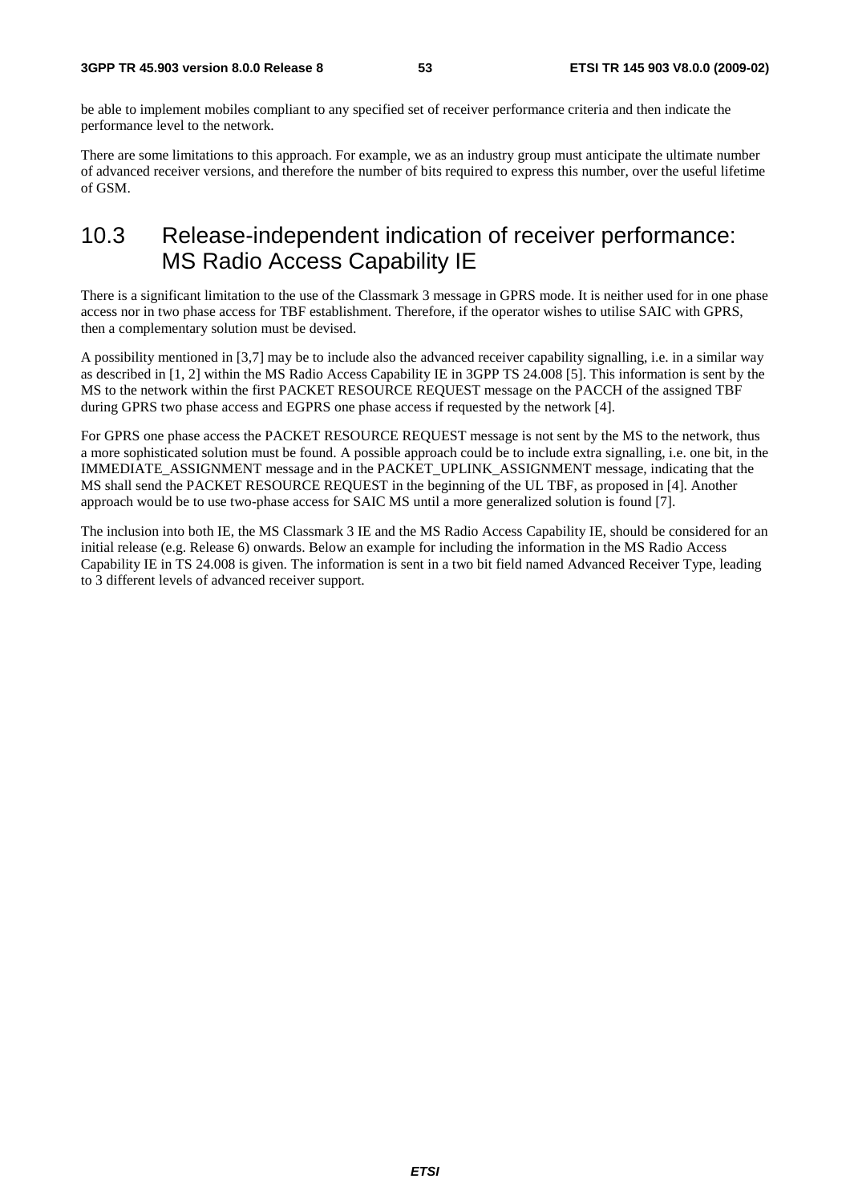be able to implement mobiles compliant to any specified set of receiver performance criteria and then indicate the performance level to the network.

There are some limitations to this approach. For example, we as an industry group must anticipate the ultimate number of advanced receiver versions, and therefore the number of bits required to express this number, over the useful lifetime of GSM.

## 10.3 Release-independent indication of receiver performance: MS Radio Access Capability IE

There is a significant limitation to the use of the Classmark 3 message in GPRS mode. It is neither used for in one phase access nor in two phase access for TBF establishment. Therefore, if the operator wishes to utilise SAIC with GPRS, then a complementary solution must be devised.

A possibility mentioned in [3,7] may be to include also the advanced receiver capability signalling, i.e. in a similar way as described in [1, 2] within the MS Radio Access Capability IE in 3GPP TS 24.008 [5]. This information is sent by the MS to the network within the first PACKET RESOURCE REQUEST message on the PACCH of the assigned TBF during GPRS two phase access and EGPRS one phase access if requested by the network [4].

For GPRS one phase access the PACKET RESOURCE REQUEST message is not sent by the MS to the network, thus a more sophisticated solution must be found. A possible approach could be to include extra signalling, i.e. one bit, in the IMMEDIATE_ASSIGNMENT message and in the PACKET_UPLINK_ASSIGNMENT message, indicating that the MS shall send the PACKET RESOURCE REQUEST in the beginning of the UL TBF, as proposed in [4]. Another approach would be to use two-phase access for SAIC MS until a more generalized solution is found [7].

The inclusion into both IE, the MS Classmark 3 IE and the MS Radio Access Capability IE, should be considered for an initial release (e.g. Release 6) onwards. Below an example for including the information in the MS Radio Access Capability IE in TS 24.008 is given. The information is sent in a two bit field named Advanced Receiver Type, leading to 3 different levels of advanced receiver support.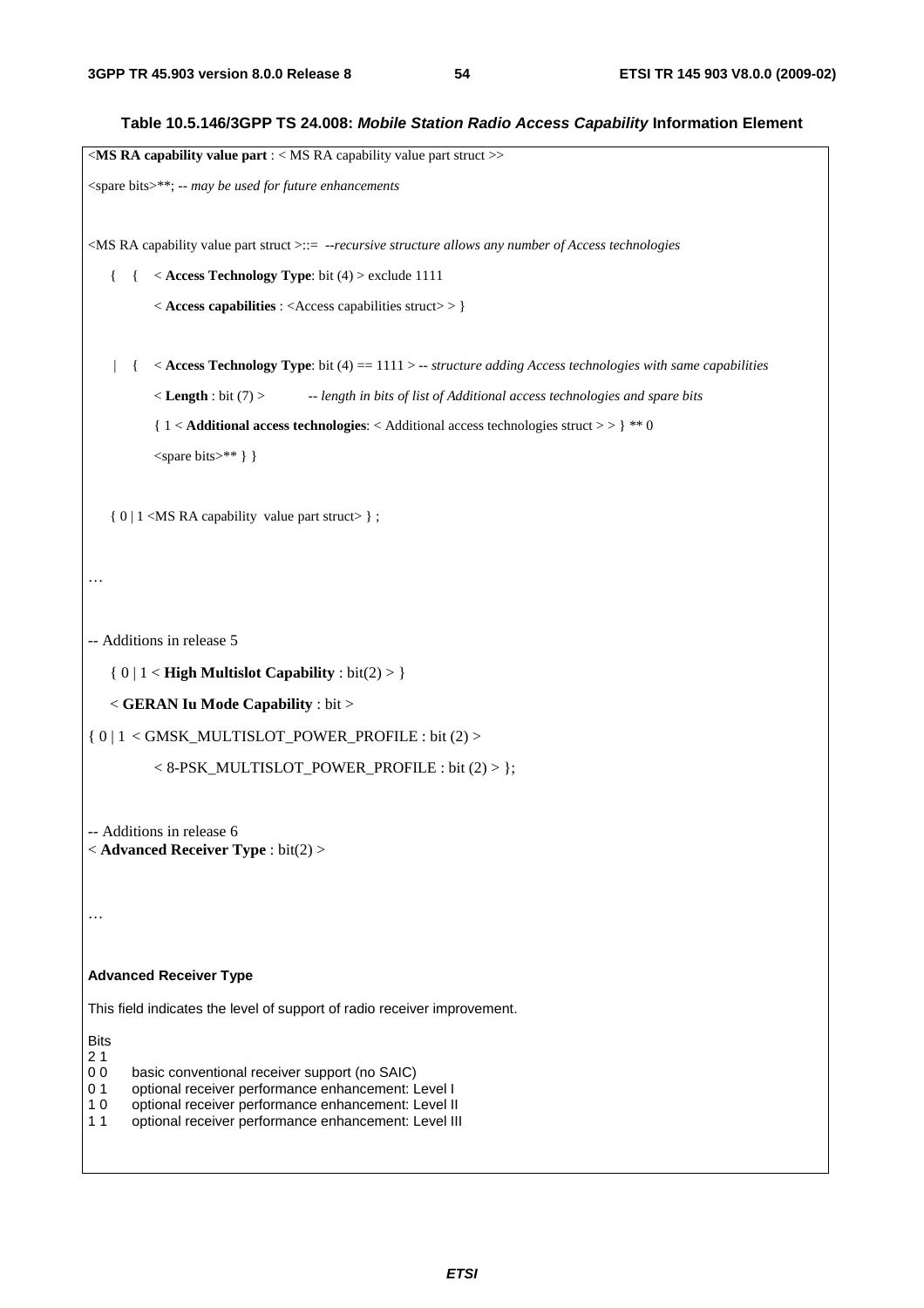**Table 10.5.146/3GPP TS 24.008: *Mobile Station Radio Access Capability* Information Element**

```
<MS RA capability value part : < MS RA capability value part struct >>
<spare bits>**; -- may be used for future enhancements

<MS RA capability value part struct >::=  --recursive structure allows any number of Access technologies
    {  {   < Access Technology Type: bit (4) > exclude 1111
           < Access capabilities : <Access capabilities struct> > }

    |  {   < Access Technology Type: bit (4) == 1111 > -- structure adding Access technologies with same capabilities
           < Length : bit (7) >         -- length in bits of list of Additional access technologies and spare bits
           { 1 < Additional access technologies: < Additional access technologies struct > > } ** 0
           <spare bits>** } }

    { 0 | 1 <MS RA capability  value part struct> } ;

…

-- Additions in release 5
    { 0 | 1 < High Multislot Capability : bit(2) > }
    < GERAN Iu Mode Capability : bit >
{ 0 | 1  < GMSK_MULTISLOT_POWER_PROFILE : bit (2) >
           < 8-PSK_MULTISLOT_POWER_PROFILE : bit (2) > };

-- Additions in release 6
< Advanced Receiver Type : bit(2) >

…
```

**Advanced Receiver Type**

This field indicates the level of support of radio receiver improvement.

| Bits 2 1 | |
|---|---|
| 0 0 | basic conventional receiver support (no SAIC) |
| 0 1 | optional receiver performance enhancement: Level I |
| 1 0 | optional receiver performance enhancement: Level II |
| 1 1 | optional receiver performance enhancement: Level III |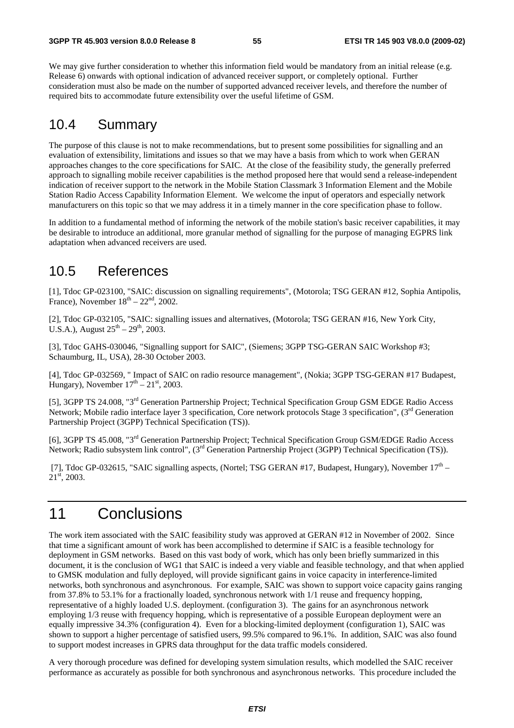We may give further consideration to whether this information field would be mandatory from an initial release (e.g. Release 6) onwards with optional indication of advanced receiver support, or completely optional. Further consideration must also be made on the number of supported advanced receiver levels, and therefore the number of required bits to accommodate future extensibility over the useful lifetime of GSM.

## 10.4 Summary

The purpose of this clause is not to make recommendations, but to present some possibilities for signalling and an evaluation of extensibility, limitations and issues so that we may have a basis from which to work when GERAN approaches changes to the core specifications for SAIC. At the close of the feasibility study, the generally preferred approach to signalling mobile receiver capabilities is the method proposed here that would send a release-independent indication of receiver support to the network in the Mobile Station Classmark 3 Information Element and the Mobile Station Radio Access Capability Information Element. We welcome the input of operators and especially network manufacturers on this topic so that we may address it in a timely manner in the core specification phase to follow.

In addition to a fundamental method of informing the network of the mobile station's basic receiver capabilities, it may be desirable to introduce an additional, more granular method of signalling for the purpose of managing EGPRS link adaptation when advanced receivers are used.

## 10.5 References

[1], Tdoc GP-023100, "SAIC: discussion on signalling requirements", (Motorola; TSG GERAN #12, Sophia Antipolis, France), November 18th – 22nd, 2002.

[2], Tdoc GP-032105, "SAIC: signalling issues and alternatives, (Motorola; TSG GERAN #16, New York City, U.S.A.), August 25th – 29th, 2003.

[3], Tdoc GAHS-030046, "Signalling support for SAIC", (Siemens; 3GPP TSG-GERAN SAIC Workshop #3; Schaumburg, IL, USA), 28-30 October 2003.

[4], Tdoc GP-032569, " Impact of SAIC on radio resource management", (Nokia; 3GPP TSG-GERAN #17 Budapest, Hungary), November 17th – 21st, 2003.

[5], 3GPP TS 24.008, "3rd Generation Partnership Project; Technical Specification Group GSM EDGE Radio Access Network; Mobile radio interface layer 3 specification, Core network protocols Stage 3 specification", (3rd Generation Partnership Project (3GPP) Technical Specification (TS)).

[6], 3GPP TS 45.008, "3rd Generation Partnership Project; Technical Specification Group GSM/EDGE Radio Access Network; Radio subsystem link control", (3rd Generation Partnership Project (3GPP) Technical Specification (TS)).

[7], Tdoc GP-032615, "SAIC signalling aspects, (Nortel; TSG GERAN #17, Budapest, Hungary), November 17th – 21st, 2003.

# 11 Conclusions

The work item associated with the SAIC feasibility study was approved at GERAN #12 in November of 2002. Since that time a significant amount of work has been accomplished to determine if SAIC is a feasible technology for deployment in GSM networks. Based on this vast body of work, which has only been briefly summarized in this document, it is the conclusion of WG1 that SAIC is indeed a very viable and feasible technology, and that when applied to GMSK modulation and fully deployed, will provide significant gains in voice capacity in interference-limited networks, both synchronous and asynchronous. For example, SAIC was shown to support voice capacity gains ranging from 37.8% to 53.1% for a fractionally loaded, synchronous network with 1/1 reuse and frequency hopping, representative of a highly loaded U.S. deployment. (configuration 3). The gains for an asynchronous network employing 1/3 reuse with frequency hopping, which is representative of a possible European deployment were an equally impressive 34.3% (configuration 4). Even for a blocking-limited deployment (configuration 1), SAIC was shown to support a higher percentage of satisfied users, 99.5% compared to 96.1%. In addition, SAIC was also found to support modest increases in GPRS data throughput for the data traffic models considered.

A very thorough procedure was defined for developing system simulation results, which modelled the SAIC receiver performance as accurately as possible for both synchronous and asynchronous networks. This procedure included the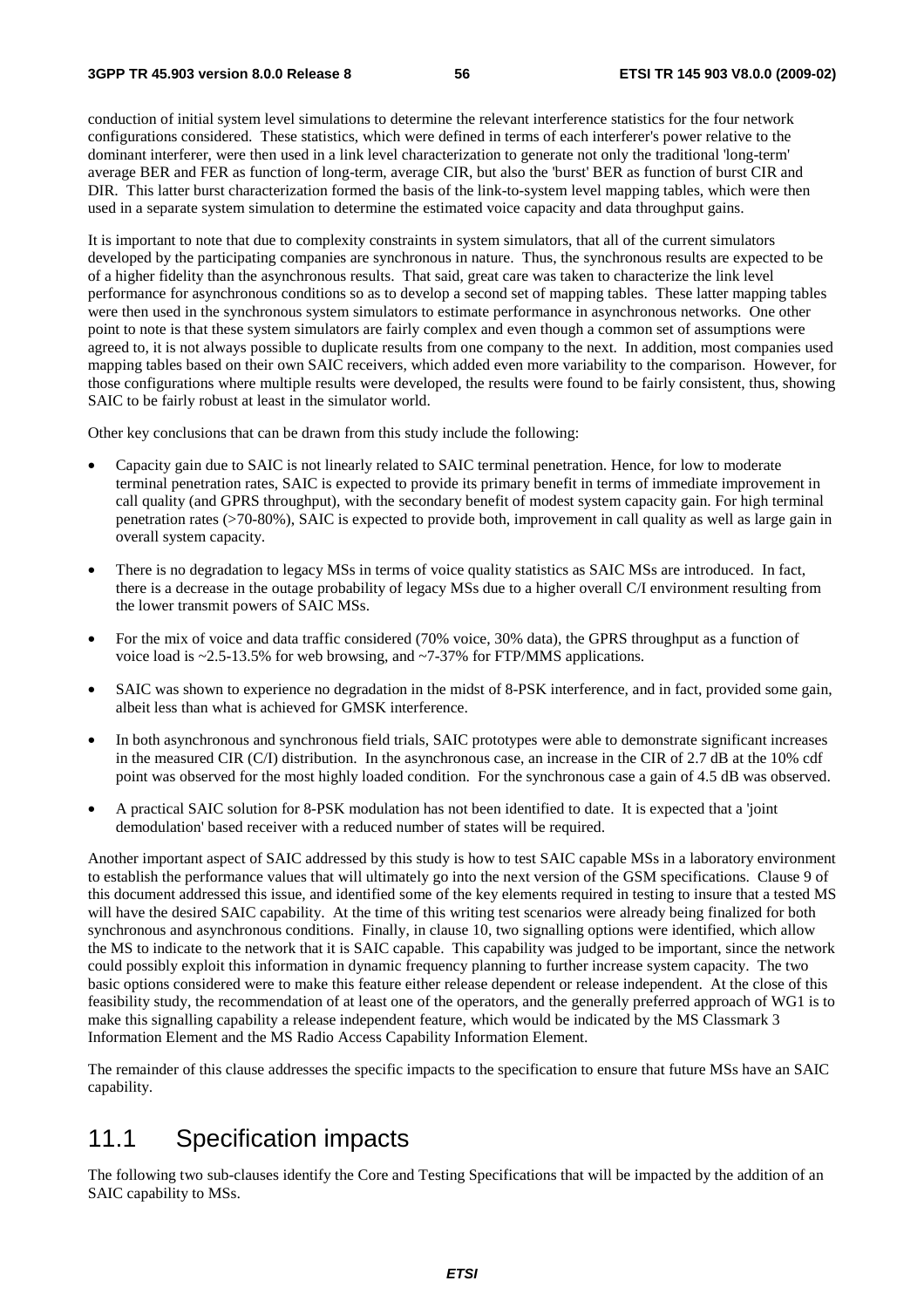conduction of initial system level simulations to determine the relevant interference statistics for the four network configurations considered. These statistics, which were defined in terms of each interferer's power relative to the dominant interferer, were then used in a link level characterization to generate not only the traditional 'long-term' average BER and FER as function of long-term, average CIR, but also the 'burst' BER as function of burst CIR and DIR. This latter burst characterization formed the basis of the link-to-system level mapping tables, which were then used in a separate system simulation to determine the estimated voice capacity and data throughput gains.

It is important to note that due to complexity constraints in system simulators, that all of the current simulators developed by the participating companies are synchronous in nature. Thus, the synchronous results are expected to be of a higher fidelity than the asynchronous results. That said, great care was taken to characterize the link level performance for asynchronous conditions so as to develop a second set of mapping tables. These latter mapping tables were then used in the synchronous system simulators to estimate performance in asynchronous networks. One other point to note is that these system simulators are fairly complex and even though a common set of assumptions were agreed to, it is not always possible to duplicate results from one company to the next. In addition, most companies used mapping tables based on their own SAIC receivers, which added even more variability to the comparison. However, for those configurations where multiple results were developed, the results were found to be fairly consistent, thus, showing SAIC to be fairly robust at least in the simulator world.

Other key conclusions that can be drawn from this study include the following:

- Capacity gain due to SAIC is not linearly related to SAIC terminal penetration. Hence, for low to moderate terminal penetration rates, SAIC is expected to provide its primary benefit in terms of immediate improvement in call quality (and GPRS throughput), with the secondary benefit of modest system capacity gain. For high terminal penetration rates (>70-80%), SAIC is expected to provide both, improvement in call quality as well as large gain in overall system capacity.
- There is no degradation to legacy MSs in terms of voice quality statistics as SAIC MSs are introduced. In fact, there is a decrease in the outage probability of legacy MSs due to a higher overall C/I environment resulting from the lower transmit powers of SAIC MSs.
- For the mix of voice and data traffic considered (70% voice, 30% data), the GPRS throughput as a function of voice load is ~2.5-13.5% for web browsing, and ~7-37% for FTP/MMS applications.
- SAIC was shown to experience no degradation in the midst of 8-PSK interference, and in fact, provided some gain, albeit less than what is achieved for GMSK interference.
- In both asynchronous and synchronous field trials, SAIC prototypes were able to demonstrate significant increases in the measured CIR (C/I) distribution. In the asynchronous case, an increase in the CIR of 2.7 dB at the 10% cdf point was observed for the most highly loaded condition. For the synchronous case a gain of 4.5 dB was observed.
- A practical SAIC solution for 8-PSK modulation has not been identified to date. It is expected that a 'joint demodulation' based receiver with a reduced number of states will be required.

Another important aspect of SAIC addressed by this study is how to test SAIC capable MSs in a laboratory environment to establish the performance values that will ultimately go into the next version of the GSM specifications. Clause 9 of this document addressed this issue, and identified some of the key elements required in testing to insure that a tested MS will have the desired SAIC capability. At the time of this writing test scenarios were already being finalized for both synchronous and asynchronous conditions. Finally, in clause 10, two signalling options were identified, which allow the MS to indicate to the network that it is SAIC capable. This capability was judged to be important, since the network could possibly exploit this information in dynamic frequency planning to further increase system capacity. The two basic options considered were to make this feature either release dependent or release independent. At the close of this feasibility study, the recommendation of at least one of the operators, and the generally preferred approach of WG1 is to make this signalling capability a release independent feature, which would be indicated by the MS Classmark 3 Information Element and the MS Radio Access Capability Information Element.

The remainder of this clause addresses the specific impacts to the specification to ensure that future MSs have an SAIC capability.

## 11.1 Specification impacts

The following two sub-clauses identify the Core and Testing Specifications that will be impacted by the addition of an SAIC capability to MSs.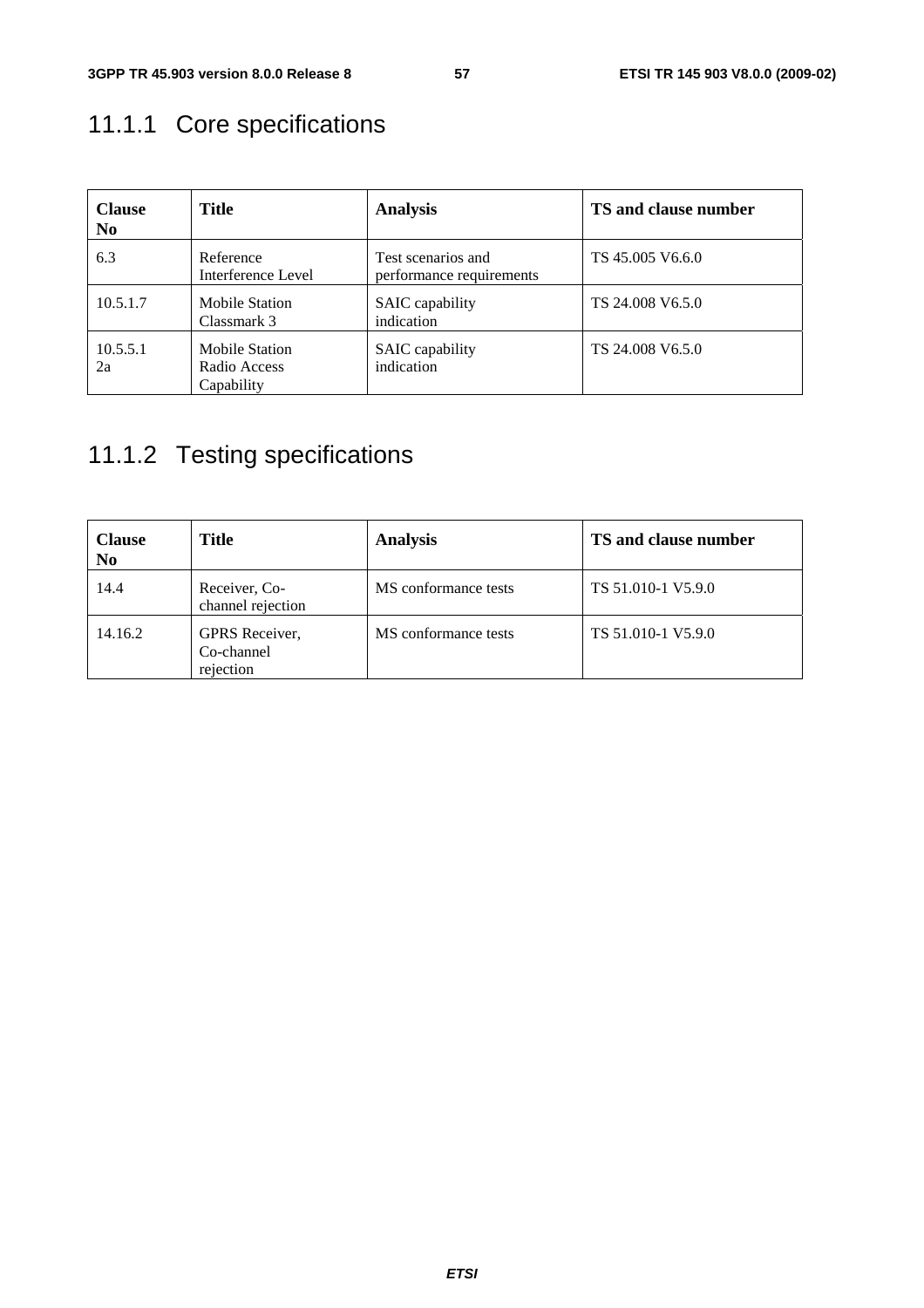### 11.1.1 Core specifications

| Clause No | Title | Analysis | TS and clause number |
|---|---|---|---|
| 6.3 | Reference Interference Level | Test scenarios and performance requirements | TS 45.005 V6.6.0 |
| 10.5.1.7 | Mobile Station Classmark 3 | SAIC capability indication | TS 24.008 V6.5.0 |
| 10.5.5.12a | Mobile Station Radio Access Capability | SAIC capability indication | TS 24.008 V6.5.0 |

### 11.1.2 Testing specifications

| Clause No | Title | Analysis | TS and clause number |
|---|---|---|---|
| 14.4 | Receiver, Co-channel rejection | MS conformance tests | TS 51.010-1 V5.9.0 |
| 14.16.2 | GPRS Receiver, Co-channel rejection | MS conformance tests | TS 51.010-1 V5.9.0 |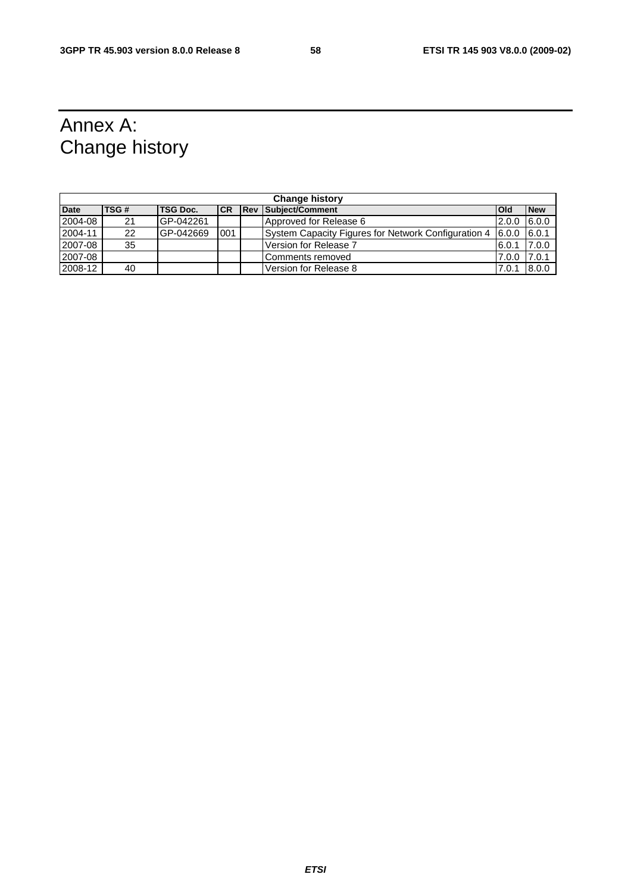# Annex A: Change history

| Change history | | | | | | | |
|---|---|---|---|---|---|---|---|
| **Date** | **TSG #** | **TSG Doc.** | **CR** | **Rev** | **Subject/Comment** | **Old** | **New** |
| 2004-08 | 21 | GP-042261 | | | Approved for Release 6 | 2.0.0 | 6.0.0 |
| 2004-11 | 22 | GP-042669 | 001 | | System Capacity Figures for Network Configuration 4 | 6.0.0 | 6.0.1 |
| 2007-08 | 35 | | | | Version for Release 7 | 6.0.1 | 7.0.0 |
| 2007-08 | | | | | Comments removed | 7.0.0 | 7.0.1 |
| 2008-12 | 40 | | | | Version for Release 8 | 7.0.1 | 8.0.0 |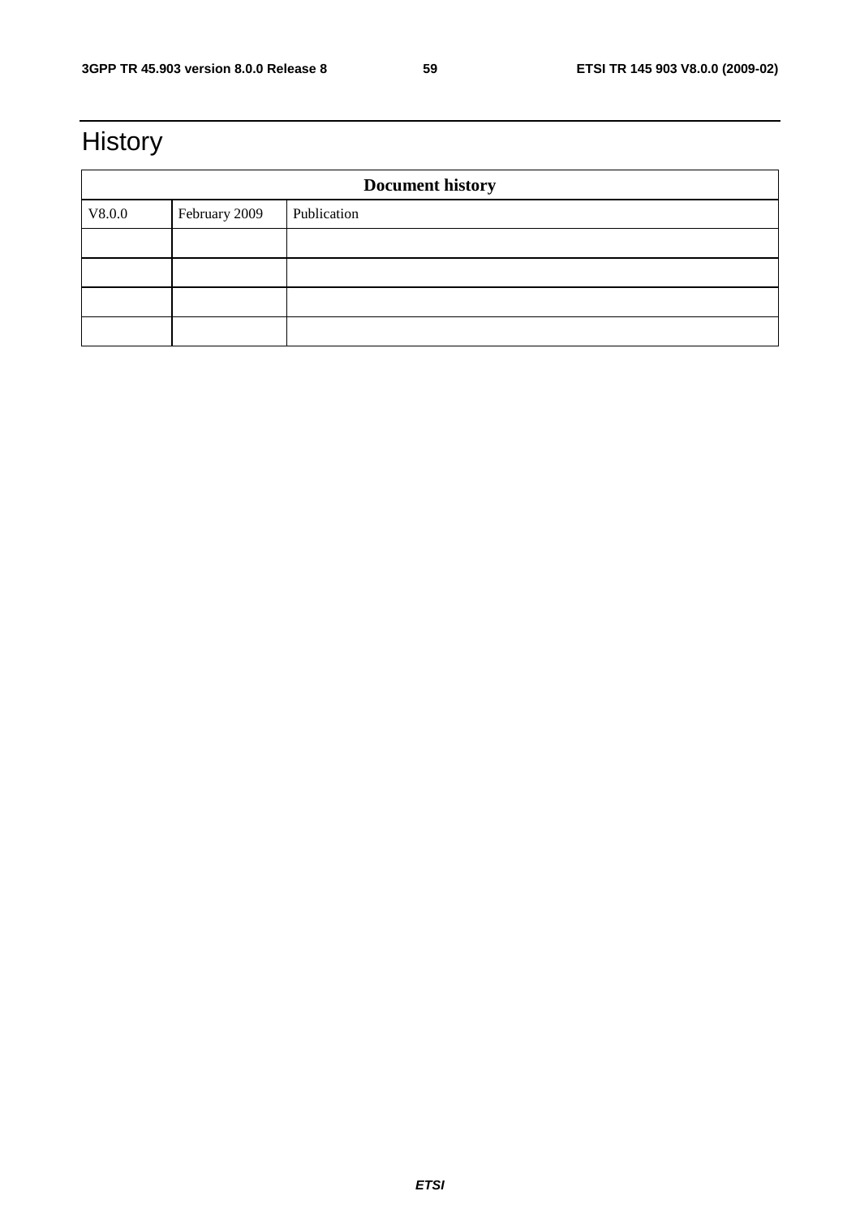# History

| Document history | | |
|---|---|---|
| V8.0.0 | February 2009 | Publication |
| | | |
| | | |
| | | |
| | | |